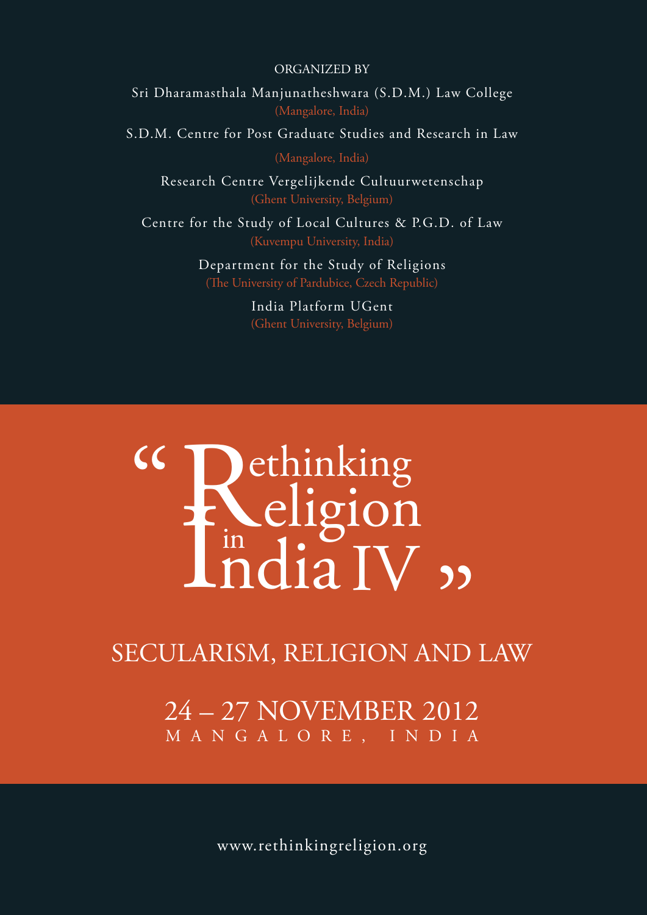ORGANIZED BY

Sri Dharamasthala Manjunatheshwara (S.D.M.) Law College
(Mangalore, India)

S.D.M. Centre for Post Graduate Studies and Research in Law
(Mangalore, India)

Research Centre Vergelijkende Cultuurwetenschap
(Ghent University, Belgium)

Centre for the Study of Local Cultures & P.G.D. of Law
(Kuvempu University, India)

Department for the Study of Religions
(The University of Pardubice, Czech Republic)

India Platform UGent
(Ghent University, Belgium)

# "Rethinking Religion in India IV"

## SECULARISM, RELIGION AND LAW

24 – 27 NOVEMBER 2012
MANGALORE, INDIA

www.rethinkingreligion.org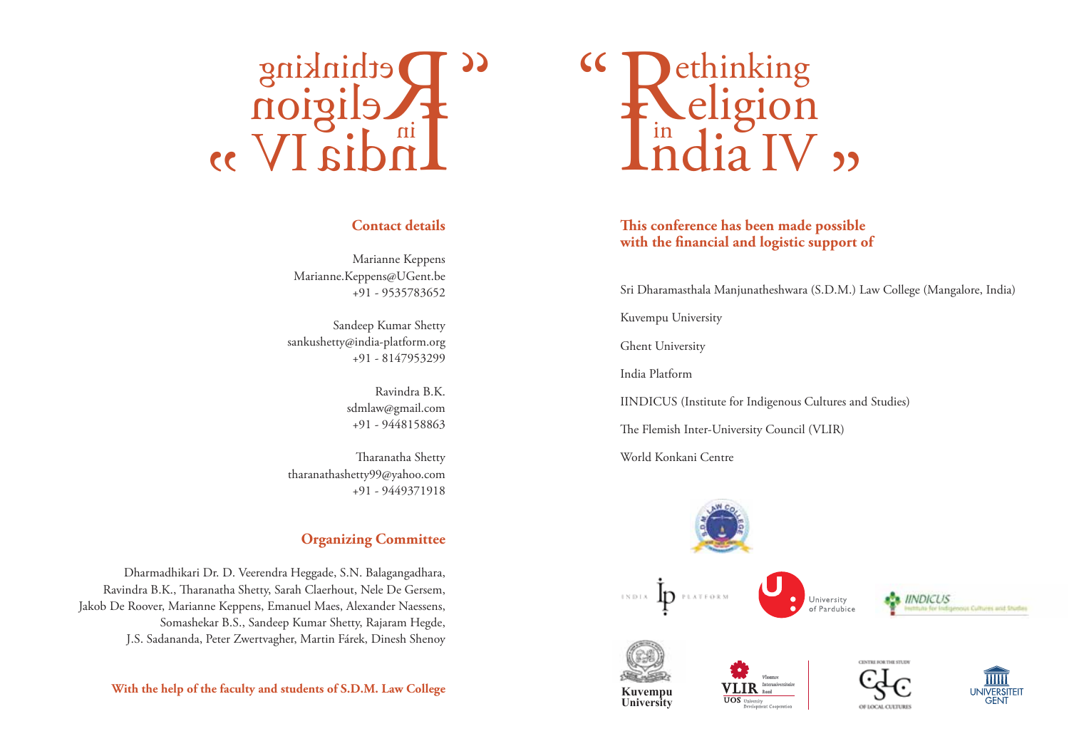# "Rethinking Religion in India IV"

## Contact details

Marianne Keppens
Marianne.Keppens@UGent.be
+91 - 9535783652

Sandeep Kumar Shetty
sankushetty@india-platform.org
+91 - 8147953299

Ravindra B.K.
sdmlaw@gmail.com
+91 - 9448158863

Tharanatha Shetty
tharanathashetty99@yahoo.com
+91 - 9449371918

## Organizing Committee

Dharmadhikari Dr. D. Veerendra Heggade, S.N. Balagangadhara, Ravindra B.K., Tharanatha Shetty, Sarah Claerhout, Nele De Gersem, Jakob De Roover, Marianne Keppens, Emanuel Maes, Alexander Naessens, Somashekar B.S., Sandeep Kumar Shetty, Rajaram Hegde, J.S. Sadananda, Peter Zwertvagher, Martin Fárek, Dinesh Shenoy

**With the help of the faculty and students of S.D.M. Law College**

## This conference has been made possible with the financial and logistic support of

Sri Dharamasthala Manjunatheshwara (S.D.M.) Law College (Mangalore, India)

Kuvempu University

Ghent University

India Platform

IINDICUS (Institute for Indigenous Cultures and Studies)

The Flemish Inter-University Council (VLIR)

World Konkani Centre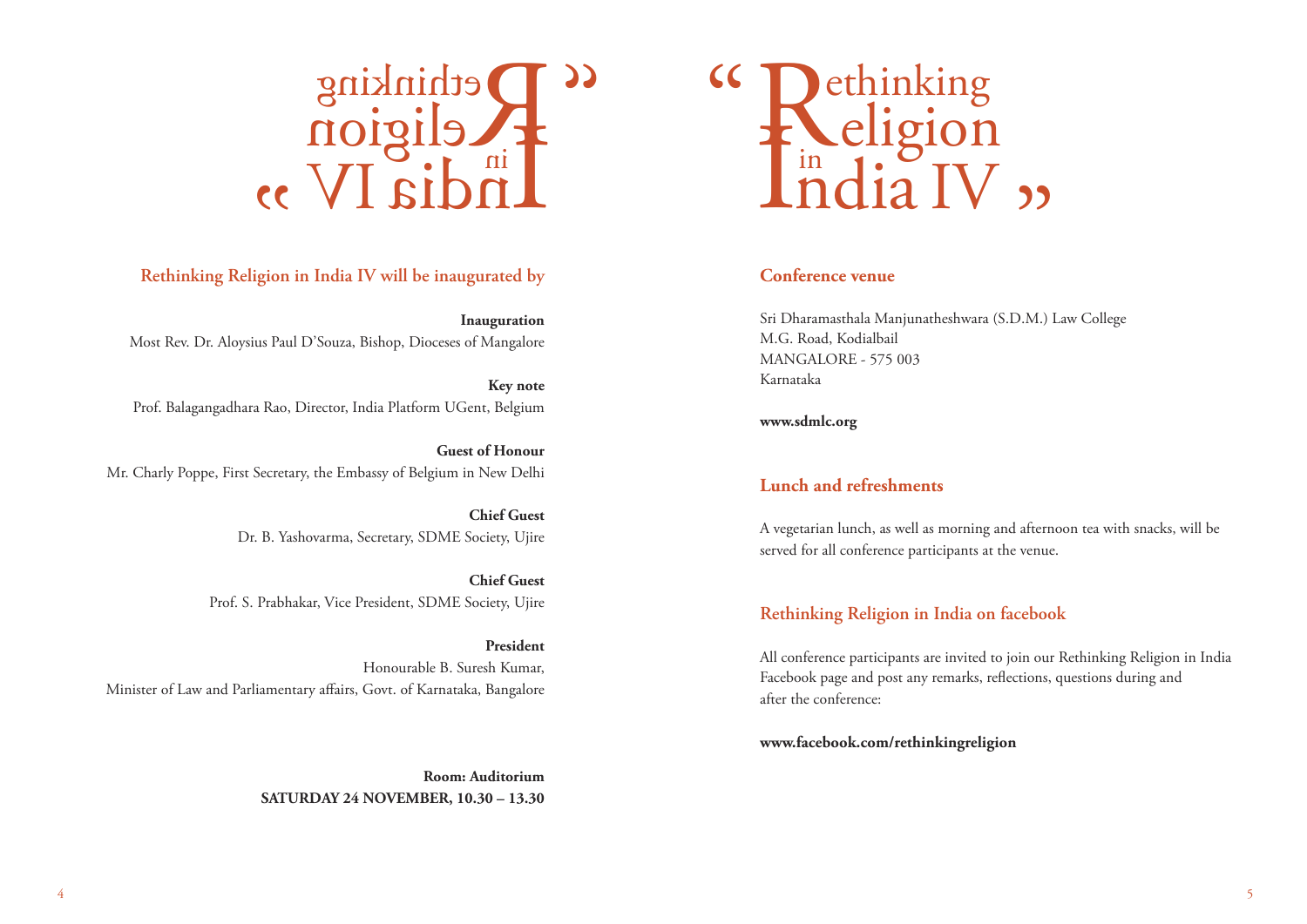# "Rethinking Religion in India IV"

## Rethinking Religion in India IV will be inaugurated by

**Inauguration**
Most Rev. Dr. Aloysius Paul D'Souza, Bishop, Dioceses of Mangalore

**Key note**
Prof. Balagangadhara Rao, Director, India Platform UGent, Belgium

**Guest of Honour**
Mr. Charly Poppe, First Secretary, the Embassy of Belgium in New Delhi

**Chief Guest**
Dr. B. Yashovarma, Secretary, SDME Society, Ujire

**Chief Guest**
Prof. S. Prabhakar, Vice President, SDME Society, Ujire

**President**
Honourable B. Suresh Kumar,
Minister of Law and Parliamentary affairs, Govt. of Karnataka, Bangalore

**Room: Auditorium**
**SATURDAY 24 NOVEMBER, 10.30 – 13.30**

## Conference venue

Sri Dharamasthala Manjunatheshwara (S.D.M.) Law College
M.G. Road, Kodialbail
MANGALORE - 575 003
Karnataka

**www.sdmlc.org**

## Lunch and refreshments

A vegetarian lunch, as well as morning and afternoon tea with snacks, will be served for all conference participants at the venue.

## Rethinking Religion in India on facebook

All conference participants are invited to join our Rethinking Religion in India Facebook page and post any remarks, reflections, questions during and after the conference:

**www.facebook.com/rethinkingreligion**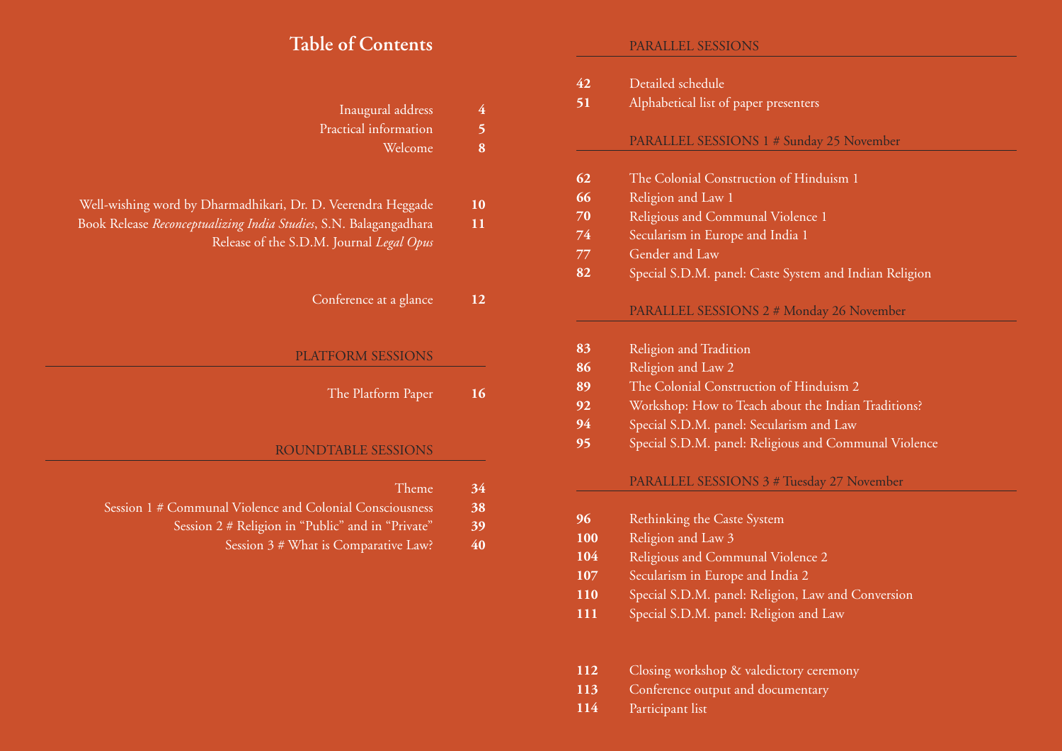# Table of Contents

Inaugural address 4
Practical information 5
Welcome 8

Well-wishing word by Dharmadhikari, Dr. D. Veerendra Heggade 10
Book Release *Reconceptualizing India Studies*, S.N. Balagangadhara 11
Release of the S.D.M. Journal *Legal Opus*

Conference at a glance 12

## PLATFORM SESSIONS

The Platform Paper 16

## ROUNDTABLE SESSIONS

Theme 34
Session 1 # Communal Violence and Colonial Consciousness 38
Session 2 # Religion in "Public" and in "Private" 39
Session 3 # What is Comparative Law? 40

## PARALLEL SESSIONS

**42** Detailed schedule
**51** Alphabetical list of paper presenters

## PARALLEL SESSIONS 1 # Sunday 25 November

**62** The Colonial Construction of Hinduism 1
**66** Religion and Law 1
**70** Religious and Communal Violence 1
**74** Secularism in Europe and India 1
**77** Gender and Law
**82** Special S.D.M. panel: Caste System and Indian Religion

## PARALLEL SESSIONS 2 # Monday 26 November

**83** Religion and Tradition
**86** Religion and Law 2
**89** The Colonial Construction of Hinduism 2
**92** Workshop: How to Teach about the Indian Traditions?
**94** Special S.D.M. panel: Secularism and Law
**95** Special S.D.M. panel: Religious and Communal Violence

## PARALLEL SESSIONS 3 # Tuesday 27 November

**96** Rethinking the Caste System
**100** Religion and Law 3
**104** Religious and Communal Violence 2
**107** Secularism in Europe and India 2
**110** Special S.D.M. panel: Religion, Law and Conversion
**111** Special S.D.M. panel: Religion and Law

**112** Closing workshop & valedictory ceremony
**113** Conference output and documentary
**114** Participant list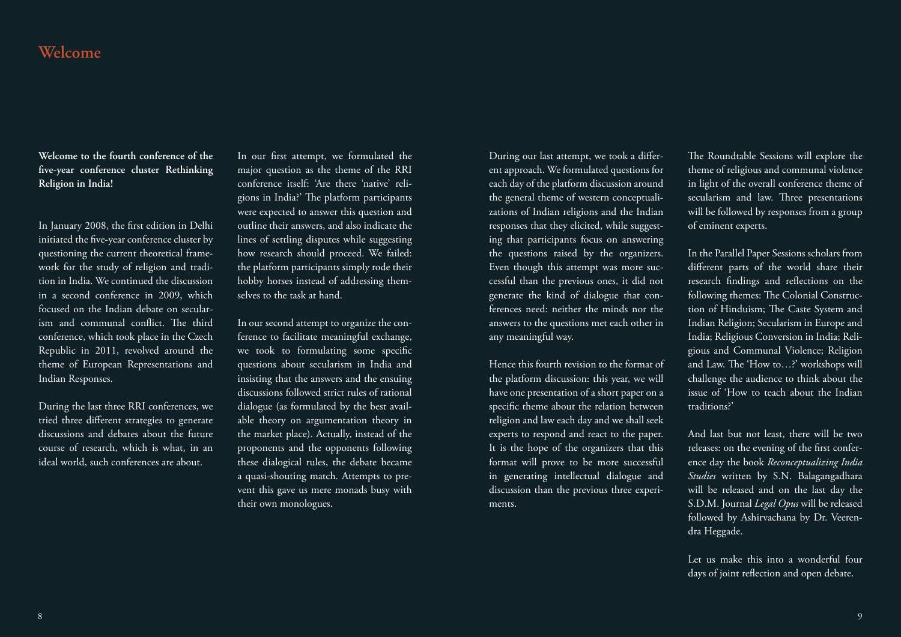# Welcome

**Welcome to the fourth conference of the five-year conference cluster Rethinking Religion in India!**

In January 2008, the first edition in Delhi initiated the five-year conference cluster by questioning the current theoretical framework for the study of religion and tradition in India. We continued the discussion in a second conference in 2009, which focused on the Indian debate on secularism and communal conflict. The third conference, which took place in the Czech Republic in 2011, revolved around the theme of European Representations and Indian Responses.

During the last three RRI conferences, we tried three different strategies to generate discussions and debates about the future course of research, which is what, in an ideal world, such conferences are about.

In our first attempt, we formulated the major question as the theme of the RRI conference itself: 'Are there 'native' religions in India?' The platform participants were expected to answer this question and outline their answers, and also indicate the lines of settling disputes while suggesting how research should proceed. We failed: the platform participants simply rode their hobby horses instead of addressing themselves to the task at hand.

In our second attempt to organize the conference to facilitate meaningful exchange, we took to formulating some specific questions about secularism in India and insisting that the answers and the ensuing discussions followed strict rules of rational dialogue (as formulated by the best available theory on argumentation theory in the market place). Actually, instead of the proponents and the opponents following these dialogical rules, the debate became a quasi-shouting match. Attempts to prevent this gave us mere monads busy with their own monologues.

During our last attempt, we took a different approach. We formulated questions for each day of the platform discussion around the general theme of western conceptualizations of Indian religions and the Indian responses that they elicited, while suggesting that participants focus on answering the questions raised by the organizers. Even though this attempt was more successful than the previous ones, it did not generate the kind of dialogue that conferences need: neither the minds nor the answers to the questions met each other in any meaningful way.

Hence this fourth revision to the format of the platform discussion: this year, we will have one presentation of a short paper on a specific theme about the relation between religion and law each day and we shall seek experts to respond and react to the paper. It is the hope of the organizers that this format will prove to be more successful in generating intellectual dialogue and discussion than the previous three experiments.

The Roundtable Sessions will explore the theme of religious and communal violence in light of the overall conference theme of secularism and law. Three presentations will be followed by responses from a group of eminent experts.

In the Parallel Paper Sessions scholars from different parts of the world share their research findings and reflections on the following themes: The Colonial Construction of Hinduism; The Caste System and Indian Religion; Secularism in Europe and India; Religious Conversion in India; Religious and Communal Violence; Religion and Law. The 'How to…?' workshops will challenge the audience to think about the issue of 'How to teach about the Indian traditions?'

And last but not least, there will be two releases: on the evening of the first conference day the book *Reconceptualizing India Studies* written by S.N. Balagangadhara will be released and on the last day the S.D.M. Journal *Legal Opus* will be released followed by Ashirvachana by Dr. Veerendra Heggade.

Let us make this into a wonderful four days of joint reflection and open debate.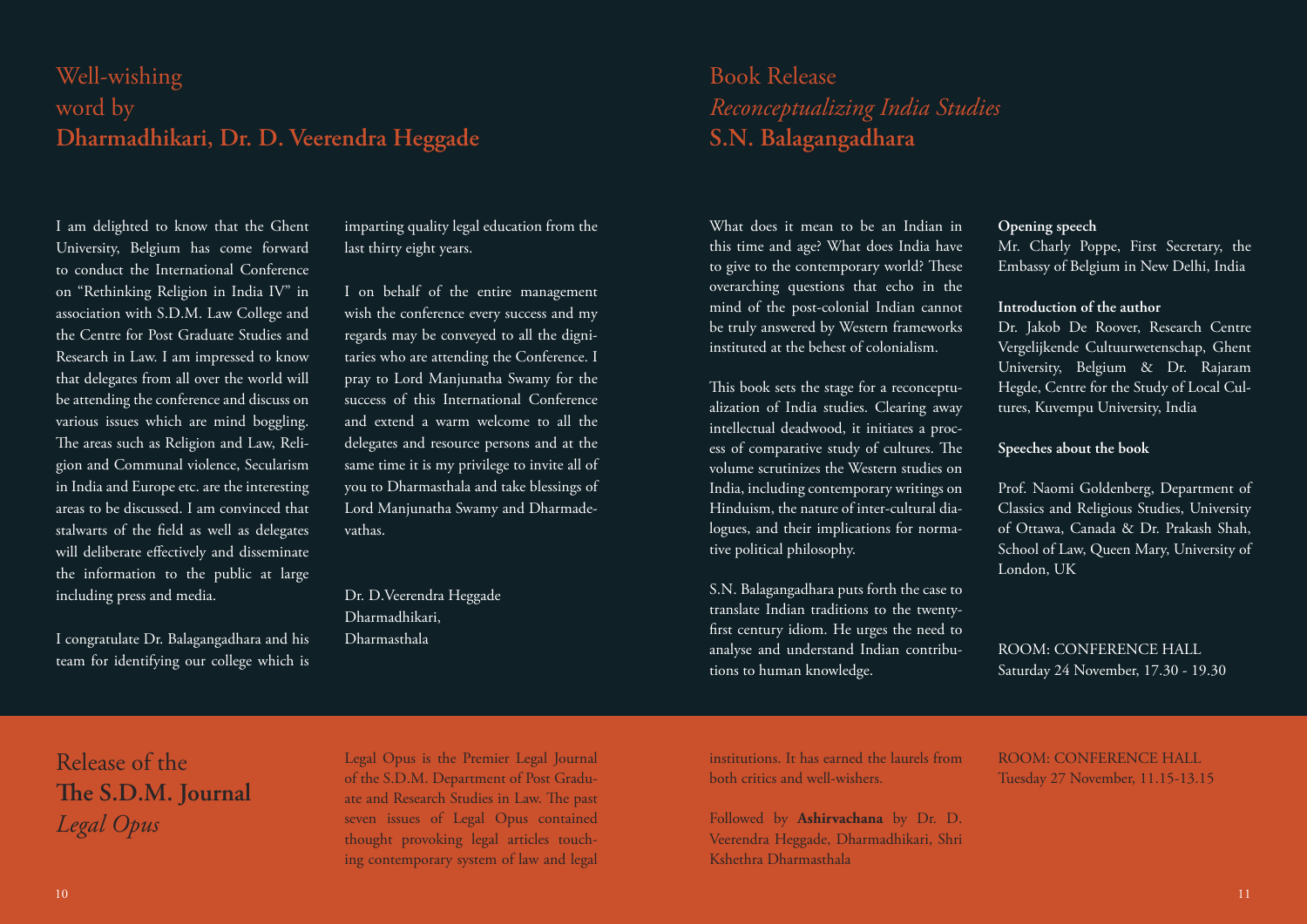## Well-wishing word by **Dharmadhikari, Dr. D. Veerendra Heggade**

I am delighted to know that the Ghent University, Belgium has come forward to conduct the International Conference on "Rethinking Religion in India IV" in association with S.D.M. Law College and the Centre for Post Graduate Studies and Research in Law. I am impressed to know that delegates from all over the world will be attending the conference and discuss on various issues which are mind boggling. The areas such as Religion and Law, Religion and Communal violence, Secularism in India and Europe etc. are the interesting areas to be discussed. I am convinced that stalwarts of the field as well as delegates will deliberate effectively and disseminate the information to the public at large including press and media.

I congratulate Dr. Balagangadhara and his team for identifying our college which is imparting quality legal education from the last thirty eight years.

I on behalf of the entire management wish the conference every success and my regards may be conveyed to all the dignitaries who are attending the Conference. I pray to Lord Manjunatha Swamy for the success of this International Conference and extend a warm welcome to all the delegates and resource persons and at the same time it is my privilege to invite all of you to Dharmasthala and take blessings of Lord Manjunatha Swamy and Dharmadevathas.

Dr. D.Veerendra Heggade
Dharmadhikari,
Dharmasthala

## Book Release *Reconceptualizing India Studies* **S.N. Balagangadhara**

What does it mean to be an Indian in this time and age? What does India have to give to the contemporary world? These overarching questions that echo in the mind of the post-colonial Indian cannot be truly answered by Western frameworks instituted at the behest of colonialism.

This book sets the stage for a reconceptualization of India studies. Clearing away intellectual deadwood, it initiates a process of comparative study of cultures. The volume scrutinizes the Western studies on India, including contemporary writings on Hinduism, the nature of inter-cultural dialogues, and their implications for normative political philosophy.

S.N. Balagangadhara puts forth the case to translate Indian traditions to the twenty-first century idiom. He urges the need to analyse and understand Indian contributions to human knowledge.

**Opening speech**
Mr. Charly Poppe, First Secretary, the Embassy of Belgium in New Delhi, India

**Introduction of the author**
Dr. Jakob De Roover, Research Centre Vergelijkende Cultuurwetenschap, Ghent University, Belgium & Dr. Rajaram Hegde, Centre for the Study of Local Cultures, Kuvempu University, India

**Speeches about the book**

Prof. Naomi Goldenberg, Department of Classics and Religious Studies, University of Ottawa, Canada & Dr. Prakash Shah, School of Law, Queen Mary, University of London, UK

ROOM: CONFERENCE HALL
Saturday 24 November, 17.30 - 19.30

## Release of the **The S.D.M. Journal** *Legal Opus*

Legal Opus is the Premier Legal Journal of the S.D.M. Department of Post Graduate and Research Studies in Law. The past seven issues of Legal Opus contained thought provoking legal articles touching contemporary system of law and legal institutions. It has earned the laurels from both critics and well-wishers.

Followed by **Ashirvachana** by Dr. D. Veerendra Heggade, Dharmadhikari, Shri Kshethra Dharmasthala

ROOM: CONFERENCE HALL
Tuesday 27 November, 11.15-13.15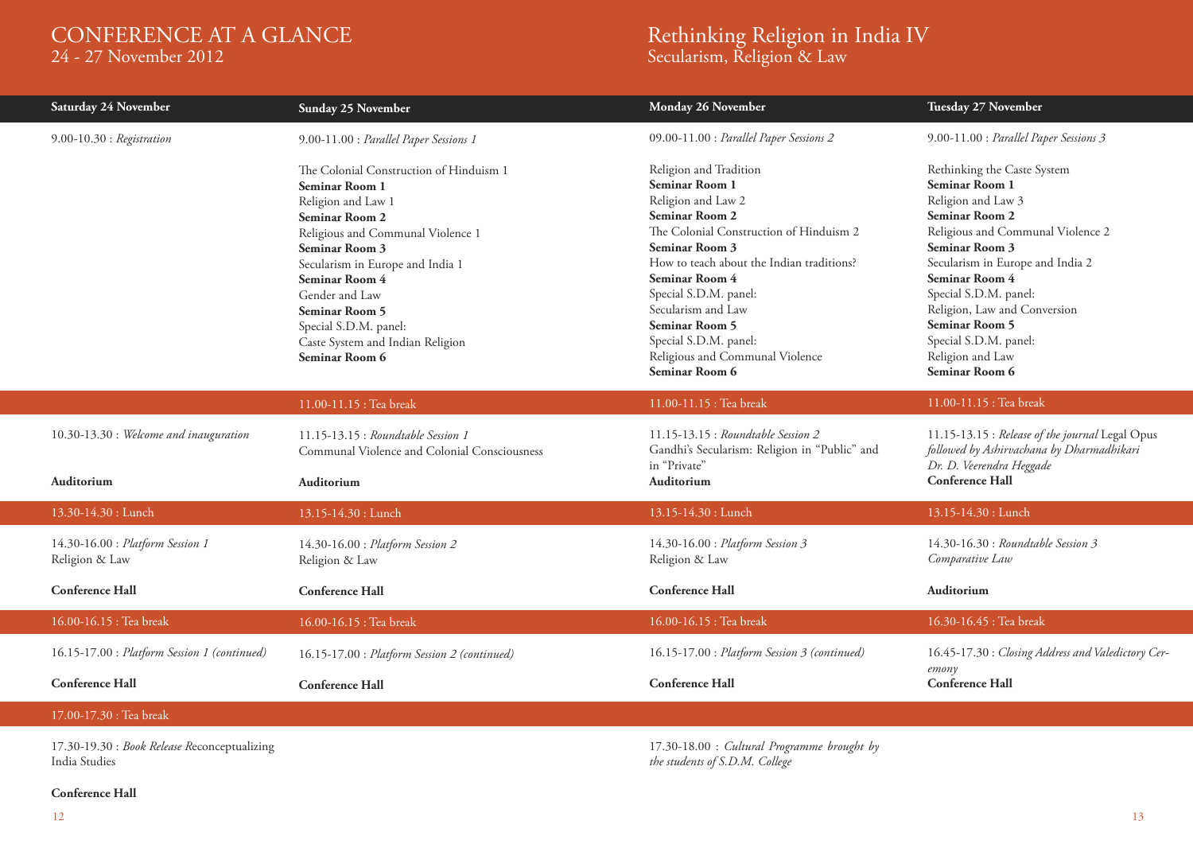# CONFERENCE AT A GLANCE
24 - 27 November 2012

# Rethinking Religion in India IV
Secularism, Religion & Law

| Saturday 24 November | Sunday 25 November | Monday 26 November | Tuesday 27 November |
|---|---|---|---|
| 9.00-10.30 : *Registration* | 9.00-11.00 : *Parallel Paper Sessions 1* | 09.00-11.00 : *Parallel Paper Sessions 2* | 9.00-11.00 : *Parallel Paper Sessions 3* |
| | The Colonial Construction of Hinduism 1 **Seminar Room 1** Religion and Law 1 **Seminar Room 2** Religious and Communal Violence 1 **Seminar Room 3** Secularism in Europe and India 1 **Seminar Room 4** Gender and Law **Seminar Room 5** Special S.D.M. panel: Caste System and Indian Religion **Seminar Room 6** | Religion and Tradition **Seminar Room 1** Religion and Law 2 **Seminar Room 2** The Colonial Construction of Hinduism 2 **Seminar Room 3** How to teach about the Indian traditions? **Seminar Room 4** Special S.D.M. panel: Secularism and Law **Seminar Room 5** Special S.D.M. panel: Religious and Communal Violence **Seminar Room 6** | Rethinking the Caste System **Seminar Room 1** Religion and Law 3 **Seminar Room 2** Religious and Communal Violence 2 **Seminar Room 3** Secularism in Europe and India 2 **Seminar Room 4** Special S.D.M. panel: Religion, Law and Conversion **Seminar Room 5** Special S.D.M. panel: Religion and Law **Seminar Room 6** |
| | 11.00-11.15 : Tea break | 11.00-11.15 : Tea break | 11.00-11.15 : Tea break |
| 10.30-13.30 : *Welcome and inauguration* **Auditorium** | 11.15-13.15 : *Roundtable Session 1* Communal Violence and Colonial Consciousness **Auditorium** | 11.15-13.15 : *Roundtable Session 2* Gandhi's Secularism: Religion in "Public" and in "Private" **Auditorium** | 11.15-13.15 : *Release of the journal* Legal Opus *followed by Ashirvachana by Dharmadhikari Dr. D. Veerendra Heggade* **Conference Hall** |
| 13.30-14.30 : Lunch | 13.15-14.30 : Lunch | 13.15-14.30 : Lunch | 13.15-14.30 : Lunch |
| 14.30-16.00 : *Platform Session 1* Religion & Law **Conference Hall** | 14.30-16.00 : *Platform Session 2* Religion & Law **Conference Hall** | 14.30-16.00 : *Platform Session 3* Religion & Law **Conference Hall** | 14.30-16.30 : *Roundtable Session 3* *Comparative Law* **Auditorium** |
| 16.00-16.15 : Tea break | 16.00-16.15 : Tea break | 16.00-16.15 : Tea break | 16.30-16.45 : Tea break |
| 16.15-17.00 : *Platform Session 1 (continued)* **Conference Hall** | 16.15-17.00 : *Platform Session 2 (continued)* **Conference Hall** | 16.15-17.00 : *Platform Session 3 (continued)* **Conference Hall** | 16.45-17.30 : *Closing Address and Valedictory Ceremony* **Conference Hall** |
| 17.00-17.30 : Tea break | | | |
| 17.30-19.30 : *Book Release* Reconceptualizing India Studies **Conference Hall** | | 17.30-18.00 : *Cultural Programme brought by the students of S.D.M. College* | |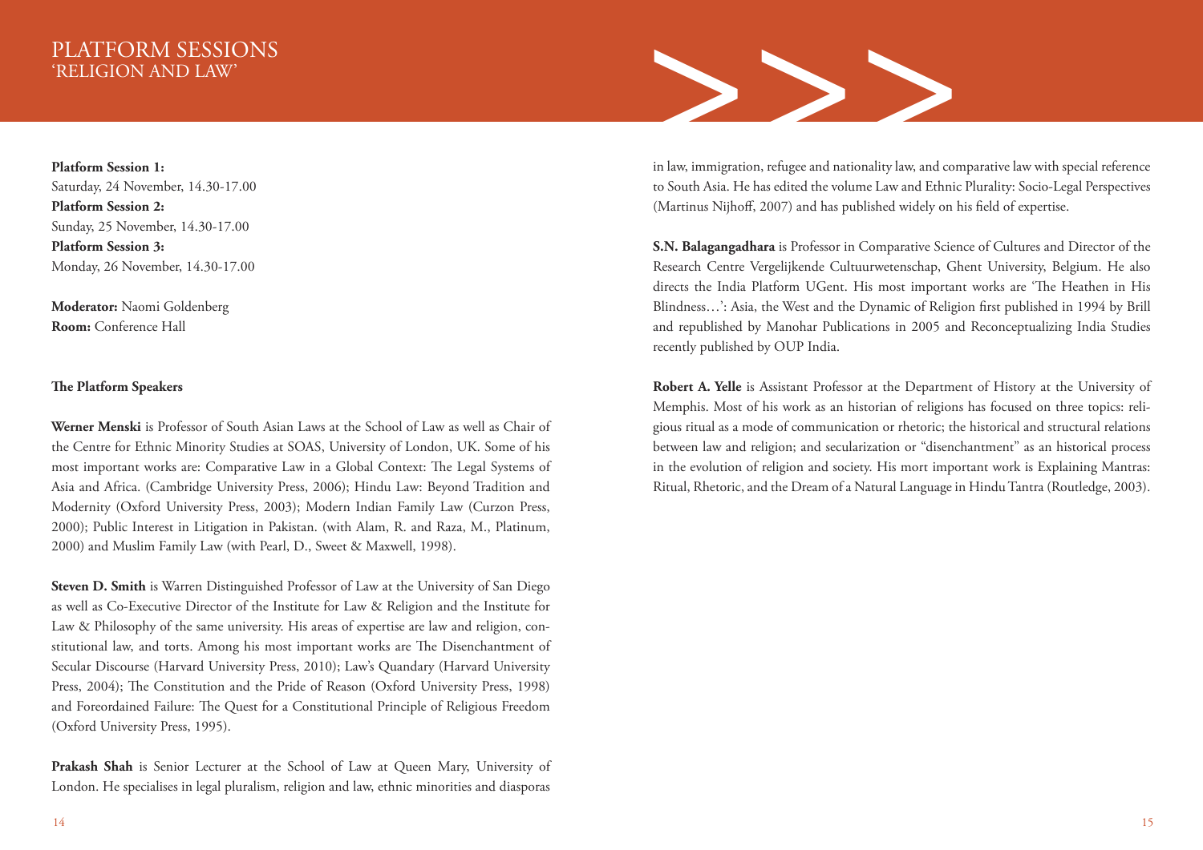# PLATFORM SESSIONS
## 'RELIGION AND LAW'

**Platform Session 1:**
Saturday, 24 November, 14.30-17.00
**Platform Session 2:**
Sunday, 25 November, 14.30-17.00
**Platform Session 3:**
Monday, 26 November, 14.30-17.00

**Moderator:** Naomi Goldenberg
**Room:** Conference Hall

**The Platform Speakers**

**Werner Menski** is Professor of South Asian Laws at the School of Law as well as Chair of the Centre for Ethnic Minority Studies at SOAS, University of London, UK. Some of his most important works are: Comparative Law in a Global Context: The Legal Systems of Asia and Africa. (Cambridge University Press, 2006); Hindu Law: Beyond Tradition and Modernity (Oxford University Press, 2003); Modern Indian Family Law (Curzon Press, 2000); Public Interest in Litigation in Pakistan. (with Alam, R. and Raza, M., Platinum, 2000) and Muslim Family Law (with Pearl, D., Sweet & Maxwell, 1998).

**Steven D. Smith** is Warren Distinguished Professor of Law at the University of San Diego as well as Co-Executive Director of the Institute for Law & Religion and the Institute for Law & Philosophy of the same university. His areas of expertise are law and religion, constitutional law, and torts. Among his most important works are The Disenchantment of Secular Discourse (Harvard University Press, 2010); Law's Quandary (Harvard University Press, 2004); The Constitution and the Pride of Reason (Oxford University Press, 1998) and Foreordained Failure: The Quest for a Constitutional Principle of Religious Freedom (Oxford University Press, 1995).

**Prakash Shah** is Senior Lecturer at the School of Law at Queen Mary, University of London. He specialises in legal pluralism, religion and law, ethnic minorities and diasporas in law, immigration, refugee and nationality law, and comparative law with special reference to South Asia. He has edited the volume Law and Ethnic Plurality: Socio-Legal Perspectives (Martinus Nijhoff, 2007) and has published widely on his field of expertise.

**S.N. Balagangadhara** is Professor in Comparative Science of Cultures and Director of the Research Centre Vergelijkende Cultuurwetenschap, Ghent University, Belgium. He also directs the India Platform UGent. His most important works are 'The Heathen in His Blindness…': Asia, the West and the Dynamic of Religion first published in 1994 by Brill and republished by Manohar Publications in 2005 and Reconceptualizing India Studies recently published by OUP India.

**Robert A. Yelle** is Assistant Professor at the Department of History at the University of Memphis. Most of his work as an historian of religions has focused on three topics: religious ritual as a mode of communication or rhetoric; the historical and structural relations between law and religion; and secularization or "disenchantment" as an historical process in the evolution of religion and society. His mort important work is Explaining Mantras: Ritual, Rhetoric, and the Dream of a Natural Language in Hindu Tantra (Routledge, 2003).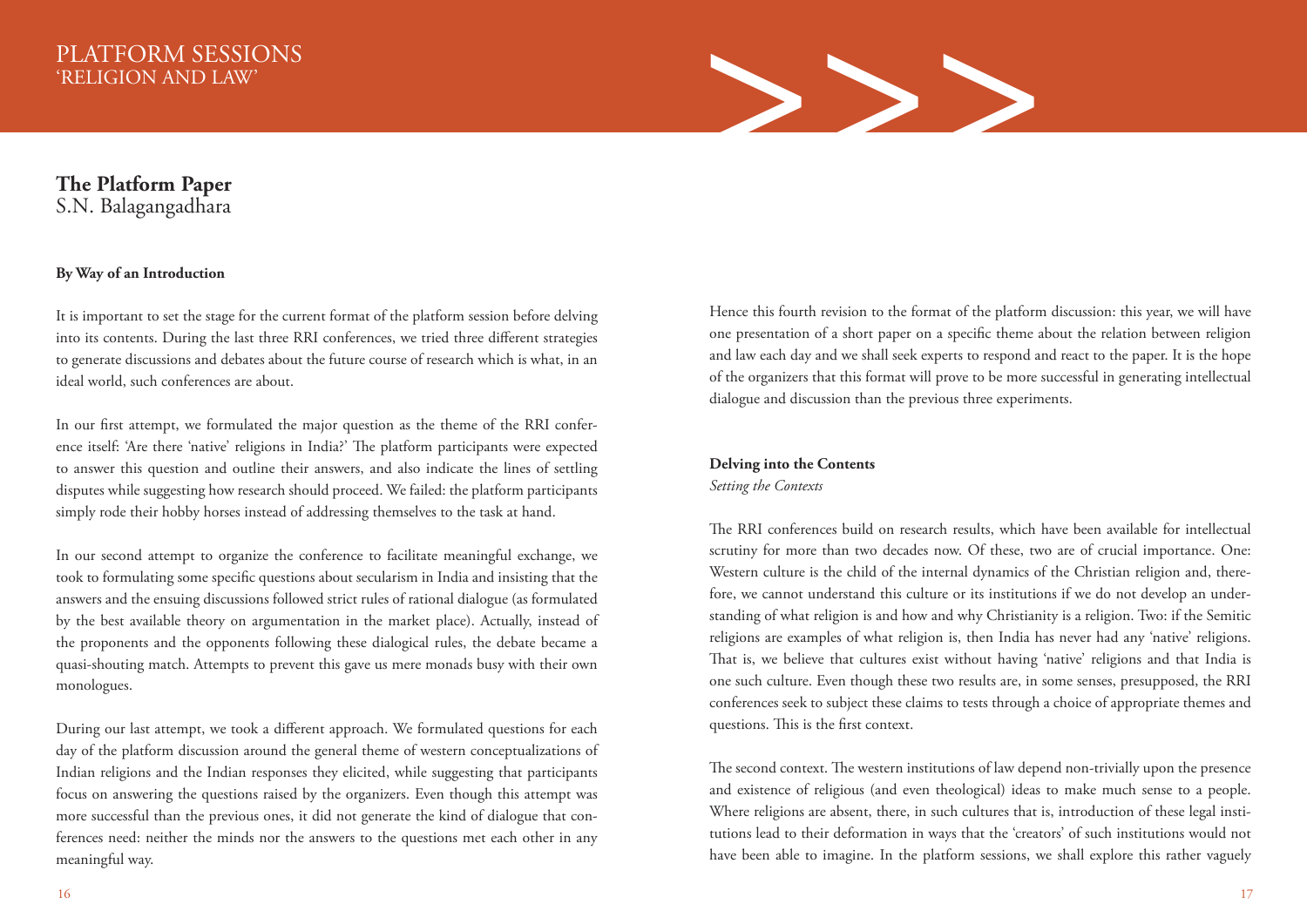# PLATFORM SESSIONS
## 'RELIGION AND LAW'

## The Platform Paper
S.N. Balagangadhara

### By Way of an Introduction

It is important to set the stage for the current format of the platform session before delving into its contents. During the last three RRI conferences, we tried three different strategies to generate discussions and debates about the future course of research which is what, in an ideal world, such conferences are about.

In our first attempt, we formulated the major question as the theme of the RRI conference itself: 'Are there 'native' religions in India?' The platform participants were expected to answer this question and outline their answers, and also indicate the lines of settling disputes while suggesting how research should proceed. We failed: the platform participants simply rode their hobby horses instead of addressing themselves to the task at hand.

In our second attempt to organize the conference to facilitate meaningful exchange, we took to formulating some specific questions about secularism in India and insisting that the answers and the ensuing discussions followed strict rules of rational dialogue (as formulated by the best available theory on argumentation in the market place). Actually, instead of the proponents and the opponents following these dialogical rules, the debate became a quasi-shouting match. Attempts to prevent this gave us mere monads busy with their own monologues.

During our last attempt, we took a different approach. We formulated questions for each day of the platform discussion around the general theme of western conceptualizations of Indian religions and the Indian responses they elicited, while suggesting that participants focus on answering the questions raised by the organizers. Even though this attempt was more successful than the previous ones, it did not generate the kind of dialogue that conferences need: neither the minds nor the answers to the questions met each other in any meaningful way.

Hence this fourth revision to the format of the platform discussion: this year, we will have one presentation of a short paper on a specific theme about the relation between religion and law each day and we shall seek experts to respond and react to the paper. It is the hope of the organizers that this format will prove to be more successful in generating intellectual dialogue and discussion than the previous three experiments.

### Delving into the Contents

*Setting the Contexts*

The RRI conferences build on research results, which have been available for intellectual scrutiny for more than two decades now. Of these, two are of crucial importance. One: Western culture is the child of the internal dynamics of the Christian religion and, therefore, we cannot understand this culture or its institutions if we do not develop an understanding of what religion is and how and why Christianity is a religion. Two: if the Semitic religions are examples of what religion is, then India has never had any 'native' religions. That is, we believe that cultures exist without having 'native' religions and that India is one such culture. Even though these two results are, in some senses, presupposed, the RRI conferences seek to subject these claims to tests through a choice of appropriate themes and questions. This is the first context.

The second context. The western institutions of law depend non-trivially upon the presence and existence of religious (and even theological) ideas to make much sense to a people. Where religions are absent, there, in such cultures that is, introduction of these legal institutions lead to their deformation in ways that the 'creators' of such institutions would not have been able to imagine. In the platform sessions, we shall explore this rather vaguely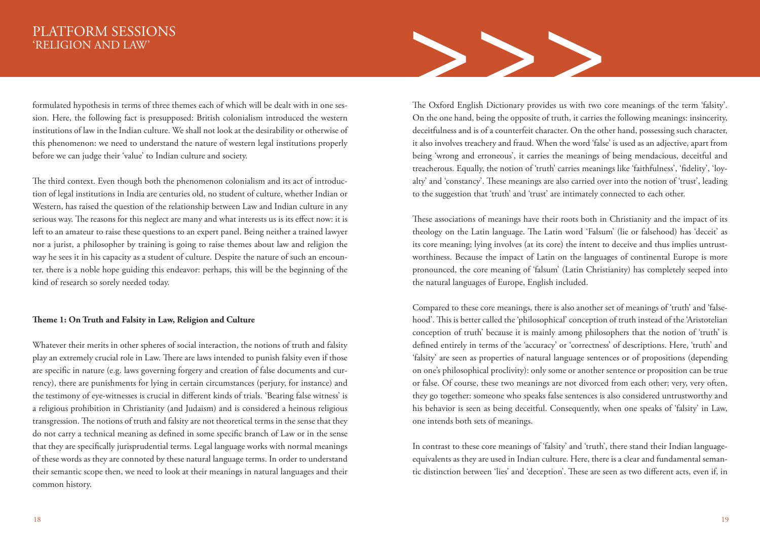formulated hypothesis in terms of three themes each of which will be dealt with in one session. Here, the following fact is presupposed: British colonialism introduced the western institutions of law in the Indian culture. We shall not look at the desirability or otherwise of this phenomenon: we need to understand the nature of western legal institutions properly before we can judge their 'value' to Indian culture and society.

The third context. Even though both the phenomenon colonialism and its act of introduction of legal institutions in India are centuries old, no student of culture, whether Indian or Western, has raised the question of the relationship between Law and Indian culture in any serious way. The reasons for this neglect are many and what interests us is its effect now: it is left to an amateur to raise these questions to an expert panel. Being neither a trained lawyer nor a jurist, a philosopher by training is going to raise themes about law and religion the way he sees it in his capacity as a student of culture. Despite the nature of such an encounter, there is a noble hope guiding this endeavor: perhaps, this will be the beginning of the kind of research so sorely needed today.

**Theme 1: On Truth and Falsity in Law, Religion and Culture**

Whatever their merits in other spheres of social interaction, the notions of truth and falsity play an extremely crucial role in Law. There are laws intended to punish falsity even if those are specific in nature (e.g. laws governing forgery and creation of false documents and currency), there are punishments for lying in certain circumstances (perjury, for instance) and the testimony of eye-witnesses is crucial in different kinds of trials. 'Bearing false witness' is a religious prohibition in Christianity (and Judaism) and is considered a heinous religious transgression. The notions of truth and falsity are not theoretical terms in the sense that they do not carry a technical meaning as defined in some specific branch of Law or in the sense that they are specifically jurisprudential terms. Legal language works with normal meanings of these words as they are connoted by these natural language terms. In order to understand their semantic scope then, we need to look at their meanings in natural languages and their common history.

The Oxford English Dictionary provides us with two core meanings of the term 'falsity'. On the one hand, being the opposite of truth, it carries the following meanings: insincerity, deceitfulness and is of a counterfeit character. On the other hand, possessing such character, it also involves treachery and fraud. When the word 'false' is used as an adjective, apart from being 'wrong and erroneous', it carries the meanings of being mendacious, deceitful and treacherous. Equally, the notion of 'truth' carries meanings like 'faithfulness', 'fidelity', 'loyalty' and 'constancy'. These meanings are also carried over into the notion of 'trust', leading to the suggestion that 'truth' and 'trust' are intimately connected to each other.

These associations of meanings have their roots both in Christianity and the impact of its theology on the Latin language. The Latin word 'Falsum' (lie or falsehood) has 'deceit' as its core meaning; lying involves (at its core) the intent to deceive and thus implies untrustworthiness. Because the impact of Latin on the languages of continental Europe is more pronounced, the core meaning of 'falsum' (Latin Christianity) has completely seeped into the natural languages of Europe, English included.

Compared to these core meanings, there is also another set of meanings of 'truth' and 'falsehood'. This is better called the 'philosophical' conception of truth instead of the 'Aristotelian conception of truth' because it is mainly among philosophers that the notion of 'truth' is defined entirely in terms of the 'accuracy' or 'correctness' of descriptions. Here, 'truth' and 'falsity' are seen as properties of natural language sentences or of propositions (depending on one's philosophical proclivity): only some or another sentence or proposition can be true or false. Of course, these two meanings are not divorced from each other; very, very often, they go together: someone who speaks false sentences is also considered untrustworthy and his behavior is seen as being deceitful. Consequently, when one speaks of 'falsity' in Law, one intends both sets of meanings.

In contrast to these core meanings of 'falsity' and 'truth', there stand their Indian language-equivalents as they are used in Indian culture. Here, there is a clear and fundamental semantic distinction between 'lies' and 'deception'. These are seen as two different acts, even if, in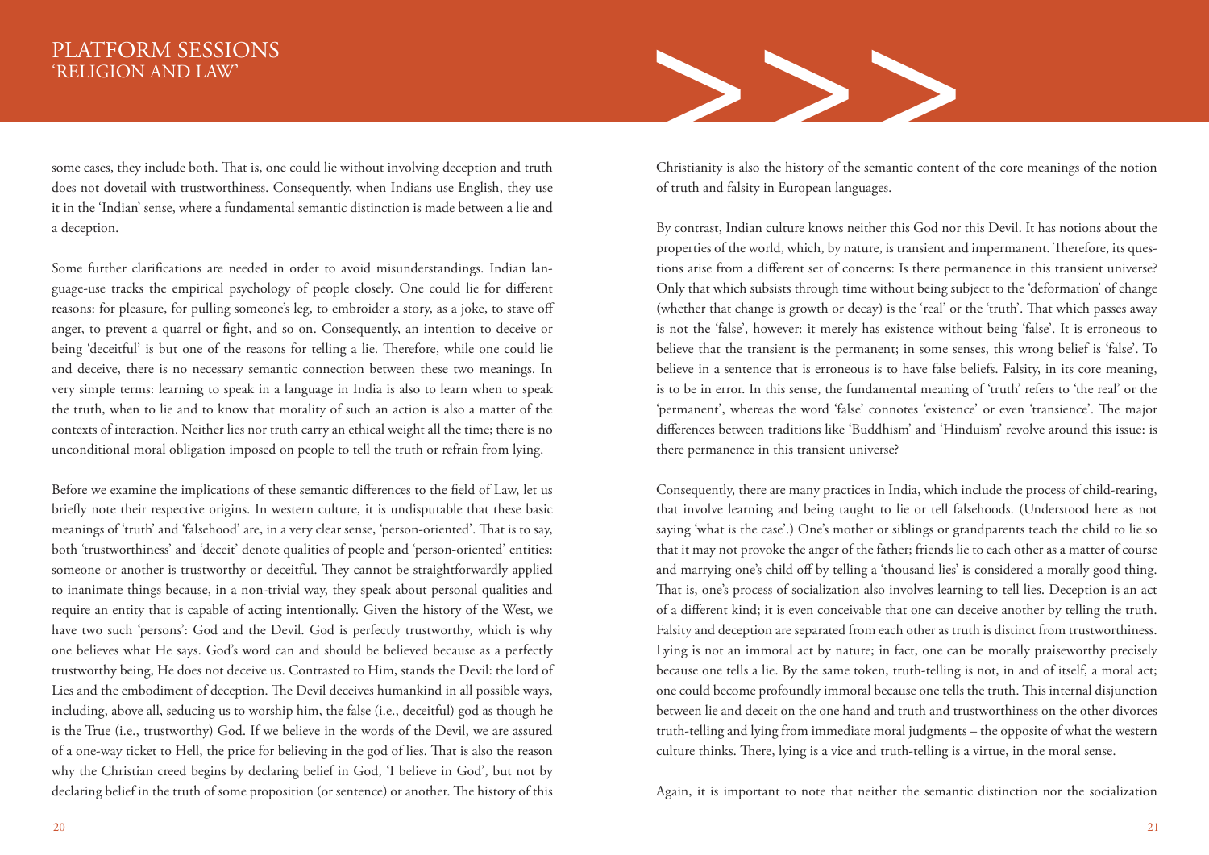some cases, they include both. That is, one could lie without involving deception and truth does not dovetail with trustworthiness. Consequently, when Indians use English, they use it in the 'Indian' sense, where a fundamental semantic distinction is made between a lie and a deception.

Some further clarifications are needed in order to avoid misunderstandings. Indian language-use tracks the empirical psychology of people closely. One could lie for different reasons: for pleasure, for pulling someone's leg, to embroider a story, as a joke, to stave off anger, to prevent a quarrel or fight, and so on. Consequently, an intention to deceive or being 'deceitful' is but one of the reasons for telling a lie. Therefore, while one could lie and deceive, there is no necessary semantic connection between these two meanings. In very simple terms: learning to speak in a language in India is also to learn when to speak the truth, when to lie and to know that morality of such an action is also a matter of the contexts of interaction. Neither lies nor truth carry an ethical weight all the time; there is no unconditional moral obligation imposed on people to tell the truth or refrain from lying.

Before we examine the implications of these semantic differences to the field of Law, let us briefly note their respective origins. In western culture, it is undisputable that these basic meanings of 'truth' and 'falsehood' are, in a very clear sense, 'person-oriented'. That is to say, both 'trustworthiness' and 'deceit' denote qualities of people and 'person-oriented' entities: someone or another is trustworthy or deceitful. They cannot be straightforwardly applied to inanimate things because, in a non-trivial way, they speak about personal qualities and require an entity that is capable of acting intentionally. Given the history of the West, we have two such 'persons': God and the Devil. God is perfectly trustworthy, which is why one believes what He says. God's word can and should be believed because as a perfectly trustworthy being, He does not deceive us. Contrasted to Him, stands the Devil: the lord of Lies and the embodiment of deception. The Devil deceives humankind in all possible ways, including, above all, seducing us to worship him, the false (i.e., deceitful) god as though he is the True (i.e., trustworthy) God. If we believe in the words of the Devil, we are assured of a one-way ticket to Hell, the price for believing in the god of lies. That is also the reason why the Christian creed begins by declaring belief in God, 'I believe in God', but not by declaring belief in the truth of some proposition (or sentence) or another. The history of this Christianity is also the history of the semantic content of the core meanings of the notion of truth and falsity in European languages.

By contrast, Indian culture knows neither this God nor this Devil. It has notions about the properties of the world, which, by nature, is transient and impermanent. Therefore, its questions arise from a different set of concerns: Is there permanence in this transient universe? Only that which subsists through time without being subject to the 'deformation' of change (whether that change is growth or decay) is the 'real' or the 'truth'. That which passes away is not the 'false', however: it merely has existence without being 'false'. It is erroneous to believe that the transient is the permanent; in some senses, this wrong belief is 'false'. To believe in a sentence that is erroneous is to have false beliefs. Falsity, in its core meaning, is to be in error. In this sense, the fundamental meaning of 'truth' refers to 'the real' or the 'permanent', whereas the word 'false' connotes 'existence' or even 'transience'. The major differences between traditions like 'Buddhism' and 'Hinduism' revolve around this issue: is there permanence in this transient universe?

Consequently, there are many practices in India, which include the process of child-rearing, that involve learning and being taught to lie or tell falsehoods. (Understood here as not saying 'what is the case'.) One's mother or siblings or grandparents teach the child to lie so that it may not provoke the anger of the father; friends lie to each other as a matter of course and marrying one's child off by telling a 'thousand lies' is considered a morally good thing. That is, one's process of socialization also involves learning to tell lies. Deception is an act of a different kind; it is even conceivable that one can deceive another by telling the truth. Falsity and deception are separated from each other as truth is distinct from trustworthiness. Lying is not an immoral act by nature; in fact, one can be morally praiseworthy precisely because one tells a lie. By the same token, truth-telling is not, in and of itself, a moral act; one could become profoundly immoral because one tells the truth. This internal disjunction between lie and deceit on the one hand and truth and trustworthiness on the other divorces truth-telling and lying from immediate moral judgments – the opposite of what the western culture thinks. There, lying is a vice and truth-telling is a virtue, in the moral sense.

Again, it is important to note that neither the semantic distinction nor the socialization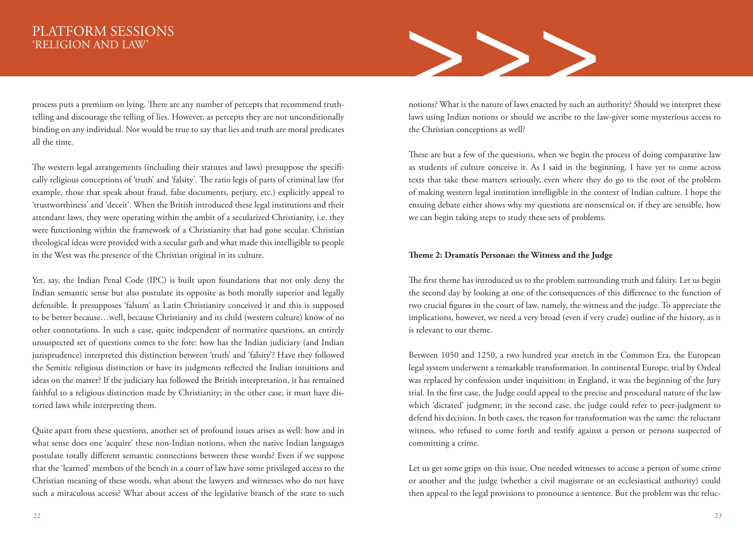process puts a premium on lying. There are any number of percepts that recommend truth-telling and discourage the telling of lies. However, as percepts they are not unconditionally binding on any individual. Nor would be true to say that lies and truth are moral predicates all the time.

The western legal arrangements (including their statutes and laws) presuppose the specifically religious conceptions of 'truth' and 'falsity'. The ratio legis of parts of criminal law (for example, those that speak about fraud, false documents, perjury, etc.) explicitly appeal to 'trustworthiness' and 'deceit'. When the British introduced these legal institutions and their attendant laws, they were operating within the ambit of a secularized Christianity, i.e. they were functioning within the framework of a Christianity that had gone secular. Christian theological ideas were provided with a secular garb and what made this intelligible to people in the West was the presence of the Christian original in its culture.

Yet, say, the Indian Penal Code (IPC) is built upon foundations that not only deny the Indian semantic sense but also postulate its opposite as both morally superior and legally defensible. It presupposes 'falsum' as Latin Christianity conceived it and this is supposed to be better because…well, because Christianity and its child (western culture) know of no other connotations. In such a case, quite independent of normative questions, an entirely unsuspected set of questions comes to the fore: how has the Indian judiciary (and Indian jurisprudence) interpreted this distinction between 'truth' and 'falsity'? Have they followed the Semitic religious distinction or have its judgments reflected the Indian intuitions and ideas on the matter? If the judiciary has followed the British interpretation, it has remained faithful to a religious distinction made by Christianity; in the other case, it must have distorted laws while interpreting them.

Quite apart from these questions, another set of profound issues arises as well: how and in what sense does one 'acquire' these non-Indian notions, when the native Indian languages postulate totally different semantic connections between these words? Even if we suppose that the 'learned' members of the bench in a court of law have some privileged access to the Christian meaning of these words, what about the lawyers and witnesses who do not have such a miraculous access? What about access of the legislative branch of the state to such notions? What is the nature of laws enacted by such an authority? Should we interpret these laws using Indian notions or should we ascribe to the law-giver some mysterious access to the Christian conceptions as well?

These are but a few of the questions, when we begin the process of doing comparative law as students of culture conceive it. As I said in the beginning, I have yet to come across texts that take these matters seriously, even where they do go to the root of the problem of making western legal institution intelligible in the context of Indian culture. I hope the ensuing debate either shows why my questions are nonsensical or, if they are sensible, how we can begin taking steps to study these sets of problems.

**Theme 2: Dramatis Personae: the Witness and the Judge**

The first theme has introduced us to the problem surrounding truth and falsity. Let us begin the second day by looking at one of the consequences of this difference to the function of two crucial figures in the court of law, namely, the witness and the judge. To appreciate the implications, however, we need a very broad (even if very crude) outline of the history, as it is relevant to our theme.

Between 1050 and 1250, a two hundred year stretch in the Common Era, the European legal system underwent a remarkable transformation. In continental Europe, trial by Ordeal was replaced by confession under inquisition; in England, it was the beginning of the Jury trial. In the first case, the Judge could appeal to the precise and procedural nature of the law which 'dictated' judgment; in the second case, the judge could refer to peer-judgment to defend his decision. In both cases, the reason for transformation was the same: the reluctant witness, who refused to come forth and testify against a person or persons suspected of committing a crime.

Let us get some grips on this issue. One needed witnesses to accuse a person of some crime or another and the judge (whether a civil magistrate or an ecclesiastical authority) could then appeal to the legal provisions to pronounce a sentence. But the problem was the reluc-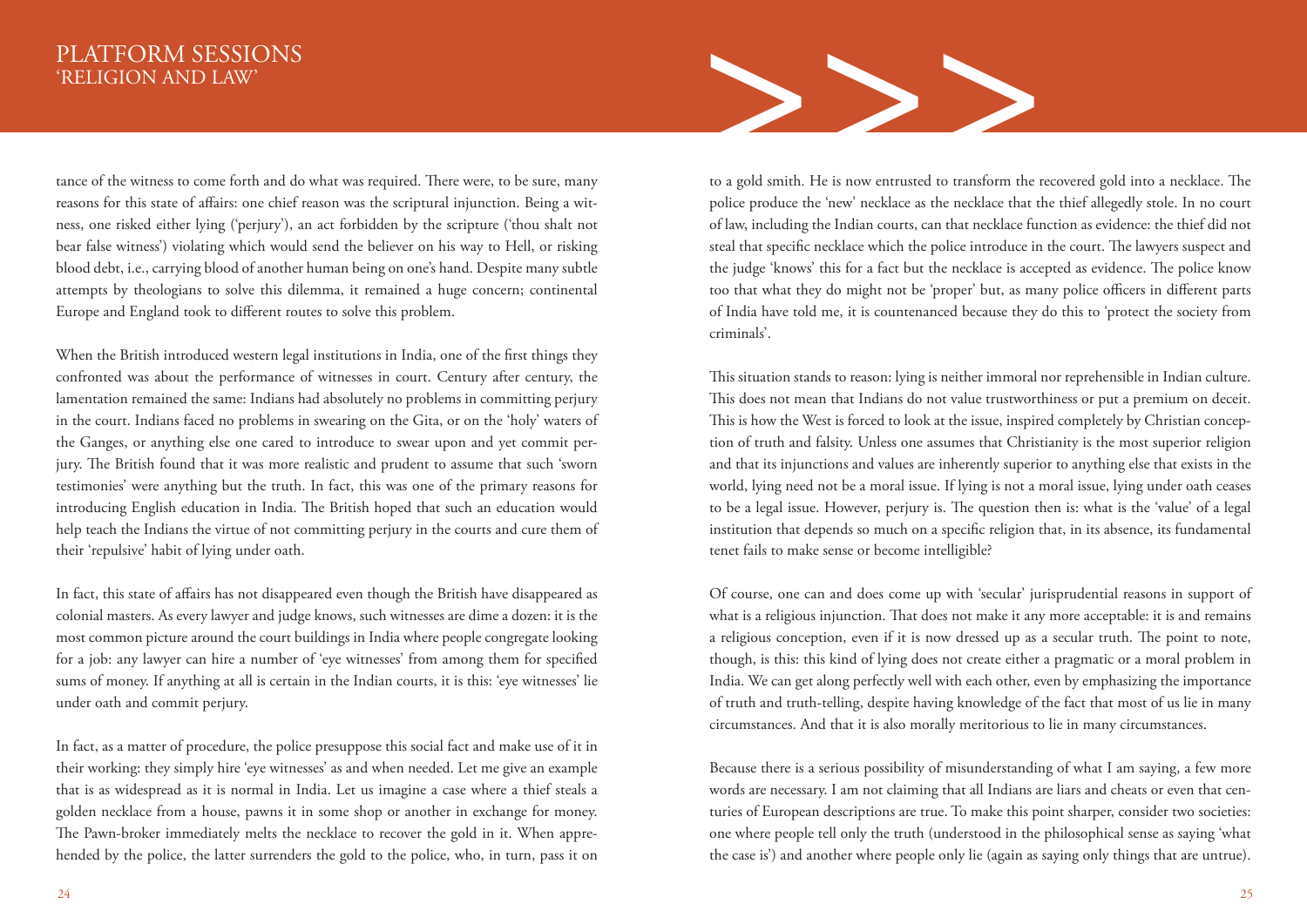tance of the witness to come forth and do what was required. There were, to be sure, many reasons for this state of affairs: one chief reason was the scriptural injunction. Being a witness, one risked either lying ('perjury'), an act forbidden by the scripture ('thou shalt not bear false witness') violating which would send the believer on his way to Hell, or risking blood debt, i.e., carrying blood of another human being on one's hand. Despite many subtle attempts by theologians to solve this dilemma, it remained a huge concern; continental Europe and England took to different routes to solve this problem.

When the British introduced western legal institutions in India, one of the first things they confronted was about the performance of witnesses in court. Century after century, the lamentation remained the same: Indians had absolutely no problems in committing perjury in the court. Indians faced no problems in swearing on the Gita, or on the 'holy' waters of the Ganges, or anything else one cared to introduce to swear upon and yet commit perjury. The British found that it was more realistic and prudent to assume that such 'sworn testimonies' were anything but the truth. In fact, this was one of the primary reasons for introducing English education in India. The British hoped that such an education would help teach the Indians the virtue of not committing perjury in the courts and cure them of their 'repulsive' habit of lying under oath.

In fact, this state of affairs has not disappeared even though the British have disappeared as colonial masters. As every lawyer and judge knows, such witnesses are dime a dozen: it is the most common picture around the court buildings in India where people congregate looking for a job: any lawyer can hire a number of 'eye witnesses' from among them for specified sums of money. If anything at all is certain in the Indian courts, it is this: 'eye witnesses' lie under oath and commit perjury.

In fact, as a matter of procedure, the police presuppose this social fact and make use of it in their working: they simply hire 'eye witnesses' as and when needed. Let me give an example that is as widespread as it is normal in India. Let us imagine a case where a thief steals a golden necklace from a house, pawns it in some shop or another in exchange for money. The Pawn-broker immediately melts the necklace to recover the gold in it. When apprehended by the police, the latter surrenders the gold to the police, who, in turn, pass it on to a gold smith. He is now entrusted to transform the recovered gold into a necklace. The police produce the 'new' necklace as the necklace that the thief allegedly stole. In no court of law, including the Indian courts, can that necklace function as evidence: the thief did not steal that specific necklace which the police introduce in the court. The lawyers suspect and the judge 'knows' this for a fact but the necklace is accepted as evidence. The police know too that what they do might not be 'proper' but, as many police officers in different parts of India have told me, it is countenanced because they do this to 'protect the society from criminals'.

This situation stands to reason: lying is neither immoral nor reprehensible in Indian culture. This does not mean that Indians do not value trustworthiness or put a premium on deceit. This is how the West is forced to look at the issue, inspired completely by Christian conception of truth and falsity. Unless one assumes that Christianity is the most superior religion and that its injunctions and values are inherently superior to anything else that exists in the world, lying need not be a moral issue. If lying is not a moral issue, lying under oath ceases to be a legal issue. However, perjury is. The question then is: what is the 'value' of a legal institution that depends so much on a specific religion that, in its absence, its fundamental tenet fails to make sense or become intelligible?

Of course, one can and does come up with 'secular' jurisprudential reasons in support of what is a religious injunction. That does not make it any more acceptable: it is and remains a religious conception, even if it is now dressed up as a secular truth. The point to note, though, is this: this kind of lying does not create either a pragmatic or a moral problem in India. We can get along perfectly well with each other, even by emphasizing the importance of truth and truth-telling, despite having knowledge of the fact that most of us lie in many circumstances. And that it is also morally meritorious to lie in many circumstances.

Because there is a serious possibility of misunderstanding of what I am saying, a few more words are necessary. I am not claiming that all Indians are liars and cheats or even that centuries of European descriptions are true. To make this point sharper, consider two societies: one where people tell only the truth (understood in the philosophical sense as saying 'what the case is') and another where people only lie (again as saying only things that are untrue).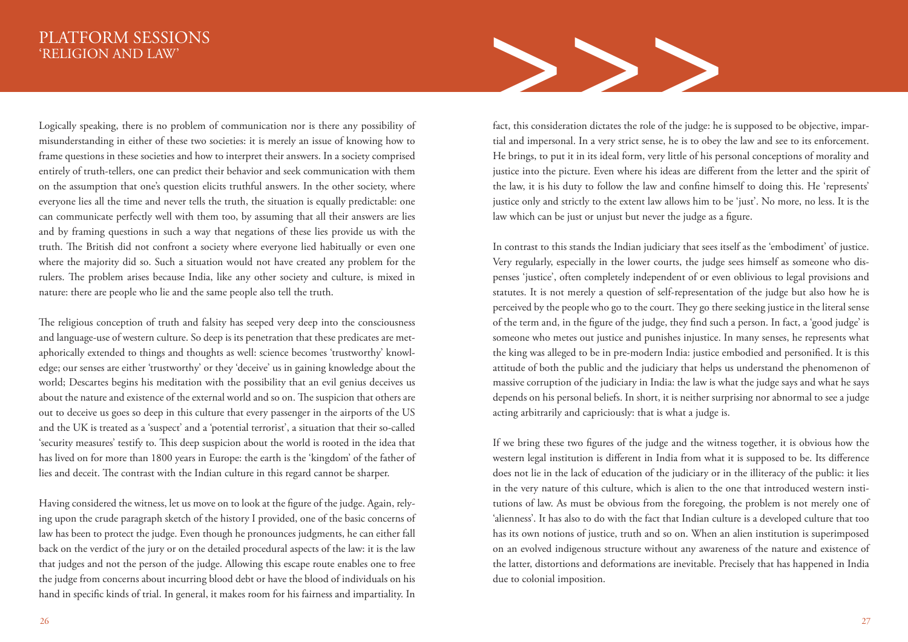Logically speaking, there is no problem of communication nor is there any possibility of misunderstanding in either of these two societies: it is merely an issue of knowing how to frame questions in these societies and how to interpret their answers. In a society comprised entirely of truth-tellers, one can predict their behavior and seek communication with them on the assumption that one's question elicits truthful answers. In the other society, where everyone lies all the time and never tells the truth, the situation is equally predictable: one can communicate perfectly well with them too, by assuming that all their answers are lies and by framing questions in such a way that negations of these lies provide us with the truth. The British did not confront a society where everyone lied habitually or even one where the majority did so. Such a situation would not have created any problem for the rulers. The problem arises because India, like any other society and culture, is mixed in nature: there are people who lie and the same people also tell the truth.

The religious conception of truth and falsity has seeped very deep into the consciousness and language-use of western culture. So deep is its penetration that these predicates are metaphorically extended to things and thoughts as well: science becomes 'trustworthy' knowledge; our senses are either 'trustworthy' or they 'deceive' us in gaining knowledge about the world; Descartes begins his meditation with the possibility that an evil genius deceives us about the nature and existence of the external world and so on. The suspicion that others are out to deceive us goes so deep in this culture that every passenger in the airports of the US and the UK is treated as a 'suspect' and a 'potential terrorist', a situation that their so-called 'security measures' testify to. This deep suspicion about the world is rooted in the idea that has lived on for more than 1800 years in Europe: the earth is the 'kingdom' of the father of lies and deceit. The contrast with the Indian culture in this regard cannot be sharper.

Having considered the witness, let us move on to look at the figure of the judge. Again, relying upon the crude paragraph sketch of the history I provided, one of the basic concerns of law has been to protect the judge. Even though he pronounces judgments, he can either fall back on the verdict of the jury or on the detailed procedural aspects of the law: it is the law that judges and not the person of the judge. Allowing this escape route enables one to free the judge from concerns about incurring blood debt or have the blood of individuals on his hand in specific kinds of trial. In general, it makes room for his fairness and impartiality. In fact, this consideration dictates the role of the judge: he is supposed to be objective, impartial and impersonal. In a very strict sense, he is to obey the law and see to its enforcement. He brings, to put it in its ideal form, very little of his personal conceptions of morality and justice into the picture. Even where his ideas are different from the letter and the spirit of the law, it is his duty to follow the law and confine himself to doing this. He 'represents' justice only and strictly to the extent law allows him to be 'just'. No more, no less. It is the law which can be just or unjust but never the judge as a figure.

In contrast to this stands the Indian judiciary that sees itself as the 'embodiment' of justice. Very regularly, especially in the lower courts, the judge sees himself as someone who dispenses 'justice', often completely independent of or even oblivious to legal provisions and statutes. It is not merely a question of self-representation of the judge but also how he is perceived by the people who go to the court. They go there seeking justice in the literal sense of the term and, in the figure of the judge, they find such a person. In fact, a 'good judge' is someone who metes out justice and punishes injustice. In many senses, he represents what the king was alleged to be in pre-modern India: justice embodied and personified. It is this attitude of both the public and the judiciary that helps us understand the phenomenon of massive corruption of the judiciary in India: the law is what the judge says and what he says depends on his personal beliefs. In short, it is neither surprising nor abnormal to see a judge acting arbitrarily and capriciously: that is what a judge is.

If we bring these two figures of the judge and the witness together, it is obvious how the western legal institution is different in India from what it is supposed to be. Its difference does not lie in the lack of education of the judiciary or in the illiteracy of the public: it lies in the very nature of this culture, which is alien to the one that introduced western institutions of law. As must be obvious from the foregoing, the problem is not merely one of 'alienness'. It has also to do with the fact that Indian culture is a developed culture that too has its own notions of justice, truth and so on. When an alien institution is superimposed on an evolved indigenous structure without any awareness of the nature and existence of the latter, distortions and deformations are inevitable. Precisely that has happened in India due to colonial imposition.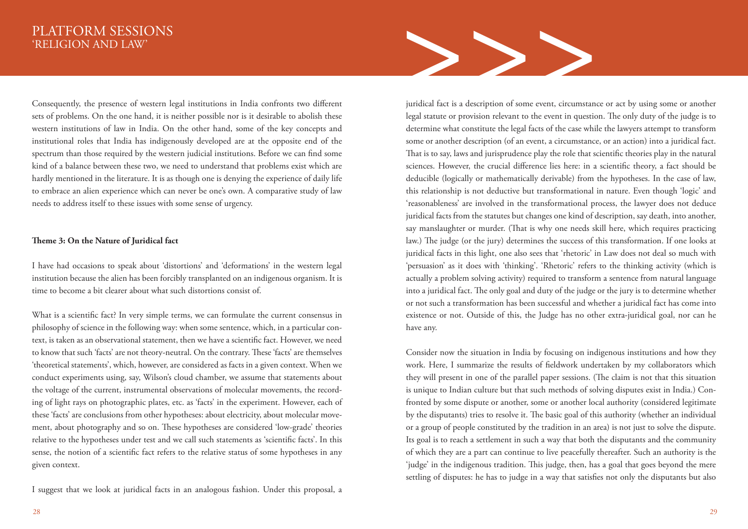Consequently, the presence of western legal institutions in India confronts two different sets of problems. On the one hand, it is neither possible nor is it desirable to abolish these western institutions of law in India. On the other hand, some of the key concepts and institutional roles that India has indigenously developed are at the opposite end of the spectrum than those required by the western judicial institutions. Before we can find some kind of a balance between these two, we need to understand that problems exist which are hardly mentioned in the literature. It is as though one is denying the experience of daily life to embrace an alien experience which can never be one's own. A comparative study of law needs to address itself to these issues with some sense of urgency.

**Theme 3: On the Nature of Juridical fact**

I have had occasions to speak about 'distortions' and 'deformations' in the western legal institution because the alien has been forcibly transplanted on an indigenous organism. It is time to become a bit clearer about what such distortions consist of.

What is a scientific fact? In very simple terms, we can formulate the current consensus in philosophy of science in the following way: when some sentence, which, in a particular context, is taken as an observational statement, then we have a scientific fact. However, we need to know that such 'facts' are not theory-neutral. On the contrary. These 'facts' are themselves 'theoretical statements', which, however, are considered as facts in a given context. When we conduct experiments using, say, Wilson's cloud chamber, we assume that statements about the voltage of the current, instrumental observations of molecular movements, the recording of light rays on photographic plates, etc. as 'facts' in the experiment. However, each of these 'facts' are conclusions from other hypotheses: about electricity, about molecular movement, about photography and so on. These hypotheses are considered 'low-grade' theories relative to the hypotheses under test and we call such statements as 'scientific facts'. In this sense, the notion of a scientific fact refers to the relative status of some hypotheses in any given context.

I suggest that we look at juridical facts in an analogous fashion. Under this proposal, a juridical fact is a description of some event, circumstance or act by using some or another legal statute or provision relevant to the event in question. The only duty of the judge is to determine what constitute the legal facts of the case while the lawyers attempt to transform some or another description (of an event, a circumstance, or an action) into a juridical fact. That is to say, laws and jurisprudence play the role that scientific theories play in the natural sciences. However, the crucial difference lies here: in a scientific theory, a fact should be deducible (logically or mathematically derivable) from the hypotheses. In the case of law, this relationship is not deductive but transformational in nature. Even though 'logic' and 'reasonableness' are involved in the transformational process, the lawyer does not deduce juridical facts from the statutes but changes one kind of description, say death, into another, say manslaughter or murder. (That is why one needs skill here, which requires practicing law.) The judge (or the jury) determines the success of this transformation. If one looks at juridical facts in this light, one also sees that 'rhetoric' in Law does not deal so much with 'persuasion' as it does with 'thinking'. 'Rhetoric' refers to the thinking activity (which is actually a problem solving activity) required to transform a sentence from natural language into a juridical fact. The only goal and duty of the judge or the jury is to determine whether or not such a transformation has been successful and whether a juridical fact has come into existence or not. Outside of this, the Judge has no other extra-juridical goal, nor can he have any.

Consider now the situation in India by focusing on indigenous institutions and how they work. Here, I summarize the results of fieldwork undertaken by my collaborators which they will present in one of the parallel paper sessions. (The claim is not that this situation is unique to Indian culture but that such methods of solving disputes exist in India.) Confronted by some dispute or another, some or another local authority (considered legitimate by the disputants) tries to resolve it. The basic goal of this authority (whether an individual or a group of people constituted by the tradition in an area) is not just to solve the dispute. Its goal is to reach a settlement in such a way that both the disputants and the community of which they are a part can continue to live peacefully thereafter. Such an authority is the 'judge' in the indigenous tradition. This judge, then, has a goal that goes beyond the mere settling of disputes: he has to judge in a way that satisfies not only the disputants but also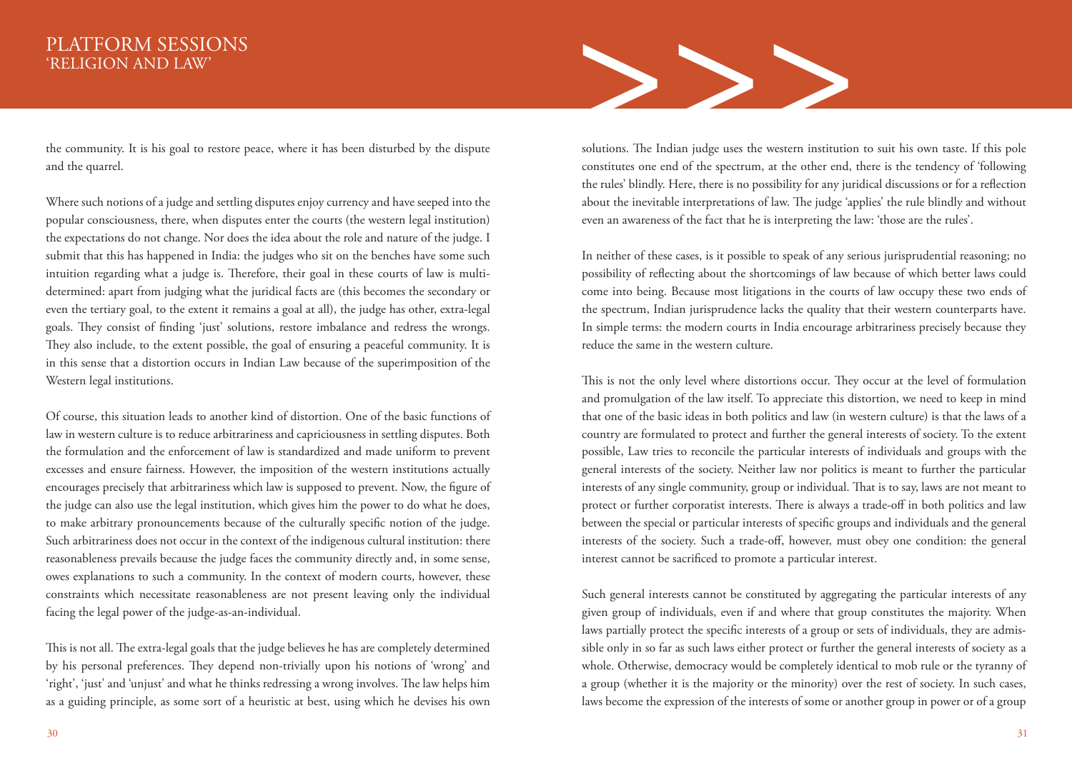the community. It is his goal to restore peace, where it has been disturbed by the dispute and the quarrel.

Where such notions of a judge and settling disputes enjoy currency and have seeped into the popular consciousness, there, when disputes enter the courts (the western legal institution) the expectations do not change. Nor does the idea about the role and nature of the judge. I submit that this has happened in India: the judges who sit on the benches have some such intuition regarding what a judge is. Therefore, their goal in these courts of law is multi-determined: apart from judging what the juridical facts are (this becomes the secondary or even the tertiary goal, to the extent it remains a goal at all), the judge has other, extra-legal goals. They consist of finding 'just' solutions, restore imbalance and redress the wrongs. They also include, to the extent possible, the goal of ensuring a peaceful community. It is in this sense that a distortion occurs in Indian Law because of the superimposition of the Western legal institutions.

Of course, this situation leads to another kind of distortion. One of the basic functions of law in western culture is to reduce arbitrariness and capriciousness in settling disputes. Both the formulation and the enforcement of law is standardized and made uniform to prevent excesses and ensure fairness. However, the imposition of the western institutions actually encourages precisely that arbitrariness which law is supposed to prevent. Now, the figure of the judge can also use the legal institution, which gives him the power to do what he does, to make arbitrary pronouncements because of the culturally specific notion of the judge. Such arbitrariness does not occur in the context of the indigenous cultural institution: there reasonableness prevails because the judge faces the community directly and, in some sense, owes explanations to such a community. In the context of modern courts, however, these constraints which necessitate reasonableness are not present leaving only the individual facing the legal power of the judge-as-an-individual.

This is not all. The extra-legal goals that the judge believes he has are completely determined by his personal preferences. They depend non-trivially upon his notions of 'wrong' and 'right', 'just' and 'unjust' and what he thinks redressing a wrong involves. The law helps him as a guiding principle, as some sort of a heuristic at best, using which he devises his own solutions. The Indian judge uses the western institution to suit his own taste. If this pole constitutes one end of the spectrum, at the other end, there is the tendency of 'following the rules' blindly. Here, there is no possibility for any juridical discussions or for a reflection about the inevitable interpretations of law. The judge 'applies' the rule blindly and without even an awareness of the fact that he is interpreting the law: 'those are the rules'.

In neither of these cases, is it possible to speak of any serious jurisprudential reasoning; no possibility of reflecting about the shortcomings of law because of which better laws could come into being. Because most litigations in the courts of law occupy these two ends of the spectrum, Indian jurisprudence lacks the quality that their western counterparts have. In simple terms: the modern courts in India encourage arbitrariness precisely because they reduce the same in the western culture.

This is not the only level where distortions occur. They occur at the level of formulation and promulgation of the law itself. To appreciate this distortion, we need to keep in mind that one of the basic ideas in both politics and law (in western culture) is that the laws of a country are formulated to protect and further the general interests of society. To the extent possible, Law tries to reconcile the particular interests of individuals and groups with the general interests of the society. Neither law nor politics is meant to further the particular interests of any single community, group or individual. That is to say, laws are not meant to protect or further corporatist interests. There is always a trade-off in both politics and law between the special or particular interests of specific groups and individuals and the general interests of the society. Such a trade-off, however, must obey one condition: the general interest cannot be sacrificed to promote a particular interest.

Such general interests cannot be constituted by aggregating the particular interests of any given group of individuals, even if and where that group constitutes the majority. When laws partially protect the specific interests of a group or sets of individuals, they are admissible only in so far as such laws either protect or further the general interests of society as a whole. Otherwise, democracy would be completely identical to mob rule or the tyranny of a group (whether it is the majority or the minority) over the rest of society. In such cases, laws become the expression of the interests of some or another group in power or of a group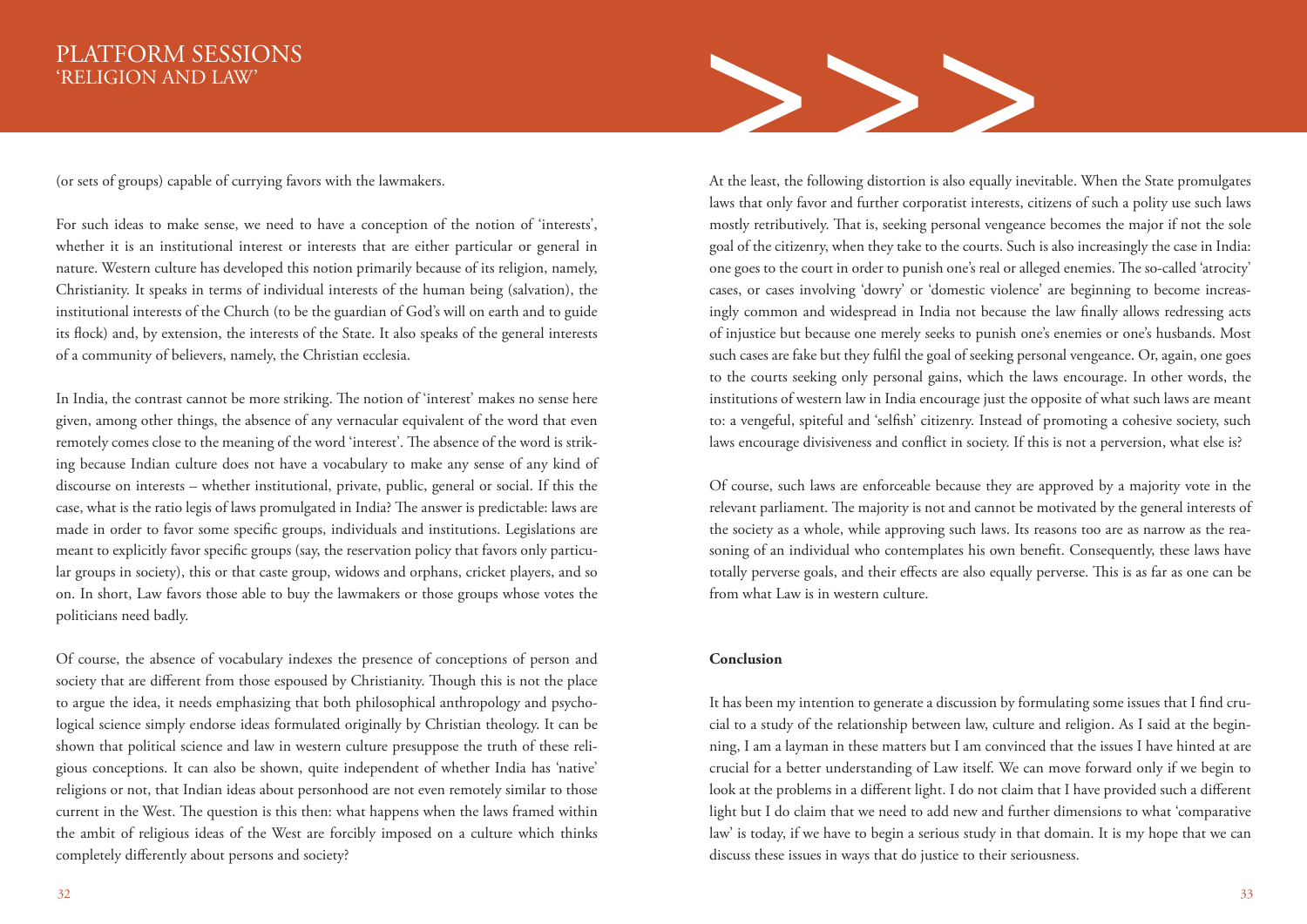(or sets of groups) capable of currying favors with the lawmakers.

For such ideas to make sense, we need to have a conception of the notion of 'interests', whether it is an institutional interest or interests that are either particular or general in nature. Western culture has developed this notion primarily because of its religion, namely, Christianity. It speaks in terms of individual interests of the human being (salvation), the institutional interests of the Church (to be the guardian of God's will on earth and to guide its flock) and, by extension, the interests of the State. It also speaks of the general interests of a community of believers, namely, the Christian ecclesia.

In India, the contrast cannot be more striking. The notion of 'interest' makes no sense here given, among other things, the absence of any vernacular equivalent of the word that even remotely comes close to the meaning of the word 'interest'. The absence of the word is striking because Indian culture does not have a vocabulary to make any sense of any kind of discourse on interests – whether institutional, private, public, general or social. If this the case, what is the ratio legis of laws promulgated in India? The answer is predictable: laws are made in order to favor some specific groups, individuals and institutions. Legislations are meant to explicitly favor specific groups (say, the reservation policy that favors only particular groups in society), this or that caste group, widows and orphans, cricket players, and so on. In short, Law favors those able to buy the lawmakers or those groups whose votes the politicians need badly.

Of course, the absence of vocabulary indexes the presence of conceptions of person and society that are different from those espoused by Christianity. Though this is not the place to argue the idea, it needs emphasizing that both philosophical anthropology and psychological science simply endorse ideas formulated originally by Christian theology. It can be shown that political science and law in western culture presuppose the truth of these religious conceptions. It can also be shown, quite independent of whether India has 'native' religions or not, that Indian ideas about personhood are not even remotely similar to those current in the West. The question is this then: what happens when the laws framed within the ambit of religious ideas of the West are forcibly imposed on a culture which thinks completely differently about persons and society?

At the least, the following distortion is also equally inevitable. When the State promulgates laws that only favor and further corporatist interests, citizens of such a polity use such laws mostly retributively. That is, seeking personal vengeance becomes the major if not the sole goal of the citizenry, when they take to the courts. Such is also increasingly the case in India: one goes to the court in order to punish one's real or alleged enemies. The so-called 'atrocity' cases, or cases involving 'dowry' or 'domestic violence' are beginning to become increasingly common and widespread in India not because the law finally allows redressing acts of injustice but because one merely seeks to punish one's enemies or one's husbands. Most such cases are fake but they fulfil the goal of seeking personal vengeance. Or, again, one goes to the courts seeking only personal gains, which the laws encourage. In other words, the institutions of western law in India encourage just the opposite of what such laws are meant to: a vengeful, spiteful and 'selfish' citizenry. Instead of promoting a cohesive society, such laws encourage divisiveness and conflict in society. If this is not a perversion, what else is?

Of course, such laws are enforceable because they are approved by a majority vote in the relevant parliament. The majority is not and cannot be motivated by the general interests of the society as a whole, while approving such laws. Its reasons too are as narrow as the reasoning of an individual who contemplates his own benefit. Consequently, these laws have totally perverse goals, and their effects are also equally perverse. This is as far as one can be from what Law is in western culture.

**Conclusion**

It has been my intention to generate a discussion by formulating some issues that I find crucial to a study of the relationship between law, culture and religion. As I said at the beginning, I am a layman in these matters but I am convinced that the issues I have hinted at are crucial for a better understanding of Law itself. We can move forward only if we begin to look at the problems in a different light. I do not claim that I have provided such a different light but I do claim that we need to add new and further dimensions to what 'comparative law' is today, if we have to begin a serious study in that domain. It is my hope that we can discuss these issues in ways that do justice to their seriousness.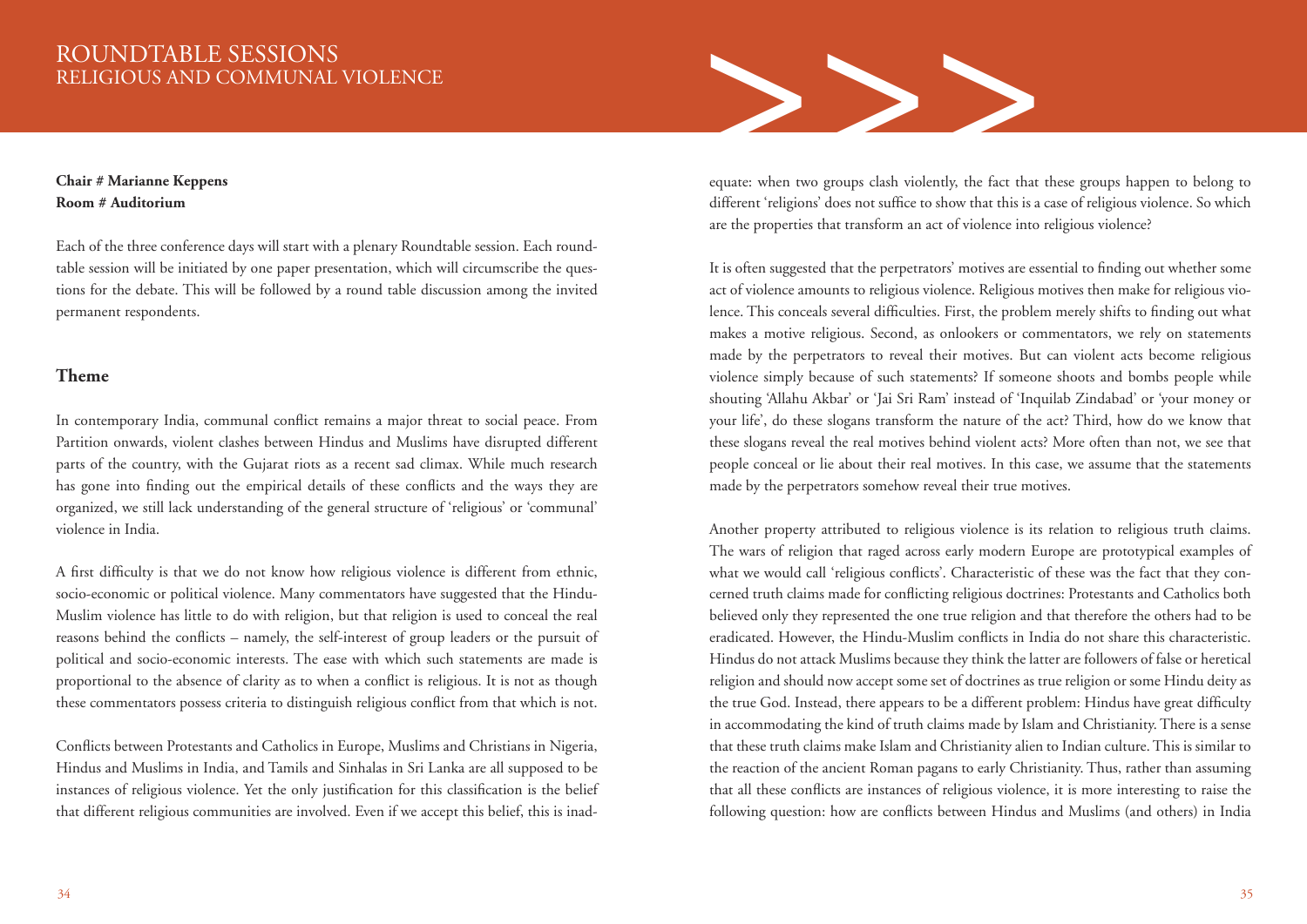# ROUNDTABLE SESSIONS
## RELIGIOUS AND COMMUNAL VIOLENCE

**Chair # Marianne Keppens**
**Room # Auditorium**

Each of the three conference days will start with a plenary Roundtable session. Each roundtable session will be initiated by one paper presentation, which will circumscribe the questions for the debate. This will be followed by a round table discussion among the invited permanent respondents.

### Theme

In contemporary India, communal conflict remains a major threat to social peace. From Partition onwards, violent clashes between Hindus and Muslims have disrupted different parts of the country, with the Gujarat riots as a recent sad climax. While much research has gone into finding out the empirical details of these conflicts and the ways they are organized, we still lack understanding of the general structure of 'religious' or 'communal' violence in India.

A first difficulty is that we do not know how religious violence is different from ethnic, socio-economic or political violence. Many commentators have suggested that the Hindu-Muslim violence has little to do with religion, but that religion is used to conceal the real reasons behind the conflicts – namely, the self-interest of group leaders or the pursuit of political and socio-economic interests. The ease with which such statements are made is proportional to the absence of clarity as to when a conflict is religious. It is not as though these commentators possess criteria to distinguish religious conflict from that which is not.

Conflicts between Protestants and Catholics in Europe, Muslims and Christians in Nigeria, Hindus and Muslims in India, and Tamils and Sinhalas in Sri Lanka are all supposed to be instances of religious violence. Yet the only justification for this classification is the belief that different religious communities are involved. Even if we accept this belief, this is inadequate: when two groups clash violently, the fact that these groups happen to belong to different 'religions' does not suffice to show that this is a case of religious violence. So which are the properties that transform an act of violence into religious violence?

It is often suggested that the perpetrators' motives are essential to finding out whether some act of violence amounts to religious violence. Religious motives then make for religious violence. This conceals several difficulties. First, the problem merely shifts to finding out what makes a motive religious. Second, as onlookers or commentators, we rely on statements made by the perpetrators to reveal their motives. But can violent acts become religious violence simply because of such statements? If someone shoots and bombs people while shouting 'Allahu Akbar' or 'Jai Sri Ram' instead of 'Inquilab Zindabad' or 'your money or your life', do these slogans transform the nature of the act? Third, how do we know that these slogans reveal the real motives behind violent acts? More often than not, we see that people conceal or lie about their real motives. In this case, we assume that the statements made by the perpetrators somehow reveal their true motives.

Another property attributed to religious violence is its relation to religious truth claims. The wars of religion that raged across early modern Europe are prototypical examples of what we would call 'religious conflicts'. Characteristic of these was the fact that they concerned truth claims made for conflicting religious doctrines: Protestants and Catholics both believed only they represented the one true religion and that therefore the others had to be eradicated. However, the Hindu-Muslim conflicts in India do not share this characteristic. Hindus do not attack Muslims because they think the latter are followers of false or heretical religion and should now accept some set of doctrines as true religion or some Hindu deity as the true God. Instead, there appears to be a different problem: Hindus have great difficulty in accommodating the kind of truth claims made by Islam and Christianity. There is a sense that these truth claims make Islam and Christianity alien to Indian culture. This is similar to the reaction of the ancient Roman pagans to early Christianity. Thus, rather than assuming that all these conflicts are instances of religious violence, it is more interesting to raise the following question: how are conflicts between Hindus and Muslims (and others) in India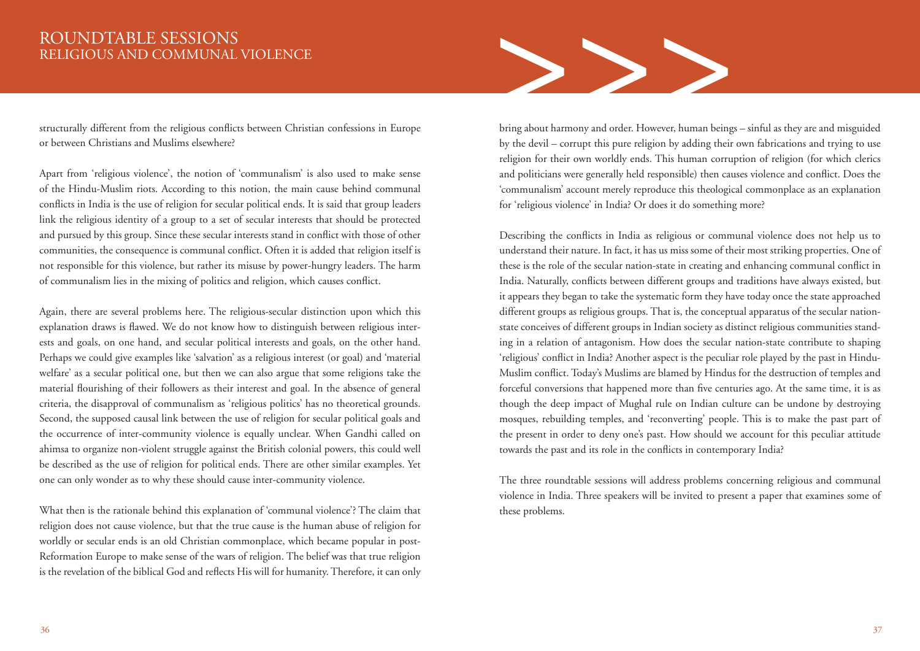structurally different from the religious conflicts between Christian confessions in Europe or between Christians and Muslims elsewhere?

Apart from 'religious violence', the notion of 'communalism' is also used to make sense of the Hindu-Muslim riots. According to this notion, the main cause behind communal conflicts in India is the use of religion for secular political ends. It is said that group leaders link the religious identity of a group to a set of secular interests that should be protected and pursued by this group. Since these secular interests stand in conflict with those of other communities, the consequence is communal conflict. Often it is added that religion itself is not responsible for this violence, but rather its misuse by power-hungry leaders. The harm of communalism lies in the mixing of politics and religion, which causes conflict.

Again, there are several problems here. The religious-secular distinction upon which this explanation draws is flawed. We do not know how to distinguish between religious interests and goals, on one hand, and secular political interests and goals, on the other hand. Perhaps we could give examples like 'salvation' as a religious interest (or goal) and 'material welfare' as a secular political one, but then we can also argue that some religions take the material flourishing of their followers as their interest and goal. In the absence of general criteria, the disapproval of communalism as 'religious politics' has no theoretical grounds. Second, the supposed causal link between the use of religion for secular political goals and the occurrence of inter-community violence is equally unclear. When Gandhi called on ahimsa to organize non-violent struggle against the British colonial powers, this could well be described as the use of religion for political ends. There are other similar examples. Yet one can only wonder as to why these should cause inter-community violence.

What then is the rationale behind this explanation of 'communal violence'? The claim that religion does not cause violence, but that the true cause is the human abuse of religion for worldly or secular ends is an old Christian commonplace, which became popular in post-Reformation Europe to make sense of the wars of religion. The belief was that true religion is the revelation of the biblical God and reflects His will for humanity. Therefore, it can only bring about harmony and order. However, human beings – sinful as they are and misguided by the devil – corrupt this pure religion by adding their own fabrications and trying to use religion for their own worldly ends. This human corruption of religion (for which clerics and politicians were generally held responsible) then causes violence and conflict. Does the 'communalism' account merely reproduce this theological commonplace as an explanation for 'religious violence' in India? Or does it do something more?

Describing the conflicts in India as religious or communal violence does not help us to understand their nature. In fact, it has us miss some of their most striking properties. One of these is the role of the secular nation-state in creating and enhancing communal conflict in India. Naturally, conflicts between different groups and traditions have always existed, but it appears they began to take the systematic form they have today once the state approached different groups as religious groups. That is, the conceptual apparatus of the secular nation-state conceives of different groups in Indian society as distinct religious communities standing in a relation of antagonism. How does the secular nation-state contribute to shaping 'religious' conflict in India? Another aspect is the peculiar role played by the past in Hindu-Muslim conflict. Today's Muslims are blamed by Hindus for the destruction of temples and forceful conversions that happened more than five centuries ago. At the same time, it is as though the deep impact of Mughal rule on Indian culture can be undone by destroying mosques, rebuilding temples, and 'reconverting' people. This is to make the past part of the present in order to deny one's past. How should we account for this peculiar attitude towards the past and its role in the conflicts in contemporary India?

The three roundtable sessions will address problems concerning religious and communal violence in India. Three speakers will be invited to present a paper that examines some of these problems.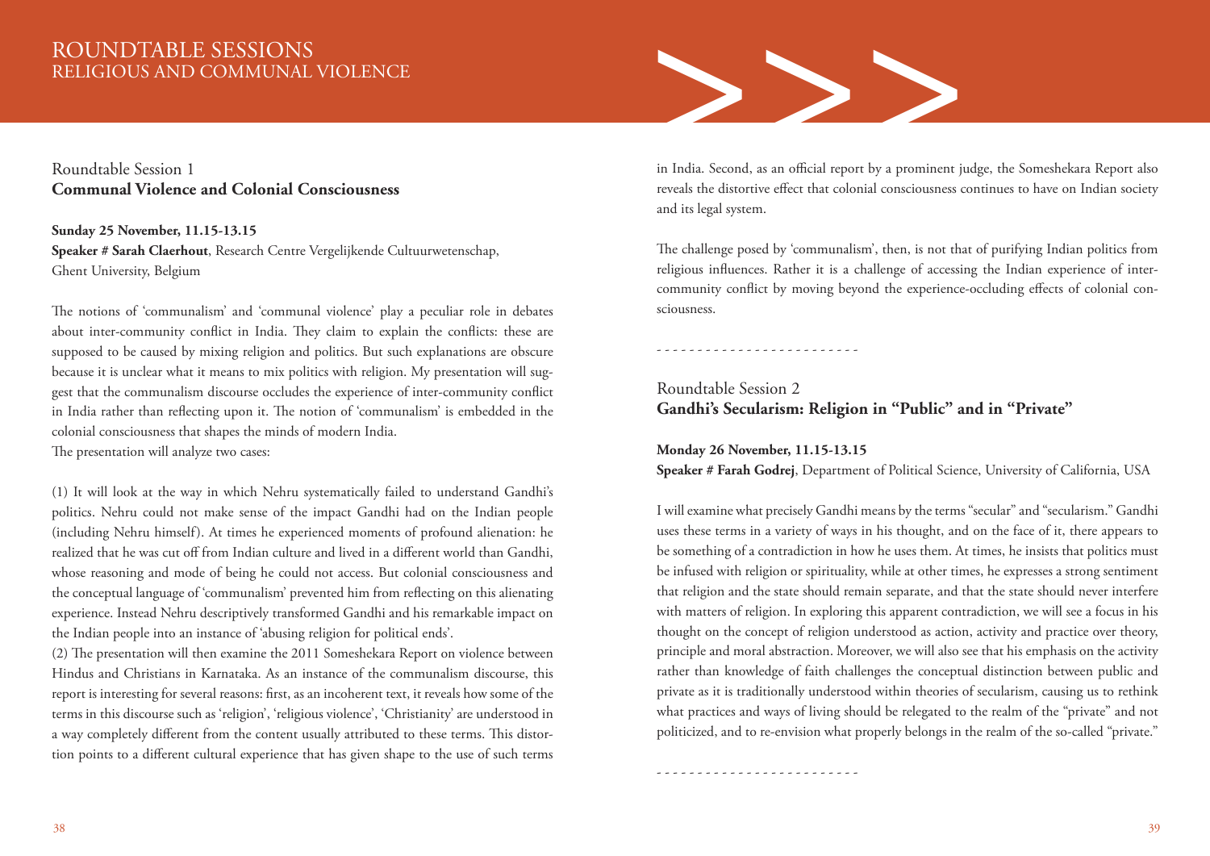# ROUNDTABLE SESSIONS
## RELIGIOUS AND COMMUNAL VIOLENCE

### Roundtable Session 1
**Communal Violence and Colonial Consciousness**

**Sunday 25 November, 11.15-13.15**
**Speaker # Sarah Claerhout**, Research Centre Vergelijkende Cultuurwetenschap, Ghent University, Belgium

The notions of 'communalism' and 'communal violence' play a peculiar role in debates about inter-community conflict in India. They claim to explain the conflicts: these are supposed to be caused by mixing religion and politics. But such explanations are obscure because it is unclear what it means to mix politics with religion. My presentation will suggest that the communalism discourse occludes the experience of inter-community conflict in India rather than reflecting upon it. The notion of 'communalism' is embedded in the colonial consciousness that shapes the minds of modern India.
The presentation will analyze two cases:

(1) It will look at the way in which Nehru systematically failed to understand Gandhi's politics. Nehru could not make sense of the impact Gandhi had on the Indian people (including Nehru himself). At times he experienced moments of profound alienation: he realized that he was cut off from Indian culture and lived in a different world than Gandhi, whose reasoning and mode of being he could not access. But colonial consciousness and the conceptual language of 'communalism' prevented him from reflecting on this alienating experience. Instead Nehru descriptively transformed Gandhi and his remarkable impact on the Indian people into an instance of 'abusing religion for political ends'.
(2) The presentation will then examine the 2011 Someshekara Report on violence between Hindus and Christians in Karnataka. As an instance of the communalism discourse, this report is interesting for several reasons: first, as an incoherent text, it reveals how some of the terms in this discourse such as 'religion', 'religious violence', 'Christianity' are understood in a way completely different from the content usually attributed to these terms. This distortion points to a different cultural experience that has given shape to the use of such terms in India. Second, as an official report by a prominent judge, the Someshekara Report also reveals the distortive effect that colonial consciousness continues to have on Indian society and its legal system.

The challenge posed by 'communalism', then, is not that of purifying Indian politics from religious influences. Rather it is a challenge of accessing the Indian experience of inter-community conflict by moving beyond the experience-occluding effects of colonial consciousness.

- - - - - - - - - - - - - - - - - - - - - - - -

### Roundtable Session 2
**Gandhi's Secularism: Religion in "Public" and in "Private"**

**Monday 26 November, 11.15-13.15**
**Speaker # Farah Godrej**, Department of Political Science, University of California, USA

I will examine what precisely Gandhi means by the terms "secular" and "secularism." Gandhi uses these terms in a variety of ways in his thought, and on the face of it, there appears to be something of a contradiction in how he uses them. At times, he insists that politics must be infused with religion or spirituality, while at other times, he expresses a strong sentiment that religion and the state should remain separate, and that the state should never interfere with matters of religion. In exploring this apparent contradiction, we will see a focus in his thought on the concept of religion understood as action, activity and practice over theory, principle and moral abstraction. Moreover, we will also see that his emphasis on the activity rather than knowledge of faith challenges the conceptual distinction between public and private as it is traditionally understood within theories of secularism, causing us to rethink what practices and ways of living should be relegated to the realm of the "private" and not politicized, and to re-envision what properly belongs in the realm of the so-called "private."

- - - - - - - - - - - - - - - - - - - - - - - -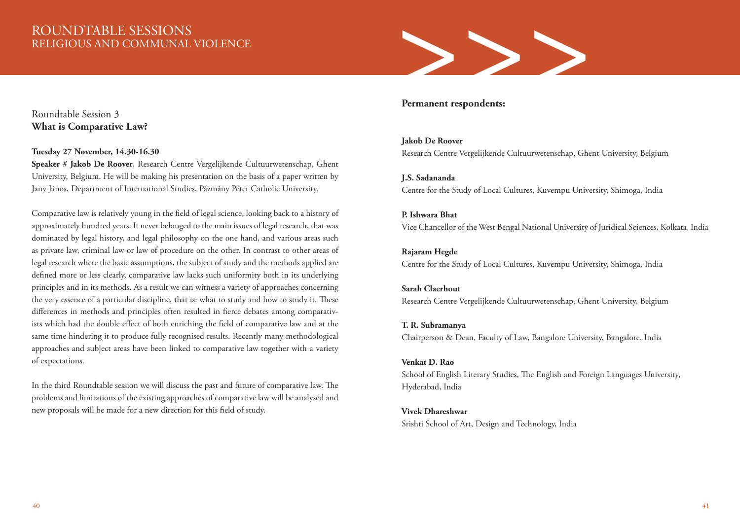# ROUNDTABLE SESSIONS
## RELIGIOUS AND COMMUNAL VIOLENCE

Roundtable Session 3
**What is Comparative Law?**

**Tuesday 27 November, 14.30-16.30**
**Speaker # Jakob De Roover**, Research Centre Vergelijkende Cultuurwetenschap, Ghent University, Belgium. He will be making his presentation on the basis of a paper written by Jany János, Department of International Studies, Pázmány Péter Catholic University.

Comparative law is relatively young in the field of legal science, looking back to a history of approximately hundred years. It never belonged to the main issues of legal research, that was dominated by legal history, and legal philosophy on the one hand, and various areas such as private law, criminal law or law of procedure on the other. In contrast to other areas of legal research where the basic assumptions, the subject of study and the methods applied are defined more or less clearly, comparative law lacks such uniformity both in its underlying principles and in its methods. As a result we can witness a variety of approaches concerning the very essence of a particular discipline, that is: what to study and how to study it. These differences in methods and principles often resulted in fierce debates among comparativists which had the double effect of both enriching the field of comparative law and at the same time hindering it to produce fully recognised results. Recently many methodological approaches and subject areas have been linked to comparative law together with a variety of expectations.

In the third Roundtable session we will discuss the past and future of comparative law. The problems and limitations of the existing approaches of comparative law will be analysed and new proposals will be made for a new direction for this field of study.

**Permanent respondents:**

**Jakob De Roover**
Research Centre Vergelijkende Cultuurwetenschap, Ghent University, Belgium

**J.S. Sadananda**
Centre for the Study of Local Cultures, Kuvempu University, Shimoga, India

**P. Ishwara Bhat**
Vice Chancellor of the West Bengal National University of Juridical Sciences, Kolkata, India

**Rajaram Hegde**
Centre for the Study of Local Cultures, Kuvempu University, Shimoga, India

**Sarah Claerhout**
Research Centre Vergelijkende Cultuurwetenschap, Ghent University, Belgium

**T. R. Subramanya**
Chairperson & Dean, Faculty of Law, Bangalore University, Bangalore, India

**Venkat D. Rao**
School of English Literary Studies, The English and Foreign Languages University, Hyderabad, India

**Vivek Dhareshwar**
Srishti School of Art, Design and Technology, India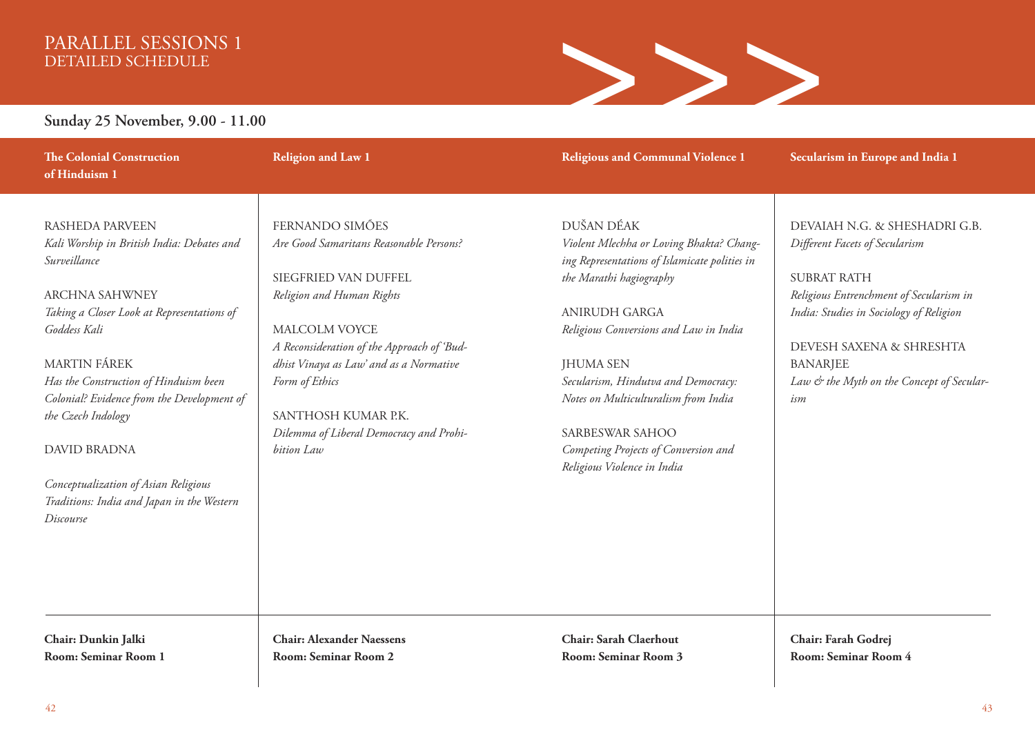# PARALLEL SESSIONS 1
## DETAILED SCHEDULE

**Sunday 25 November, 9.00 - 11.00**

### The Colonial Construction of Hinduism 1

RASHEDA PARVEEN
*Kali Worship in British India: Debates and Surveillance*

ARCHNA SAHWNEY
*Taking a Closer Look at Representations of Goddess Kali*

MARTIN FÁREK
*Has the Construction of Hinduism been Colonial? Evidence from the Development of the Czech Indology*

DAVID BRADNA
*Conceptualization of Asian Religious Traditions: India and Japan in the Western Discourse*

**Chair: Dunkin Jalki**
**Room: Seminar Room 1**

### Religion and Law 1

FERNANDO SIMÕES
*Are Good Samaritans Reasonable Persons?*

SIEGFRIED VAN DUFFEL
*Religion and Human Rights*

MALCOLM VOYCE
*A Reconsideration of the Approach of 'Buddhist Vinaya as Law' and as a Normative Form of Ethics*

SANTHOSH KUMAR P.K.
*Dilemma of Liberal Democracy and Prohibition Law*

**Chair: Alexander Naessens**
**Room: Seminar Room 2**

### Religious and Communal Violence 1

DUŠAN DÉAK
*Violent Mlechha or Loving Bhakta? Changing Representations of Islamicate polities in the Marathi hagiography*

ANIRUDH GARGA
*Religious Conversions and Law in India*

JHUMA SEN
*Secularism, Hindutva and Democracy: Notes on Multiculturalism from India*

SARBESWAR SAHOO
*Competing Projects of Conversion and Religious Violence in India*

**Chair: Sarah Claerhout**
**Room: Seminar Room 3**

### Secularism in Europe and India 1

DEVAIAH N.G. & SHESHADRI G.B.
*Different Facets of Secularism*

SUBRAT RATH
*Religious Entrenchment of Secularism in India: Studies in Sociology of Religion*

DEVESH SAXENA & SHRESHTA BANARJEE
*Law & the Myth on the Concept of Secularism*

**Chair: Farah Godrej**
**Room: Seminar Room 4**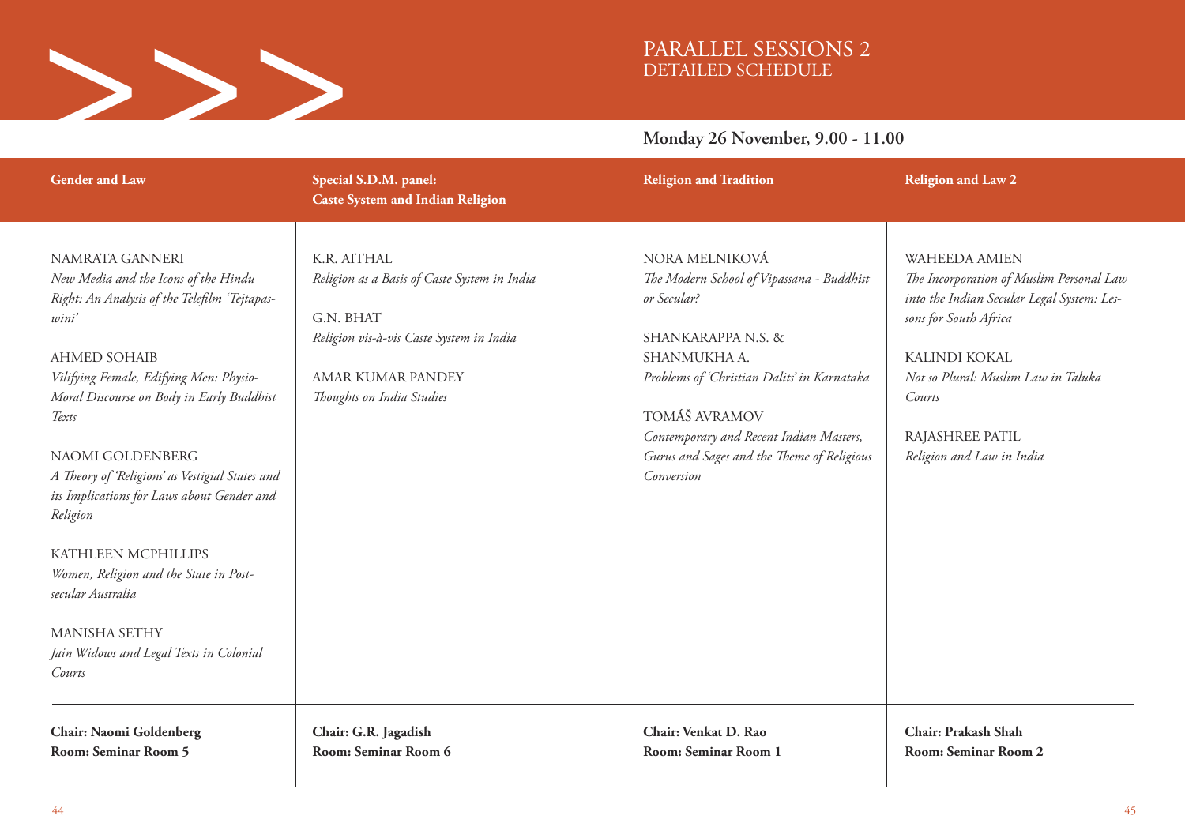# PARALLEL SESSIONS 2
## DETAILED SCHEDULE

**Monday 26 November, 9.00 - 11.00**

### Gender and Law

NAMRATA GANNERI
*New Media and the Icons of the Hindu Right: An Analysis of the Telefilm 'Tejtapaswini'*

AHMED SOHAIB
*Vilifying Female, Edifying Men: Physio-Moral Discourse on Body in Early Buddhist Texts*

NAOMI GOLDENBERG
*A Theory of 'Religions' as Vestigial States and its Implications for Laws about Gender and Religion*

KATHLEEN MCPHILLIPS
*Women, Religion and the State in Post-secular Australia*

MANISHA SETHY
*Jain Widows and Legal Texts in Colonial Courts*

**Chair: Naomi Goldenberg**
**Room: Seminar Room 5**

### Special S.D.M. panel: Caste System and Indian Religion

K.R. AITHAL
*Religion as a Basis of Caste System in India*

G.N. BHAT
*Religion vis-à-vis Caste System in India*

AMAR KUMAR PANDEY
*Thoughts on India Studies*

**Chair: G.R. Jagadish**
**Room: Seminar Room 6**

### Religion and Tradition

NORA MELNIKOVÁ
*The Modern School of Vipassana - Buddhist or Secular?*

SHANKARAPPA N.S. & SHANMUKHA A.
*Problems of 'Christian Dalits' in Karnataka*

TOMÁŠ AVRAMOV
*Contemporary and Recent Indian Masters, Gurus and Sages and the Theme of Religious Conversion*

**Chair: Venkat D. Rao**
**Room: Seminar Room 1**

### Religion and Law 2

WAHEEDA AMIEN
*The Incorporation of Muslim Personal Law into the Indian Secular Legal System: Lessons for South Africa*

KALINDI KOKAL
*Not so Plural: Muslim Law in Taluka Courts*

RAJASHREE PATIL
*Religion and Law in India*

**Chair: Prakash Shah**
**Room: Seminar Room 2**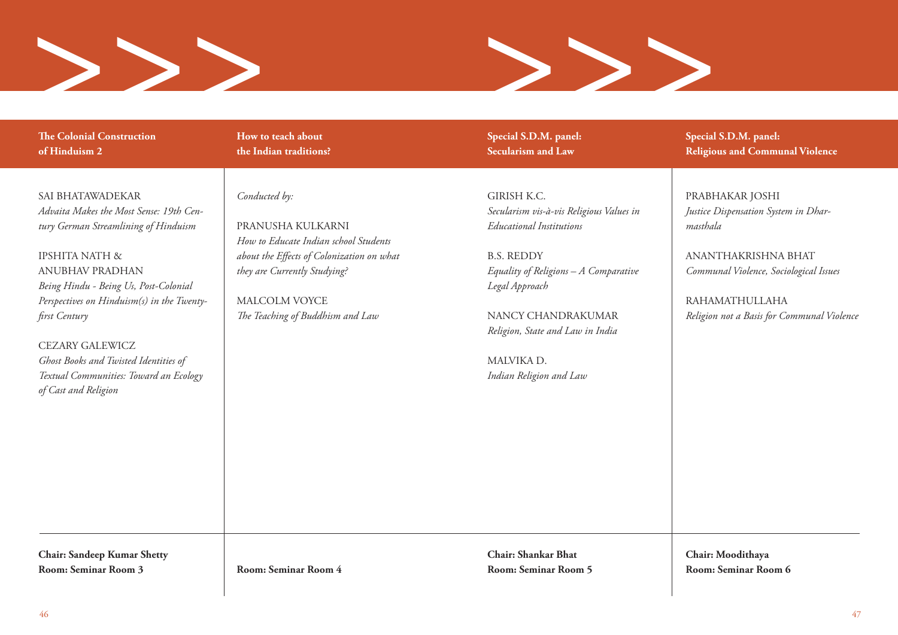## The Colonial Construction of Hinduism 2

SAI BHATAWADEKAR
*Advaita Makes the Most Sense: 19th Century German Streamlining of Hinduism*

IPSHITA NATH & ANUBHAV PRADHAN
*Being Hindu - Being Us, Post-Colonial Perspectives on Hinduism(s) in the Twenty-first Century*

CEZARY GALEWICZ
*Ghost Books and Twisted Identities of Textual Communities: Toward an Ecology of Cast and Religion*

**Chair: Sandeep Kumar Shetty**
**Room: Seminar Room 3**

## How to teach about the Indian traditions?

*Conducted by:*

PRANUSHA KULKARNI
*How to Educate Indian school Students about the Effects of Colonization on what they are Currently Studying?*

MALCOLM VOYCE
*The Teaching of Buddhism and Law*

**Room: Seminar Room 4**

## Special S.D.M. panel: Secularism and Law

GIRISH K.C.
*Secularism vis-à-vis Religious Values in Educational Institutions*

B.S. REDDY
*Equality of Religions – A Comparative Legal Approach*

NANCY CHANDRAKUMAR
*Religion, State and Law in India*

MALVIKA D.
*Indian Religion and Law*

**Chair: Shankar Bhat**
**Room: Seminar Room 5**

## Special S.D.M. panel: Religious and Communal Violence

PRABHAKAR JOSHI
*Justice Dispensation System in Dharmasthala*

ANANTHAKRISHNA BHAT
*Communal Violence, Sociological Issues*

RAHAMATHULLAHA
*Religion not a Basis for Communal Violence*

**Chair: Moodithaya**
**Room: Seminar Room 6**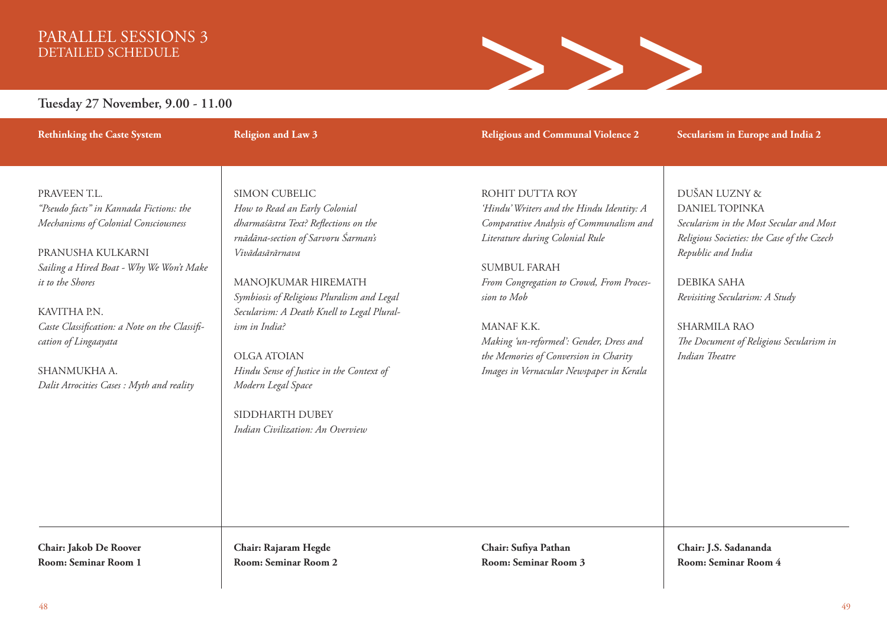# PARALLEL SESSIONS 3
## DETAILED SCHEDULE

**Tuesday 27 November, 9.00 - 11.00**

### Rethinking the Caste System

PRAVEEN T.L.
*"Pseudo facts" in Kannada Fictions: the Mechanisms of Colonial Consciousness*

PRANUSHA KULKARNI
*Sailing a Hired Boat - Why We Won't Make it to the Shores*

KAVITHA P.N.
*Caste Classification: a Note on the Classification of Lingaayata*

SHANMUKHA A.
*Dalit Atrocities Cases : Myth and reality*

**Chair: Jakob De Roover**
**Room: Seminar Room 1**

### Religion and Law 3

SIMON CUBELIC
*How to Read an Early Colonial dharmaśāstra Text? Reflections on the rnādāna-section of Sarvoru Śarman's Vivādasārārnava*

MANOJKUMAR HIREMATH
*Symbiosis of Religious Pluralism and Legal Secularism: A Death Knell to Legal Pluralism in India?*

OLGA ATOIAN
*Hindu Sense of Justice in the Context of Modern Legal Space*

SIDDHARTH DUBEY
*Indian Civilization: An Overview*

**Chair: Rajaram Hegde**
**Room: Seminar Room 2**

### Religious and Communal Violence 2

ROHIT DUTTA ROY
*'Hindu' Writers and the Hindu Identity: A Comparative Analysis of Communalism and Literature during Colonial Rule*

SUMBUL FARAH
*From Congregation to Crowd, From Procession to Mob*

MANAF K.K.
*Making 'un-reformed': Gender, Dress and the Memories of Conversion in Charity Images in Vernacular Newspaper in Kerala*

**Chair: Sufiya Pathan**
**Room: Seminar Room 3**

### Secularism in Europe and India 2

DUŠAN LUZNY & DANIEL TOPINKA
*Secularism in the Most Secular and Most Religious Societies: the Case of the Czech Republic and India*

DEBIKA SAHA
*Revisiting Secularism: A Study*

SHARMILA RAO
*The Document of Religious Secularism in Indian Theatre*

**Chair: J.S. Sadananda**
**Room: Seminar Room 4**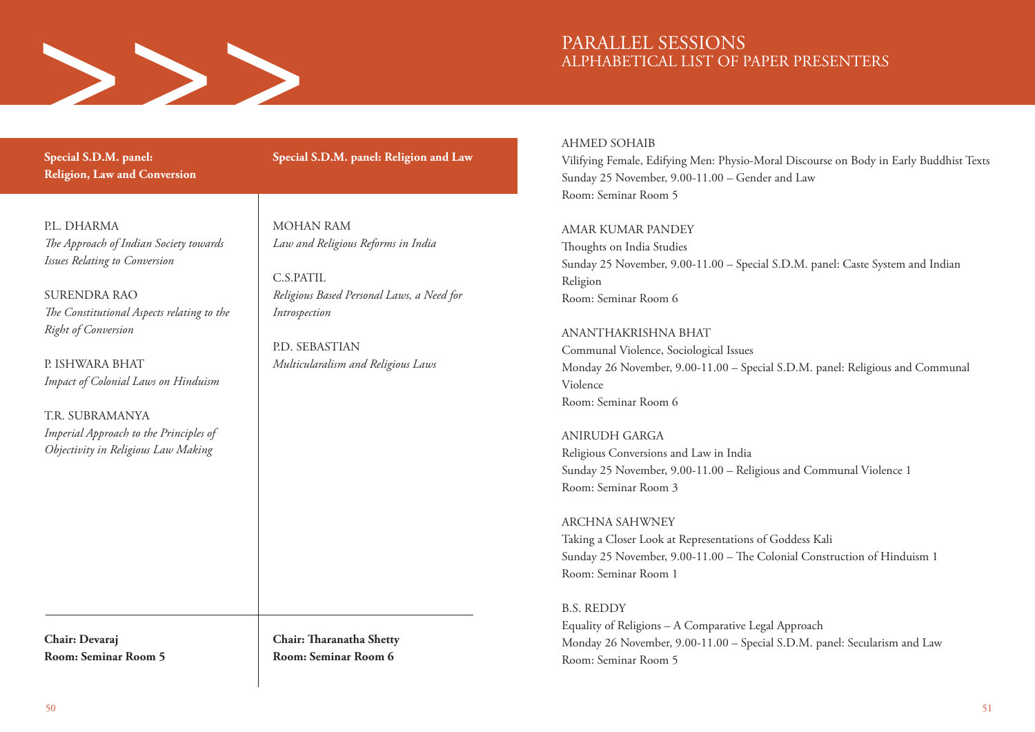## Special S.D.M. panel: Religion, Law and Conversion

P.L. DHARMA
*The Approach of Indian Society towards Issues Relating to Conversion*

SURENDRA RAO
*The Constitutional Aspects relating to the Right of Conversion*

P. ISHWARA BHAT
*Impact of Colonial Laws on Hinduism*

T.R. SUBRAMANYA
*Imperial Approach to the Principles of Objectivity in Religious Law Making*

**Chair: Devaraj**
**Room: Seminar Room 5**

## Special S.D.M. panel: Religion and Law

MOHAN RAM
*Law and Religious Reforms in India*

C.S.PATIL
*Religious Based Personal Laws, a Need for Introspection*

P.D. SEBASTIAN
*Multicularalism and Religious Laws*

**Chair: Tharanatha Shetty**
**Room: Seminar Room 6**

# PARALLEL SESSIONS
## ALPHABETICAL LIST OF PAPER PRESENTERS

AHMED SOHAIB
Vilifying Female, Edifying Men: Physio-Moral Discourse on Body in Early Buddhist Texts
Sunday 25 November, 9.00-11.00 – Gender and Law
Room: Seminar Room 5

AMAR KUMAR PANDEY
Thoughts on India Studies
Sunday 25 November, 9.00-11.00 – Special S.D.M. panel: Caste System and Indian Religion
Room: Seminar Room 6

ANANTHAKRISHNA BHAT
Communal Violence, Sociological Issues
Monday 26 November, 9.00-11.00 – Special S.D.M. panel: Religious and Communal Violence
Room: Seminar Room 6

ANIRUDH GARGA
Religious Conversions and Law in India
Sunday 25 November, 9.00-11.00 – Religious and Communal Violence 1
Room: Seminar Room 3

ARCHNA SAHWNEY
Taking a Closer Look at Representations of Goddess Kali
Sunday 25 November, 9.00-11.00 – The Colonial Construction of Hinduism 1
Room: Seminar Room 1

B.S. REDDY
Equality of Religions – A Comparative Legal Approach
Monday 26 November, 9.00-11.00 – Special S.D.M. panel: Secularism and Law
Room: Seminar Room 5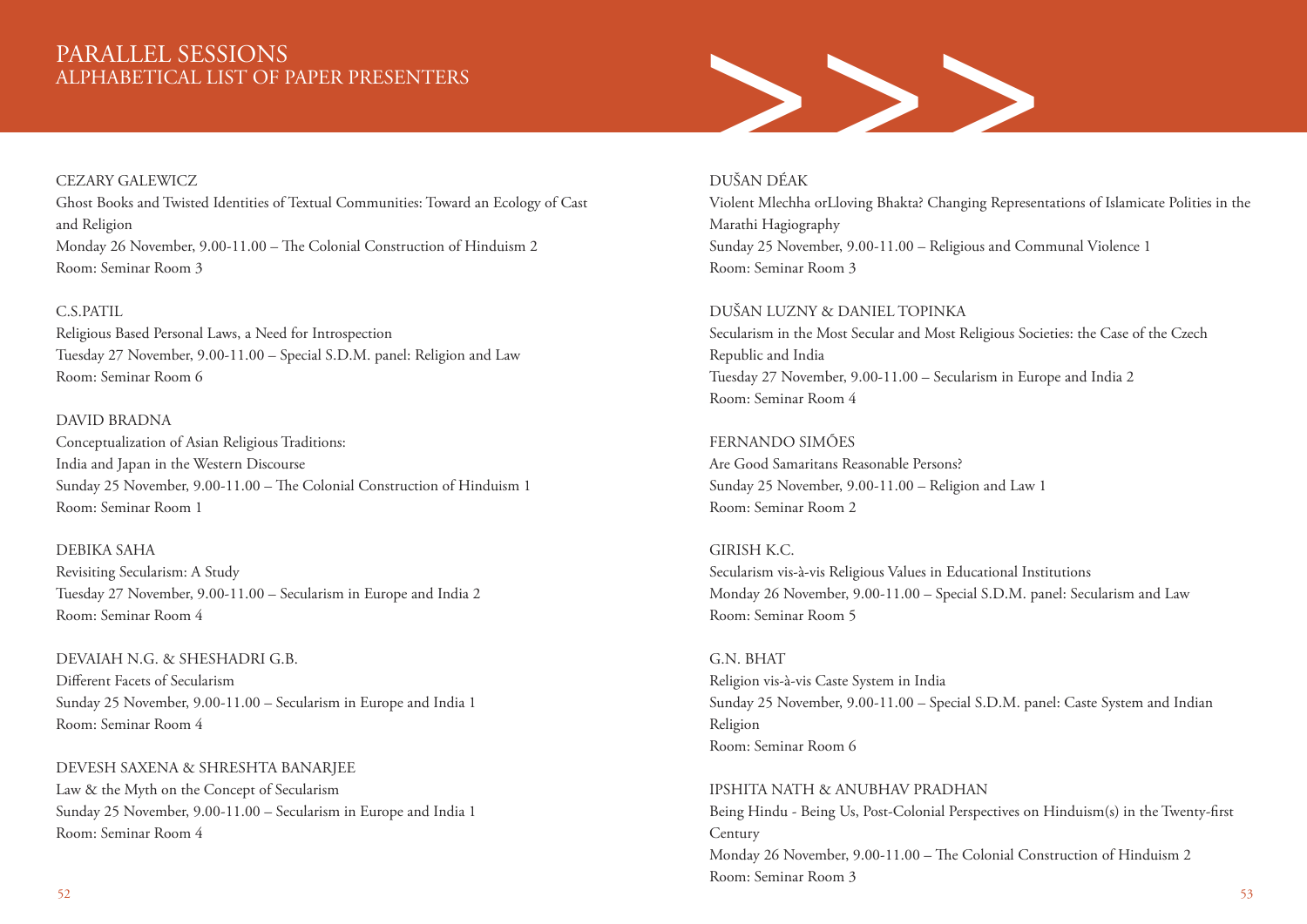# PARALLEL SESSIONS
## ALPHABETICAL LIST OF PAPER PRESENTERS

CEZARY GALEWICZ
Ghost Books and Twisted Identities of Textual Communities: Toward an Ecology of Cast and Religion
Monday 26 November, 9.00-11.00 – The Colonial Construction of Hinduism 2
Room: Seminar Room 3

C.S.PATIL
Religious Based Personal Laws, a Need for Introspection
Tuesday 27 November, 9.00-11.00 – Special S.D.M. panel: Religion and Law
Room: Seminar Room 6

DAVID BRADNA
Conceptualization of Asian Religious Traditions:
India and Japan in the Western Discourse
Sunday 25 November, 9.00-11.00 – The Colonial Construction of Hinduism 1
Room: Seminar Room 1

DEBIKA SAHA
Revisiting Secularism: A Study
Tuesday 27 November, 9.00-11.00 – Secularism in Europe and India 2
Room: Seminar Room 4

DEVAIAH N.G. & SHESHADRI G.B.
Different Facets of Secularism
Sunday 25 November, 9.00-11.00 – Secularism in Europe and India 1
Room: Seminar Room 4

DEVESH SAXENA & SHRESHTA BANARJEE
Law & the Myth on the Concept of Secularism
Sunday 25 November, 9.00-11.00 – Secularism in Europe and India 1
Room: Seminar Room 4

DUŠAN DÉAK
Violent Mlechha orLloving Bhakta? Changing Representations of Islamicate Polities in the Marathi Hagiography
Sunday 25 November, 9.00-11.00 – Religious and Communal Violence 1
Room: Seminar Room 3

DUŠAN LUZNY & DANIEL TOPINKA
Secularism in the Most Secular and Most Religious Societies: the Case of the Czech Republic and India
Tuesday 27 November, 9.00-11.00 – Secularism in Europe and India 2
Room: Seminar Room 4

FERNANDO SIMÕES
Are Good Samaritans Reasonable Persons?
Sunday 25 November, 9.00-11.00 – Religion and Law 1
Room: Seminar Room 2

GIRISH K.C.
Secularism vis-à-vis Religious Values in Educational Institutions
Monday 26 November, 9.00-11.00 – Special S.D.M. panel: Secularism and Law
Room: Seminar Room 5

G.N. BHAT
Religion vis-à-vis Caste System in India
Sunday 25 November, 9.00-11.00 – Special S.D.M. panel: Caste System and Indian Religion
Room: Seminar Room 6

IPSHITA NATH & ANUBHAV PRADHAN
Being Hindu - Being Us, Post-Colonial Perspectives on Hinduism(s) in the Twenty-first Century
Monday 26 November, 9.00-11.00 – The Colonial Construction of Hinduism 2
Room: Seminar Room 3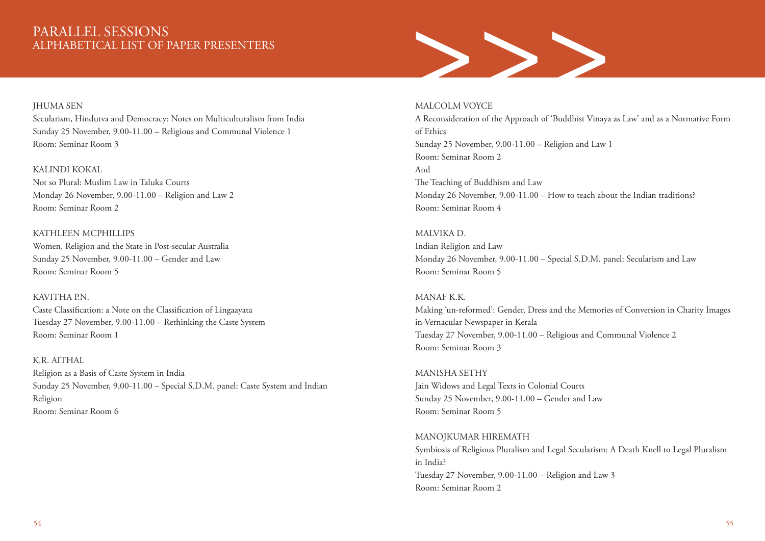# PARALLEL SESSIONS
## ALPHABETICAL LIST OF PAPER PRESENTERS

JHUMA SEN
Secularism, Hindutva and Democracy: Notes on Multiculturalism from India
Sunday 25 November, 9.00-11.00 – Religious and Communal Violence 1
Room: Seminar Room 3

KALINDI KOKAL
Not so Plural: Muslim Law in Taluka Courts
Monday 26 November, 9.00-11.00 – Religion and Law 2
Room: Seminar Room 2

KATHLEEN MCPHILLIPS
Women, Religion and the State in Post-secular Australia
Sunday 25 November, 9.00-11.00 – Gender and Law
Room: Seminar Room 5

KAVITHA P.N.
Caste Classification: a Note on the Classification of Lingaayata
Tuesday 27 November, 9.00-11.00 – Rethinking the Caste System
Room: Seminar Room 1

K.R. AITHAL
Religion as a Basis of Caste System in India
Sunday 25 November, 9.00-11.00 – Special S.D.M. panel: Caste System and Indian Religion
Room: Seminar Room 6

MALCOLM VOYCE
A Reconsideration of the Approach of 'Buddhist Vinaya as Law' and as a Normative Form of Ethics
Sunday 25 November, 9.00-11.00 – Religion and Law 1
Room: Seminar Room 2
And
The Teaching of Buddhism and Law
Monday 26 November, 9.00-11.00 – How to teach about the Indian traditions?
Room: Seminar Room 4

MALVIKA D.
Indian Religion and Law
Monday 26 November, 9.00-11.00 – Special S.D.M. panel: Secularism and Law
Room: Seminar Room 5

MANAF K.K.
Making 'un-reformed': Gender, Dress and the Memories of Conversion in Charity Images in Vernacular Newspaper in Kerala
Tuesday 27 November, 9.00-11.00 – Religious and Communal Violence 2
Room: Seminar Room 3

MANISHA SETHY
Jain Widows and Legal Texts in Colonial Courts
Sunday 25 November, 9.00-11.00 – Gender and Law
Room: Seminar Room 5

MANOJKUMAR HIREMATH
Symbiosis of Religious Pluralism and Legal Secularism: A Death Knell to Legal Pluralism in India?
Tuesday 27 November, 9.00-11.00 – Religion and Law 3
Room: Seminar Room 2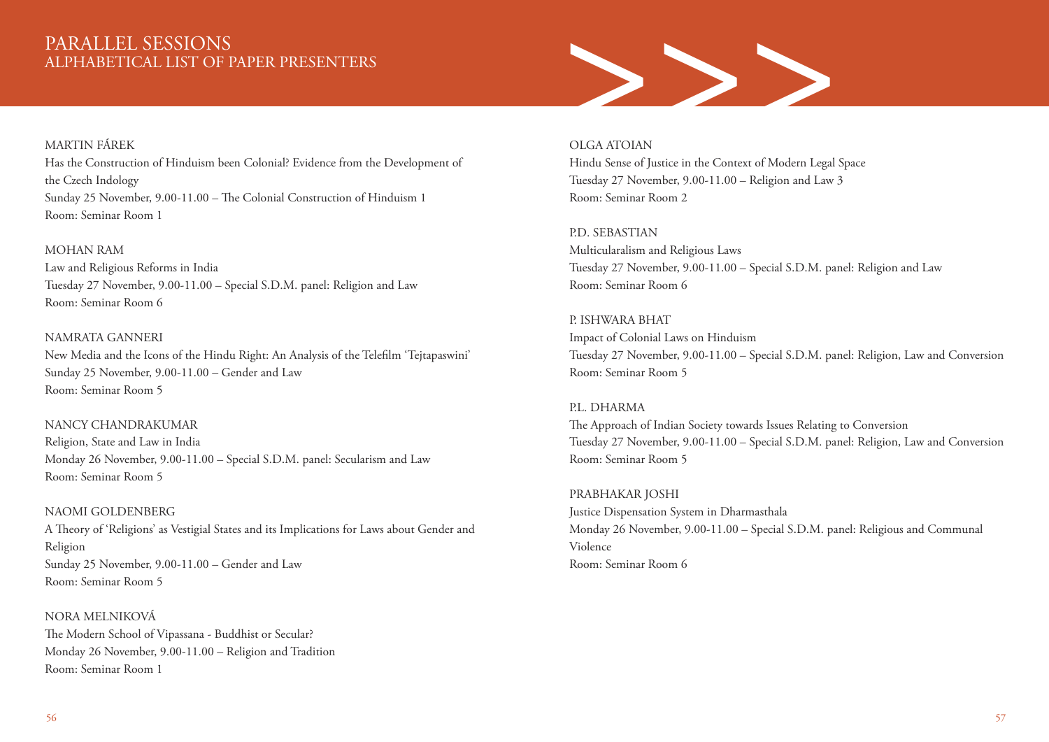# PARALLEL SESSIONS
## ALPHABETICAL LIST OF PAPER PRESENTERS

MARTIN FÁREK
Has the Construction of Hinduism been Colonial? Evidence from the Development of the Czech Indology
Sunday 25 November, 9.00-11.00 – The Colonial Construction of Hinduism 1
Room: Seminar Room 1

MOHAN RAM
Law and Religious Reforms in India
Tuesday 27 November, 9.00-11.00 – Special S.D.M. panel: Religion and Law
Room: Seminar Room 6

NAMRATA GANNERI
New Media and the Icons of the Hindu Right: An Analysis of the Telefilm 'Tejtapaswini'
Sunday 25 November, 9.00-11.00 – Gender and Law
Room: Seminar Room 5

NANCY CHANDRAKUMAR
Religion, State and Law in India
Monday 26 November, 9.00-11.00 – Special S.D.M. panel: Secularism and Law
Room: Seminar Room 5

NAOMI GOLDENBERG
A Theory of 'Religions' as Vestigial States and its Implications for Laws about Gender and Religion
Sunday 25 November, 9.00-11.00 – Gender and Law
Room: Seminar Room 5

NORA MELNIKOVÁ
The Modern School of Vipassana - Buddhist or Secular?
Monday 26 November, 9.00-11.00 – Religion and Tradition
Room: Seminar Room 1

OLGA ATOIAN
Hindu Sense of Justice in the Context of Modern Legal Space
Tuesday 27 November, 9.00-11.00 – Religion and Law 3
Room: Seminar Room 2

P.D. SEBASTIAN
Multicularalism and Religious Laws
Tuesday 27 November, 9.00-11.00 – Special S.D.M. panel: Religion and Law
Room: Seminar Room 6

P. ISHWARA BHAT
Impact of Colonial Laws on Hinduism
Tuesday 27 November, 9.00-11.00 – Special S.D.M. panel: Religion, Law and Conversion
Room: Seminar Room 5

P.L. DHARMA
The Approach of Indian Society towards Issues Relating to Conversion
Tuesday 27 November, 9.00-11.00 – Special S.D.M. panel: Religion, Law and Conversion
Room: Seminar Room 5

PRABHAKAR JOSHI
Justice Dispensation System in Dharmasthala
Monday 26 November, 9.00-11.00 – Special S.D.M. panel: Religious and Communal Violence
Room: Seminar Room 6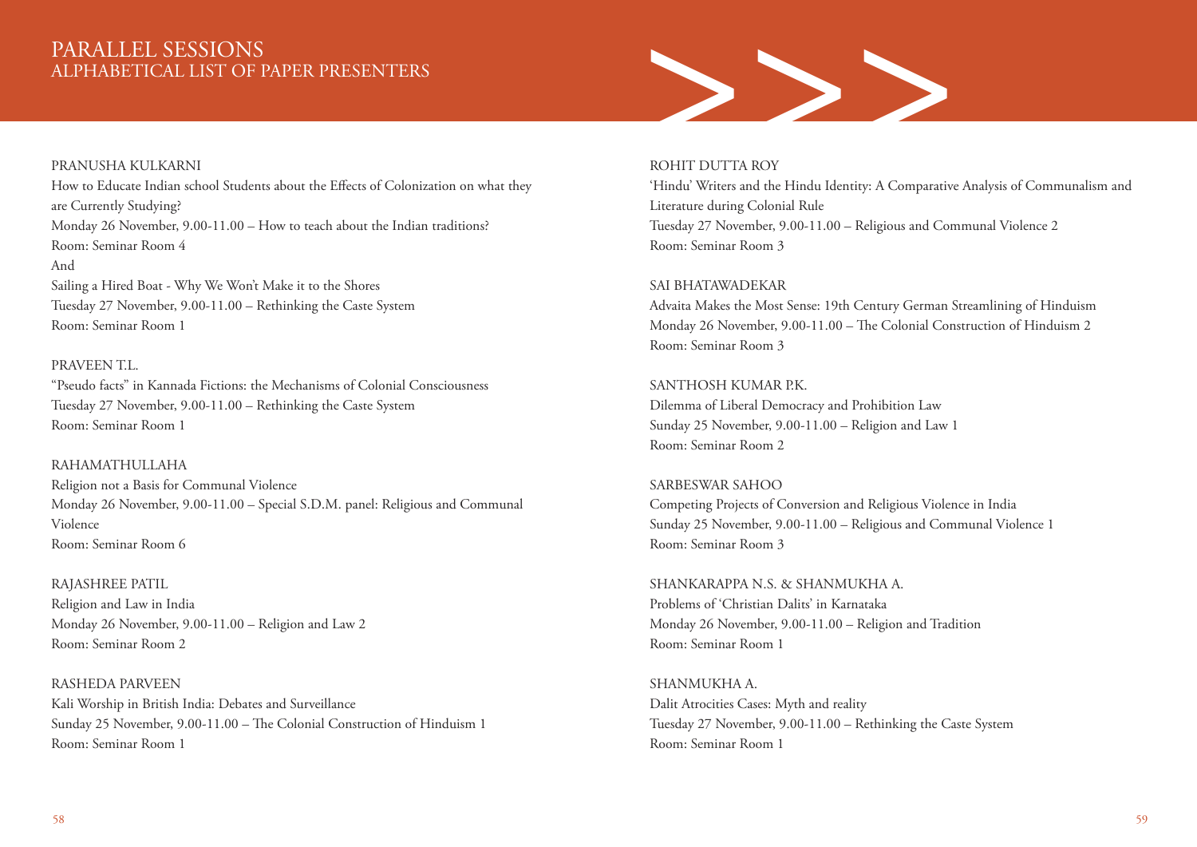# PARALLEL SESSIONS
## ALPHABETICAL LIST OF PAPER PRESENTERS

PRANUSHA KULKARNI
How to Educate Indian school Students about the Effects of Colonization on what they are Currently Studying?
Monday 26 November, 9.00-11.00 – How to teach about the Indian traditions?
Room: Seminar Room 4
And
Sailing a Hired Boat - Why We Won't Make it to the Shores
Tuesday 27 November, 9.00-11.00 – Rethinking the Caste System
Room: Seminar Room 1

PRAVEEN T.L.
"Pseudo facts" in Kannada Fictions: the Mechanisms of Colonial Consciousness
Tuesday 27 November, 9.00-11.00 – Rethinking the Caste System
Room: Seminar Room 1

RAHAMATHULLAHA
Religion not a Basis for Communal Violence
Monday 26 November, 9.00-11.00 – Special S.D.M. panel: Religious and Communal Violence
Room: Seminar Room 6

RAJASHREE PATIL
Religion and Law in India
Monday 26 November, 9.00-11.00 – Religion and Law 2
Room: Seminar Room 2

RASHEDA PARVEEN
Kali Worship in British India: Debates and Surveillance
Sunday 25 November, 9.00-11.00 – The Colonial Construction of Hinduism 1
Room: Seminar Room 1

ROHIT DUTTA ROY
'Hindu' Writers and the Hindu Identity: A Comparative Analysis of Communalism and Literature during Colonial Rule
Tuesday 27 November, 9.00-11.00 – Religious and Communal Violence 2
Room: Seminar Room 3

SAI BHATAWADEKAR
Advaita Makes the Most Sense: 19th Century German Streamlining of Hinduism
Monday 26 November, 9.00-11.00 – The Colonial Construction of Hinduism 2
Room: Seminar Room 3

SANTHOSH KUMAR P.K.
Dilemma of Liberal Democracy and Prohibition Law
Sunday 25 November, 9.00-11.00 – Religion and Law 1
Room: Seminar Room 2

SARBESWAR SAHOO
Competing Projects of Conversion and Religious Violence in India
Sunday 25 November, 9.00-11.00 – Religious and Communal Violence 1
Room: Seminar Room 3

SHANKARAPPA N.S. & SHANMUKHA A.
Problems of 'Christian Dalits' in Karnataka
Monday 26 November, 9.00-11.00 – Religion and Tradition
Room: Seminar Room 1

SHANMUKHA A.
Dalit Atrocities Cases: Myth and reality
Tuesday 27 November, 9.00-11.00 – Rethinking the Caste System
Room: Seminar Room 1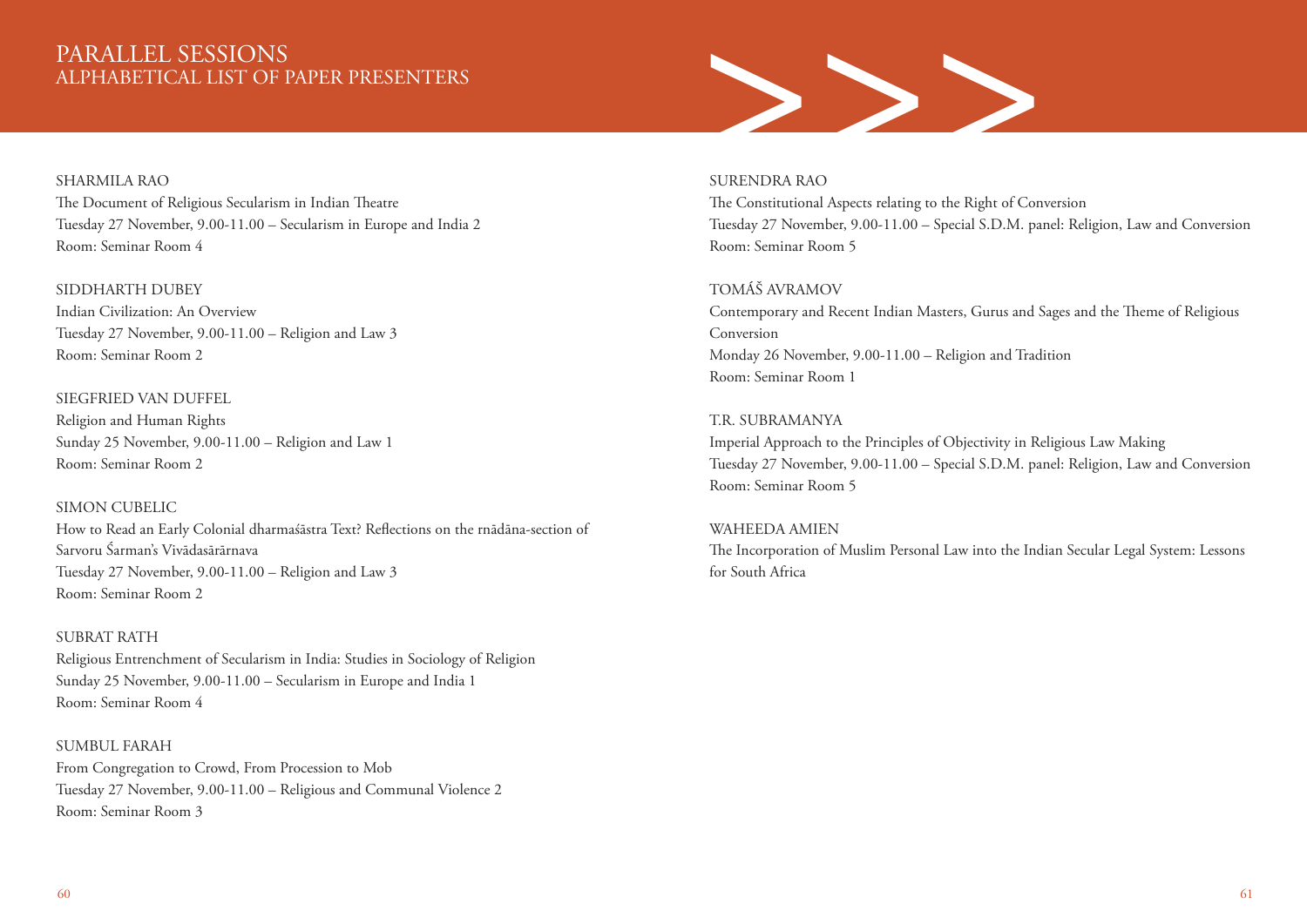# PARALLEL SESSIONS
## ALPHABETICAL LIST OF PAPER PRESENTERS

SHARMILA RAO
The Document of Religious Secularism in Indian Theatre
Tuesday 27 November, 9.00-11.00 – Secularism in Europe and India 2
Room: Seminar Room 4

SIDDHARTH DUBEY
Indian Civilization: An Overview
Tuesday 27 November, 9.00-11.00 – Religion and Law 3
Room: Seminar Room 2

SIEGFRIED VAN DUFFEL
Religion and Human Rights
Sunday 25 November, 9.00-11.00 – Religion and Law 1
Room: Seminar Room 2

SIMON CUBELIC
How to Read an Early Colonial dharmaśāstra Text? Reflections on the rnādāna-section of Sarvoru Śarman's Vivādasārārnava
Tuesday 27 November, 9.00-11.00 – Religion and Law 3
Room: Seminar Room 2

SUBRAT RATH
Religious Entrenchment of Secularism in India: Studies in Sociology of Religion
Sunday 25 November, 9.00-11.00 – Secularism in Europe and India 1
Room: Seminar Room 4

SUMBUL FARAH
From Congregation to Crowd, From Procession to Mob
Tuesday 27 November, 9.00-11.00 – Religious and Communal Violence 2
Room: Seminar Room 3

SURENDRA RAO
The Constitutional Aspects relating to the Right of Conversion
Tuesday 27 November, 9.00-11.00 – Special S.D.M. panel: Religion, Law and Conversion
Room: Seminar Room 5

TOMÁŠ AVRAMOV
Contemporary and Recent Indian Masters, Gurus and Sages and the Theme of Religious Conversion
Monday 26 November, 9.00-11.00 – Religion and Tradition
Room: Seminar Room 1

T.R. SUBRAMANYA
Imperial Approach to the Principles of Objectivity in Religious Law Making
Tuesday 27 November, 9.00-11.00 – Special S.D.M. panel: Religion, Law and Conversion
Room: Seminar Room 5

WAHEEDA AMIEN
The Incorporation of Muslim Personal Law into the Indian Secular Legal System: Lessons for South Africa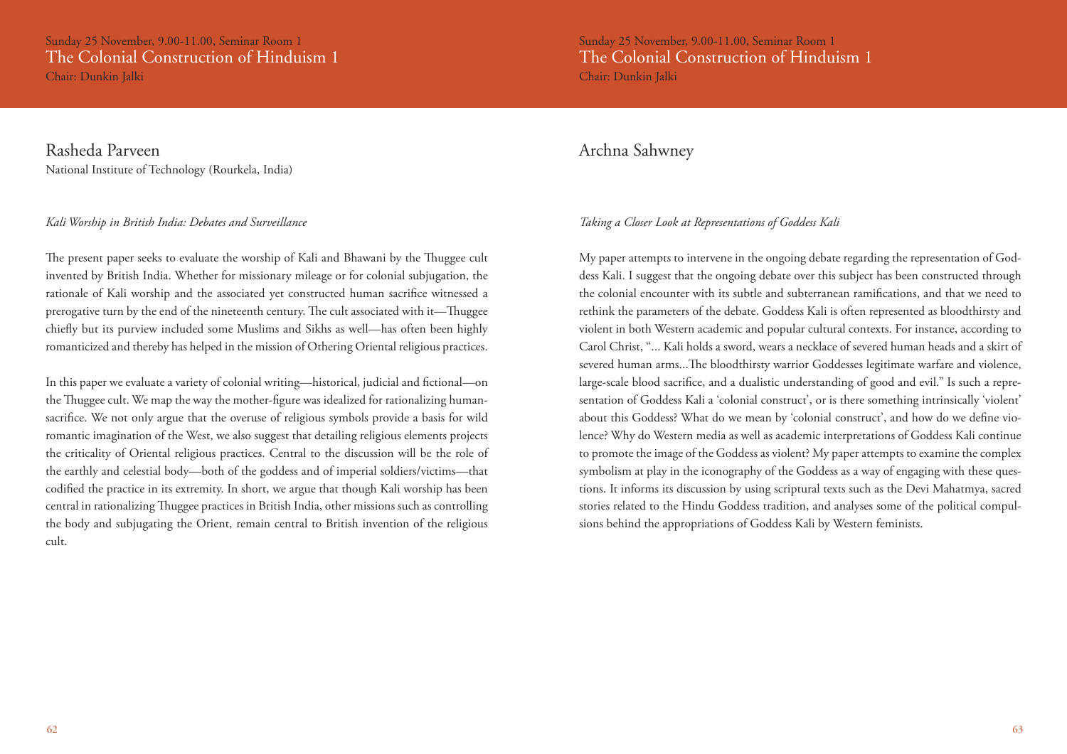Sunday 25 November, 9.00-11.00, Seminar Room 1

## The Colonial Construction of Hinduism 1

Chair: Dunkin Jalki

### Rasheda Parveen

National Institute of Technology (Rourkela, India)

*Kali Worship in British India: Debates and Surveillance*

The present paper seeks to evaluate the worship of Kali and Bhawani by the Thuggee cult invented by British India. Whether for missionary mileage or for colonial subjugation, the rationale of Kali worship and the associated yet constructed human sacrifice witnessed a prerogative turn by the end of the nineteenth century. The cult associated with it—Thuggee chiefly but its purview included some Muslims and Sikhs as well—has often been highly romanticized and thereby has helped in the mission of Othering Oriental religious practices.

In this paper we evaluate a variety of colonial writing—historical, judicial and fictional—on the Thuggee cult. We map the way the mother-figure was idealized for rationalizing human-sacrifice. We not only argue that the overuse of religious symbols provide a basis for wild romantic imagination of the West, we also suggest that detailing religious elements projects the criticality of Oriental religious practices. Central to the discussion will be the role of the earthly and celestial body—both of the goddess and of imperial soldiers/victims—that codified the practice in its extremity. In short, we argue that though Kali worship has been central in rationalizing Thuggee practices in British India, other missions such as controlling the body and subjugating the Orient, remain central to British invention of the religious cult.

### Archna Sahwney

*Taking a Closer Look at Representations of Goddess Kali*

My paper attempts to intervene in the ongoing debate regarding the representation of Goddess Kali. I suggest that the ongoing debate over this subject has been constructed through the colonial encounter with its subtle and subterranean ramifications, and that we need to rethink the parameters of the debate. Goddess Kali is often represented as bloodthirsty and violent in both Western academic and popular cultural contexts. For instance, according to Carol Christ, "... Kali holds a sword, wears a necklace of severed human heads and a skirt of severed human arms...The bloodthirsty warrior Goddesses legitimate warfare and violence, large-scale blood sacrifice, and a dualistic understanding of good and evil." Is such a representation of Goddess Kali a 'colonial construct', or is there something intrinsically 'violent' about this Goddess? What do we mean by 'colonial construct', and how do we define violence? Why do Western media as well as academic interpretations of Goddess Kali continue to promote the image of the Goddess as violent? My paper attempts to examine the complex symbolism at play in the iconography of the Goddess as a way of engaging with these questions. It informs its discussion by using scriptural texts such as the Devi Mahatmya, sacred stories related to the Hindu Goddess tradition, and analyses some of the political compulsions behind the appropriations of Goddess Kali by Western feminists.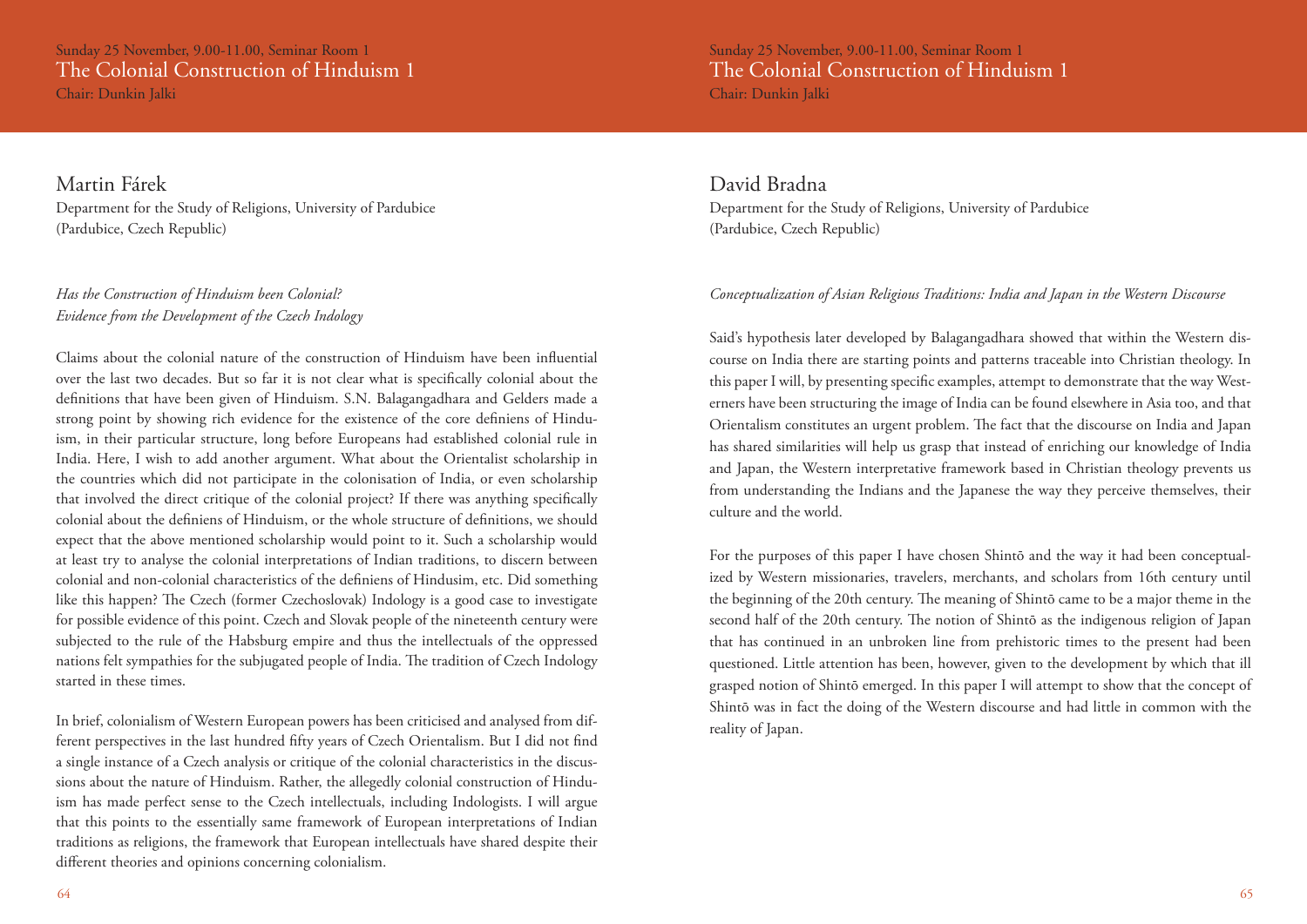Sunday 25 November, 9.00-11.00, Seminar Room 1

## The Colonial Construction of Hinduism 1

Chair: Dunkin Jalki

### Martin Fárek

Department for the Study of Religions, University of Pardubice
(Pardubice, Czech Republic)

*Has the Construction of Hinduism been Colonial?*
*Evidence from the Development of the Czech Indology*

Claims about the colonial nature of the construction of Hinduism have been influential over the last two decades. But so far it is not clear what is specifically colonial about the definitions that have been given of Hinduism. S.N. Balagangadhara and Gelders made a strong point by showing rich evidence for the existence of the core definiens of Hinduism, in their particular structure, long before Europeans had established colonial rule in India. Here, I wish to add another argument. What about the Orientalist scholarship in the countries which did not participate in the colonisation of India, or even scholarship that involved the direct critique of the colonial project? If there was anything specifically colonial about the definiens of Hinduism, or the whole structure of definitions, we should expect that the above mentioned scholarship would point to it. Such a scholarship would at least try to analyse the colonial interpretations of Indian traditions, to discern between colonial and non-colonial characteristics of the definiens of Hindusim, etc. Did something like this happen? The Czech (former Czechoslovak) Indology is a good case to investigate for possible evidence of this point. Czech and Slovak people of the nineteenth century were subjected to the rule of the Habsburg empire and thus the intellectuals of the oppressed nations felt sympathies for the subjugated people of India. The tradition of Czech Indology started in these times.

In brief, colonialism of Western European powers has been criticised and analysed from different perspectives in the last hundred fifty years of Czech Orientalism. But I did not find a single instance of a Czech analysis or critique of the colonial characteristics in the discussions about the nature of Hinduism. Rather, the allegedly colonial construction of Hinduism has made perfect sense to the Czech intellectuals, including Indologists. I will argue that this points to the essentially same framework of European interpretations of Indian traditions as religions, the framework that European intellectuals have shared despite their different theories and opinions concerning colonialism.

### David Bradna

Department for the Study of Religions, University of Pardubice
(Pardubice, Czech Republic)

*Conceptualization of Asian Religious Traditions: India and Japan in the Western Discourse*

Said's hypothesis later developed by Balagangadhara showed that within the Western discourse on India there are starting points and patterns traceable into Christian theology. In this paper I will, by presenting specific examples, attempt to demonstrate that the way Westerners have been structuring the image of India can be found elsewhere in Asia too, and that Orientalism constitutes an urgent problem. The fact that the discourse on India and Japan has shared similarities will help us grasp that instead of enriching our knowledge of India and Japan, the Western interpretative framework based in Christian theology prevents us from understanding the Indians and the Japanese the way they perceive themselves, their culture and the world.

For the purposes of this paper I have chosen Shintō and the way it had been conceptualized by Western missionaries, travelers, merchants, and scholars from 16th century until the beginning of the 20th century. The meaning of Shintō came to be a major theme in the second half of the 20th century. The notion of Shintō as the indigenous religion of Japan that has continued in an unbroken line from prehistoric times to the present had been questioned. Little attention has been, however, given to the development by which that ill grasped notion of Shintō emerged. In this paper I will attempt to show that the concept of Shintō was in fact the doing of the Western discourse and had little in common with the reality of Japan.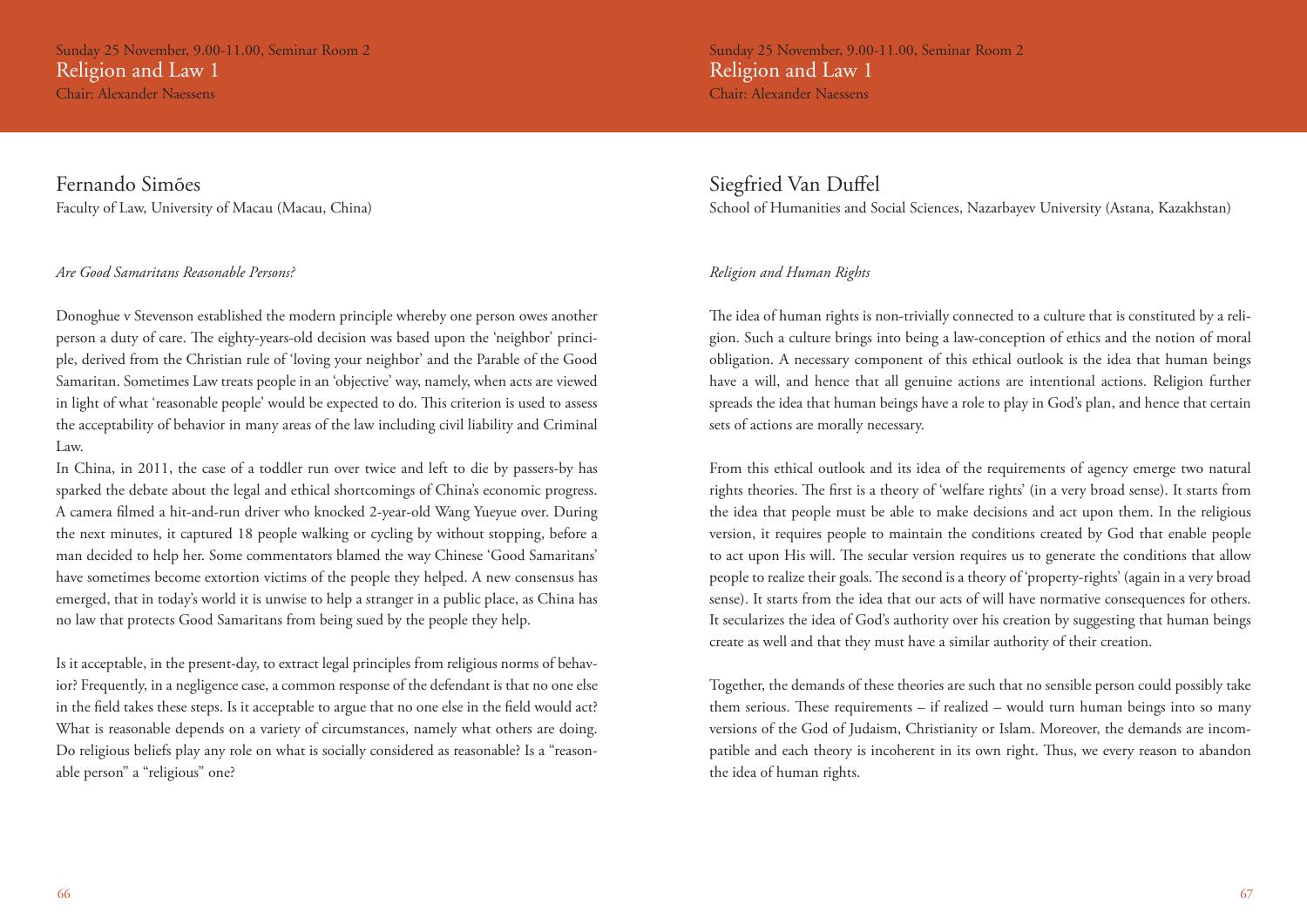## Religion and Law 1

Sunday 25 November, 9.00-11.00, Seminar Room 2

Chair: Alexander Naessens

### Fernando Simões

Faculty of Law, University of Macau (Macau, China)

*Are Good Samaritans Reasonable Persons?*

Donoghue v Stevenson established the modern principle whereby one person owes another person a duty of care. The eighty-years-old decision was based upon the 'neighbor' principle, derived from the Christian rule of 'loving your neighbor' and the Parable of the Good Samaritan. Sometimes Law treats people in an 'objective' way, namely, when acts are viewed in light of what 'reasonable people' would be expected to do. This criterion is used to assess the acceptability of behavior in many areas of the law including civil liability and Criminal Law.

In China, in 2011, the case of a toddler run over twice and left to die by passers-by has sparked the debate about the legal and ethical shortcomings of China's economic progress. A camera filmed a hit-and-run driver who knocked 2-year-old Wang Yueyue over. During the next minutes, it captured 18 people walking or cycling by without stopping, before a man decided to help her. Some commentators blamed the way Chinese 'Good Samaritans' have sometimes become extortion victims of the people they helped. A new consensus has emerged, that in today's world it is unwise to help a stranger in a public place, as China has no law that protects Good Samaritans from being sued by the people they help.

Is it acceptable, in the present-day, to extract legal principles from religious norms of behavior? Frequently, in a negligence case, a common response of the defendant is that no one else in the field takes these steps. Is it acceptable to argue that no one else in the field would act? What is reasonable depends on a variety of circumstances, namely what others are doing. Do religious beliefs play any role on what is socially considered as reasonable? Is a "reasonable person" a "religious" one?

### Siegfried Van Duffel

School of Humanities and Social Sciences, Nazarbayev University (Astana, Kazakhstan)

*Religion and Human Rights*

The idea of human rights is non-trivially connected to a culture that is constituted by a religion. Such a culture brings into being a law-conception of ethics and the notion of moral obligation. A necessary component of this ethical outlook is the idea that human beings have a will, and hence that all genuine actions are intentional actions. Religion further spreads the idea that human beings have a role to play in God's plan, and hence that certain sets of actions are morally necessary.

From this ethical outlook and its idea of the requirements of agency emerge two natural rights theories. The first is a theory of 'welfare rights' (in a very broad sense). It starts from the idea that people must be able to make decisions and act upon them. In the religious version, it requires people to maintain the conditions created by God that enable people to act upon His will. The secular version requires us to generate the conditions that allow people to realize their goals. The second is a theory of 'property-rights' (again in a very broad sense). It starts from the idea that our acts of will have normative consequences for others. It secularizes the idea of God's authority over his creation by suggesting that human beings create as well and that they must have a similar authority of their creation.

Together, the demands of these theories are such that no sensible person could possibly take them serious. These requirements – if realized – would turn human beings into so many versions of the God of Judaism, Christianity or Islam. Moreover, the demands are incompatible and each theory is incoherent in its own right. Thus, we every reason to abandon the idea of human rights.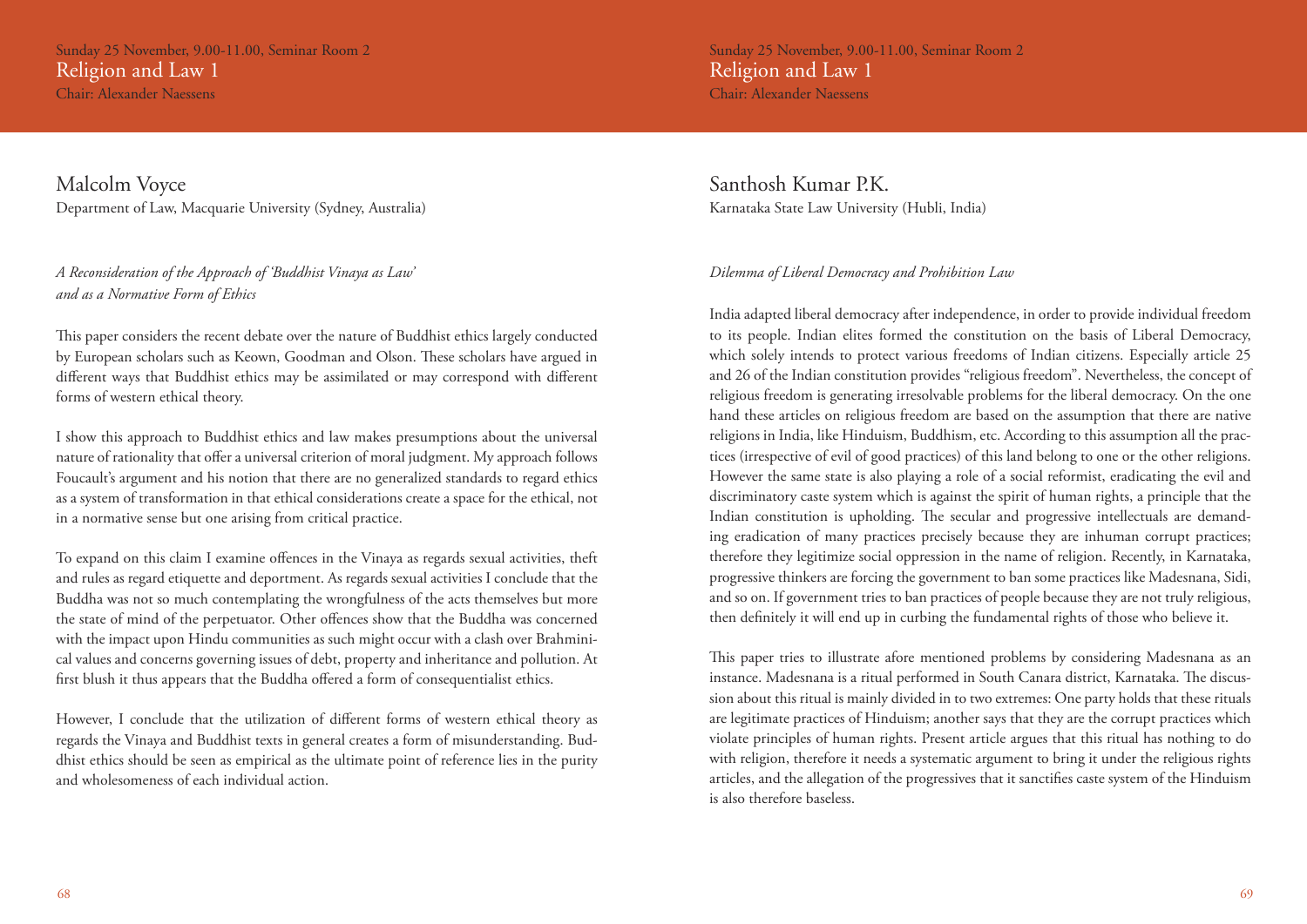Sunday 25 November, 9.00-11.00, Seminar Room 2

## Religion and Law 1

Chair: Alexander Naessens

### Malcolm Voyce

Department of Law, Macquarie University (Sydney, Australia)

*A Reconsideration of the Approach of 'Buddhist Vinaya as Law' and as a Normative Form of Ethics*

This paper considers the recent debate over the nature of Buddhist ethics largely conducted by European scholars such as Keown, Goodman and Olson. These scholars have argued in different ways that Buddhist ethics may be assimilated or may correspond with different forms of western ethical theory.

I show this approach to Buddhist ethics and law makes presumptions about the universal nature of rationality that offer a universal criterion of moral judgment. My approach follows Foucault's argument and his notion that there are no generalized standards to regard ethics as a system of transformation in that ethical considerations create a space for the ethical, not in a normative sense but one arising from critical practice.

To expand on this claim I examine offences in the Vinaya as regards sexual activities, theft and rules as regard etiquette and deportment. As regards sexual activities I conclude that the Buddha was not so much contemplating the wrongfulness of the acts themselves but more the state of mind of the perpetuator. Other offences show that the Buddha was concerned with the impact upon Hindu communities as such might occur with a clash over Brahminical values and concerns governing issues of debt, property and inheritance and pollution. At first blush it thus appears that the Buddha offered a form of consequentialist ethics.

However, I conclude that the utilization of different forms of western ethical theory as regards the Vinaya and Buddhist texts in general creates a form of misunderstanding. Buddhist ethics should be seen as empirical as the ultimate point of reference lies in the purity and wholesomeness of each individual action.

### Santhosh Kumar P.K.

Karnataka State Law University (Hubli, India)

*Dilemma of Liberal Democracy and Prohibition Law*

India adapted liberal democracy after independence, in order to provide individual freedom to its people. Indian elites formed the constitution on the basis of Liberal Democracy, which solely intends to protect various freedoms of Indian citizens. Especially article 25 and 26 of the Indian constitution provides "religious freedom". Nevertheless, the concept of religious freedom is generating irresolvable problems for the liberal democracy. On the one hand these articles on religious freedom are based on the assumption that there are native religions in India, like Hinduism, Buddhism, etc. According to this assumption all the practices (irrespective of evil of good practices) of this land belong to one or the other religions. However the same state is also playing a role of a social reformist, eradicating the evil and discriminatory caste system which is against the spirit of human rights, a principle that the Indian constitution is upholding. The secular and progressive intellectuals are demanding eradication of many practices precisely because they are inhuman corrupt practices; therefore they legitimize social oppression in the name of religion. Recently, in Karnataka, progressive thinkers are forcing the government to ban some practices like Madesnana, Sidi, and so on. If government tries to ban practices of people because they are not truly religious, then definitely it will end up in curbing the fundamental rights of those who believe it.

This paper tries to illustrate afore mentioned problems by considering Madesnana as an instance. Madesnana is a ritual performed in South Canara district, Karnataka. The discussion about this ritual is mainly divided in to two extremes: One party holds that these rituals are legitimate practices of Hinduism; another says that they are the corrupt practices which violate principles of human rights. Present article argues that this ritual has nothing to do with religion, therefore it needs a systematic argument to bring it under the religious rights articles, and the allegation of the progressives that it sanctifies caste system of the Hinduism is also therefore baseless.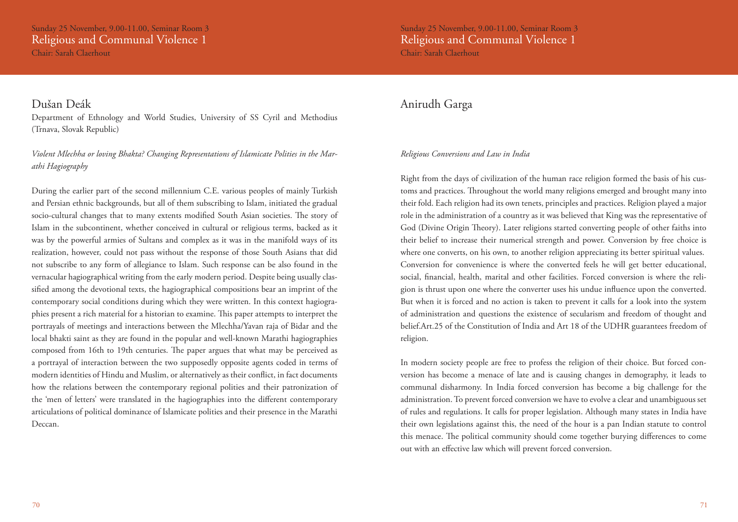Sunday 25 November, 9.00-11.00, Seminar Room 3

## Religious and Communal Violence 1

Chair: Sarah Claerhout

### Dušan Deák

Department of Ethnology and World Studies, University of SS Cyril and Methodius (Trnava, Slovak Republic)

*Violent Mlechha or loving Bhakta? Changing Representations of Islamicate Polities in the Marathi Hagiography*

During the earlier part of the second millennium C.E. various peoples of mainly Turkish and Persian ethnic backgrounds, but all of them subscribing to Islam, initiated the gradual socio-cultural changes that to many extents modified South Asian societies. The story of Islam in the subcontinent, whether conceived in cultural or religious terms, backed as it was by the powerful armies of Sultans and complex as it was in the manifold ways of its realization, however, could not pass without the response of those South Asians that did not subscribe to any form of allegiance to Islam. Such response can be also found in the vernacular hagiographical writing from the early modern period. Despite being usually classified among the devotional texts, the hagiographical compositions bear an imprint of the contemporary social conditions during which they were written. In this context hagiographies present a rich material for a historian to examine. This paper attempts to interpret the portrayals of meetings and interactions between the Mlechha/Yavan raja of Bidar and the local bhakti saint as they are found in the popular and well-known Marathi hagiographies composed from 16th to 19th centuries. The paper argues that what may be perceived as a portrayal of interaction between the two supposedly opposite agents coded in terms of modern identities of Hindu and Muslim, or alternatively as their conflict, in fact documents how the relations between the contemporary regional polities and their patronization of the 'men of letters' were translated in the hagiographies into the different contemporary articulations of political dominance of Islamicate polities and their presence in the Marathi Deccan.

### Anirudh Garga

*Religious Conversions and Law in India*

Right from the days of civilization of the human race religion formed the basis of his customs and practices. Throughout the world many religions emerged and brought many into their fold. Each religion had its own tenets, principles and practices. Religion played a major role in the administration of a country as it was believed that King was the representative of God (Divine Origin Theory). Later religions started converting people of other faiths into their belief to increase their numerical strength and power. Conversion by free choice is where one converts, on his own, to another religion appreciating its better spiritual values. Conversion for convenience is where the converted feels he will get better educational, social, financial, health, marital and other facilities. Forced conversion is where the religion is thrust upon one where the converter uses his undue influence upon the converted. But when it is forced and no action is taken to prevent it calls for a look into the system of administration and questions the existence of secularism and freedom of thought and belief.Art.25 of the Constitution of India and Art 18 of the UDHR guarantees freedom of religion.

In modern society people are free to profess the religion of their choice. But forced conversion has become a menace of late and is causing changes in demography, it leads to communal disharmony. In India forced conversion has become a big challenge for the administration. To prevent forced conversion we have to evolve a clear and unambiguous set of rules and regulations. It calls for proper legislation. Although many states in India have their own legislations against this, the need of the hour is a pan Indian statute to control this menace. The political community should come together burying differences to come out with an effective law which will prevent forced conversion.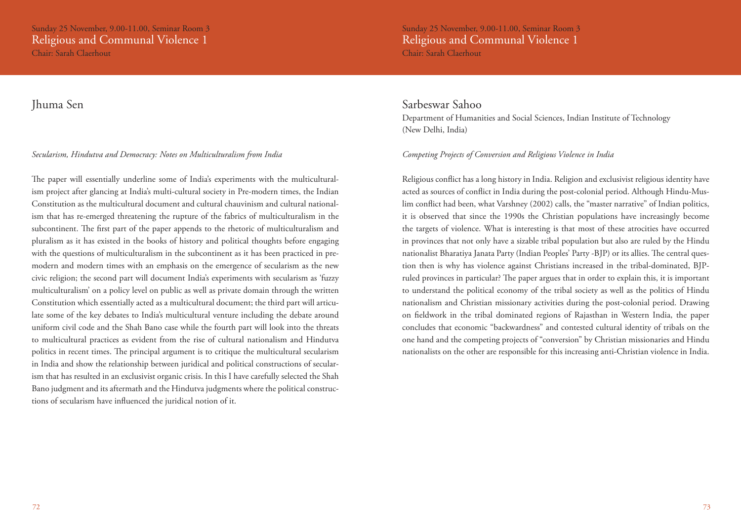Sunday 25 November, 9.00-11.00, Seminar Room 3
## Religious and Communal Violence 1
Chair: Sarah Claerhout

### Jhuma Sen

*Secularism, Hindutva and Democracy: Notes on Multiculturalism from India*

The paper will essentially underline some of India's experiments with the multiculturalism project after glancing at India's multi-cultural society in Pre-modern times, the Indian Constitution as the multicultural document and cultural chauvinism and cultural nationalism that has re-emerged threatening the rupture of the fabrics of multiculturalism in the subcontinent. The first part of the paper appends to the rhetoric of multiculturalism and pluralism as it has existed in the books of history and political thoughts before engaging with the questions of multiculturalism in the subcontinent as it has been practiced in premodern and modern times with an emphasis on the emergence of secularism as the new civic religion; the second part will document India's experiments with secularism as 'fuzzy multiculturalism' on a policy level on public as well as private domain through the written Constitution which essentially acted as a multicultural document; the third part will articulate some of the key debates to India's multicultural venture including the debate around uniform civil code and the Shah Bano case while the fourth part will look into the threats to multicultural practices as evident from the rise of cultural nationalism and Hindutva politics in recent times. The principal argument is to critique the multicultural secularism in India and show the relationship between juridical and political constructions of secularism that has resulted in an exclusivist organic crisis. In this I have carefully selected the Shah Bano judgment and its aftermath and the Hindutva judgments where the political constructions of secularism have influenced the juridical notion of it.

### Sarbeswar Sahoo

Department of Humanities and Social Sciences, Indian Institute of Technology (New Delhi, India)

*Competing Projects of Conversion and Religious Violence in India*

Religious conflict has a long history in India. Religion and exclusivist religious identity have acted as sources of conflict in India during the post-colonial period. Although Hindu-Muslim conflict had been, what Varshney (2002) calls, the "master narrative" of Indian politics, it is observed that since the 1990s the Christian populations have increasingly become the targets of violence. What is interesting is that most of these atrocities have occurred in provinces that not only have a sizable tribal population but also are ruled by the Hindu nationalist Bharatiya Janata Party (Indian Peoples' Party -BJP) or its allies. The central question then is why has violence against Christians increased in the tribal-dominated, BJP-ruled provinces in particular? The paper argues that in order to explain this, it is important to understand the political economy of the tribal society as well as the politics of Hindu nationalism and Christian missionary activities during the post-colonial period. Drawing on fieldwork in the tribal dominated regions of Rajasthan in Western India, the paper concludes that economic "backwardness" and contested cultural identity of tribals on the one hand and the competing projects of "conversion" by Christian missionaries and Hindu nationalists on the other are responsible for this increasing anti-Christian violence in India.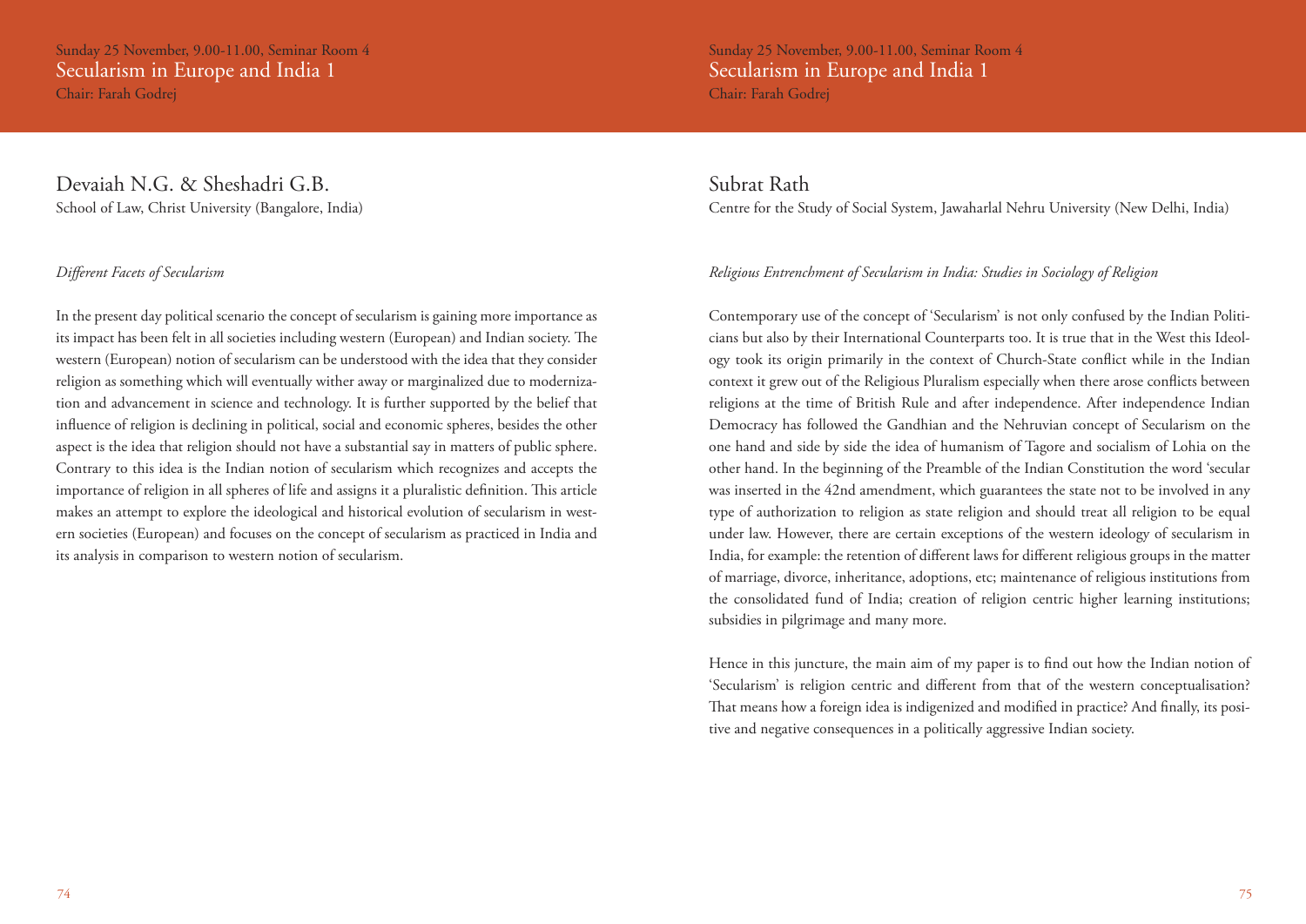Sunday 25 November, 9.00-11.00, Seminar Room 4

## Secularism in Europe and India 1

Chair: Farah Godrej

### Devaiah N.G. & Sheshadri G.B.

School of Law, Christ University (Bangalore, India)

*Different Facets of Secularism*

In the present day political scenario the concept of secularism is gaining more importance as its impact has been felt in all societies including western (European) and Indian society. The western (European) notion of secularism can be understood with the idea that they consider religion as something which will eventually wither away or marginalized due to modernization and advancement in science and technology. It is further supported by the belief that influence of religion is declining in political, social and economic spheres, besides the other aspect is the idea that religion should not have a substantial say in matters of public sphere. Contrary to this idea is the Indian notion of secularism which recognizes and accepts the importance of religion in all spheres of life and assigns it a pluralistic definition. This article makes an attempt to explore the ideological and historical evolution of secularism in western societies (European) and focuses on the concept of secularism as practiced in India and its analysis in comparison to western notion of secularism.

### Subrat Rath

Centre for the Study of Social System, Jawaharlal Nehru University (New Delhi, India)

*Religious Entrenchment of Secularism in India: Studies in Sociology of Religion*

Contemporary use of the concept of 'Secularism' is not only confused by the Indian Politicians but also by their International Counterparts too. It is true that in the West this Ideology took its origin primarily in the context of Church-State conflict while in the Indian context it grew out of the Religious Pluralism especially when there arose conflicts between religions at the time of British Rule and after independence. After independence Indian Democracy has followed the Gandhian and the Nehruvian concept of Secularism on the one hand and side by side the idea of humanism of Tagore and socialism of Lohia on the other hand. In the beginning of the Preamble of the Indian Constitution the word 'secular was inserted in the 42nd amendment, which guarantees the state not to be involved in any type of authorization to religion as state religion and should treat all religion to be equal under law. However, there are certain exceptions of the western ideology of secularism in India, for example: the retention of different laws for different religious groups in the matter of marriage, divorce, inheritance, adoptions, etc; maintenance of religious institutions from the consolidated fund of India; creation of religion centric higher learning institutions; subsidies in pilgrimage and many more.

Hence in this juncture, the main aim of my paper is to find out how the Indian notion of 'Secularism' is religion centric and different from that of the western conceptualisation? That means how a foreign idea is indigenized and modified in practice? And finally, its positive and negative consequences in a politically aggressive Indian society.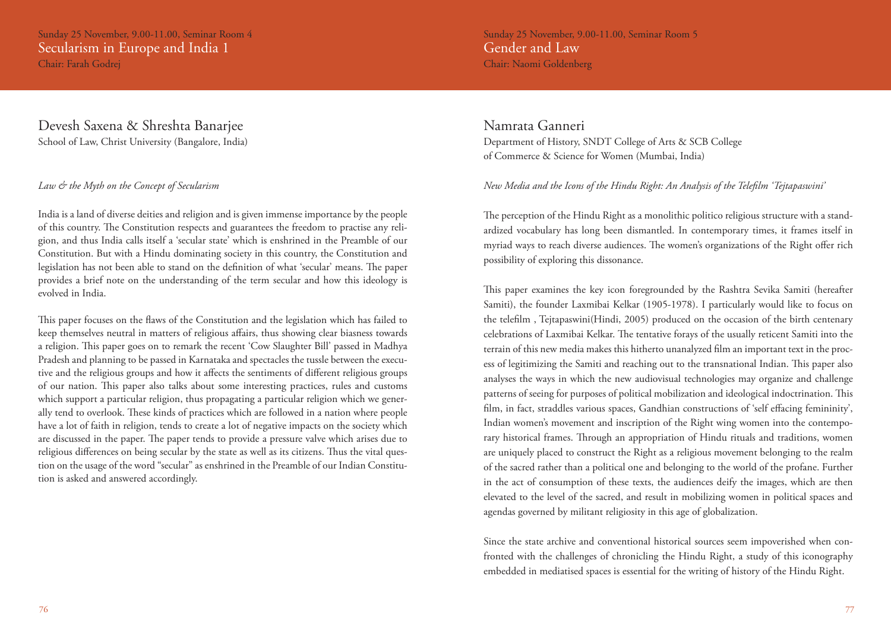Sunday 25 November, 9.00-11.00, Seminar Room 4

## Secularism in Europe and India 1

Chair: Farah Godrej

### Devesh Saxena & Shreshta Banarjee

School of Law, Christ University (Bangalore, India)

*Law & the Myth on the Concept of Secularism*

India is a land of diverse deities and religion and is given immense importance by the people of this country. The Constitution respects and guarantees the freedom to practise any religion, and thus India calls itself a 'secular state' which is enshrined in the Preamble of our Constitution. But with a Hindu dominating society in this country, the Constitution and legislation has not been able to stand on the definition of what 'secular' means. The paper provides a brief note on the understanding of the term secular and how this ideology is evolved in India.

This paper focuses on the flaws of the Constitution and the legislation which has failed to keep themselves neutral in matters of religious affairs, thus showing clear biasness towards a religion. This paper goes on to remark the recent 'Cow Slaughter Bill' passed in Madhya Pradesh and planning to be passed in Karnataka and spectacles the tussle between the executive and the religious groups and how it affects the sentiments of different religious groups of our nation. This paper also talks about some interesting practices, rules and customs which support a particular religion, thus propagating a particular religion which we generally tend to overlook. These kinds of practices which are followed in a nation where people have a lot of faith in religion, tends to create a lot of negative impacts on the society which are discussed in the paper. The paper tends to provide a pressure valve which arises due to religious differences on being secular by the state as well as its citizens. Thus the vital question on the usage of the word "secular" as enshrined in the Preamble of our Indian Constitution is asked and answered accordingly.

Sunday 25 November, 9.00-11.00, Seminar Room 5

## Gender and Law

Chair: Naomi Goldenberg

### Namrata Ganneri

Department of History, SNDT College of Arts & SCB College of Commerce & Science for Women (Mumbai, India)

*New Media and the Icons of the Hindu Right: An Analysis of the Telefilm 'Tejtapaswini'*

The perception of the Hindu Right as a monolithic politico religious structure with a standardized vocabulary has long been dismantled. In contemporary times, it frames itself in myriad ways to reach diverse audiences. The women's organizations of the Right offer rich possibility of exploring this dissonance.

This paper examines the key icon foregrounded by the Rashtra Sevika Samiti (hereafter Samiti), the founder Laxmibai Kelkar (1905-1978). I particularly would like to focus on the telefilm , Tejtapaswini(Hindi, 2005) produced on the occasion of the birth centenary celebrations of Laxmibai Kelkar. The tentative forays of the usually reticent Samiti into the terrain of this new media makes this hitherto unanalyzed film an important text in the process of legitimizing the Samiti and reaching out to the transnational Indian. This paper also analyses the ways in which the new audiovisual technologies may organize and challenge patterns of seeing for purposes of political mobilization and ideological indoctrination. This film, in fact, straddles various spaces, Gandhian constructions of 'self effacing femininity', Indian women's movement and inscription of the Right wing women into the contemporary historical frames. Through an appropriation of Hindu rituals and traditions, women are uniquely placed to construct the Right as a religious movement belonging to the realm of the sacred rather than a political one and belonging to the world of the profane. Further in the act of consumption of these texts, the audiences deify the images, which are then elevated to the level of the sacred, and result in mobilizing women in political spaces and agendas governed by militant religiosity in this age of globalization.

Since the state archive and conventional historical sources seem impoverished when confronted with the challenges of chronicling the Hindu Right, a study of this iconography embedded in mediatised spaces is essential for the writing of history of the Hindu Right.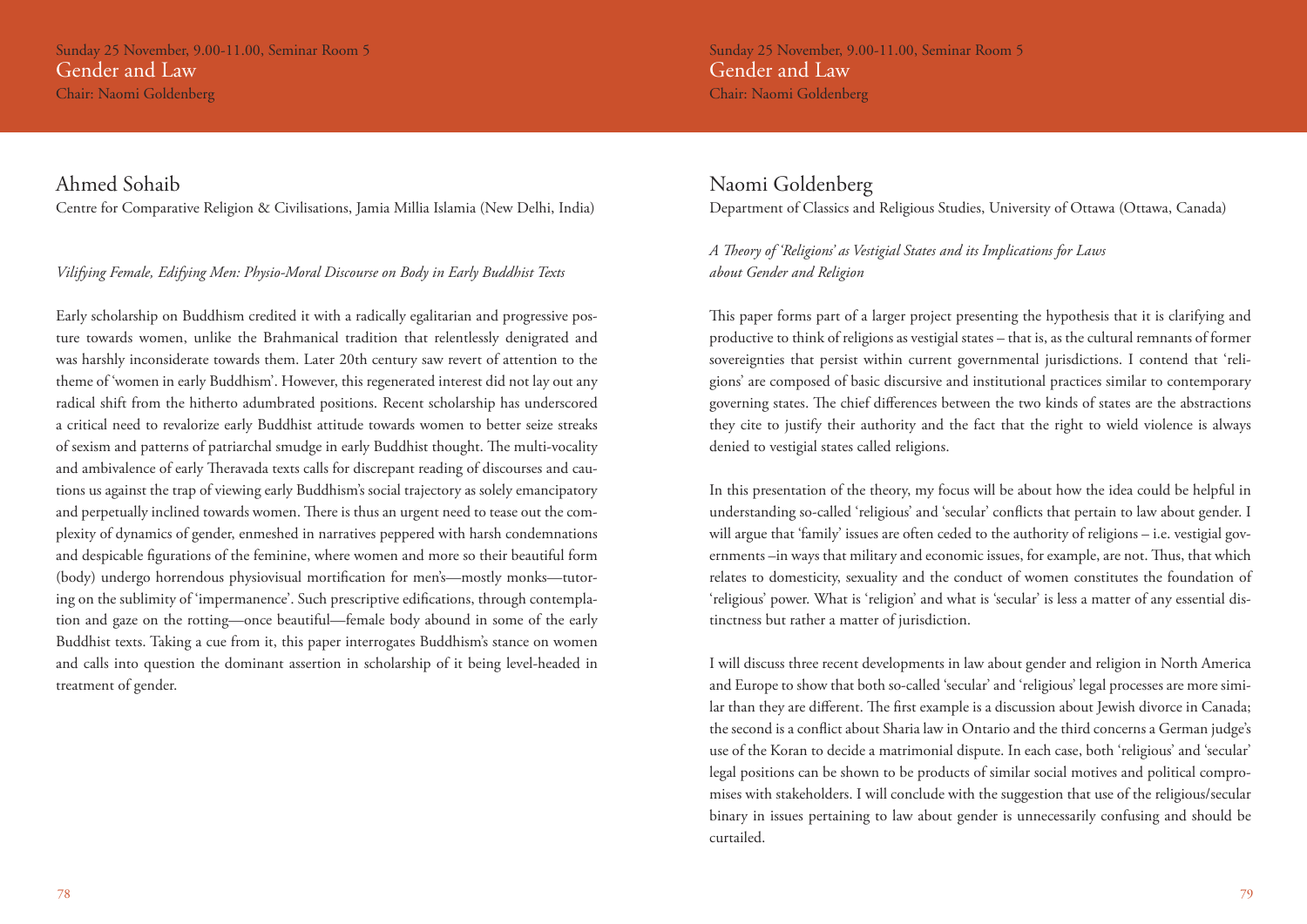Sunday 25 November, 9.00-11.00, Seminar Room 5

## Gender and Law

Chair: Naomi Goldenberg

### Ahmed Sohaib

Centre for Comparative Religion & Civilisations, Jamia Millia Islamia (New Delhi, India)

*Vilifying Female, Edifying Men: Physio-Moral Discourse on Body in Early Buddhist Texts*

Early scholarship on Buddhism credited it with a radically egalitarian and progressive posture towards women, unlike the Brahmanical tradition that relentlessly denigrated and was harshly inconsiderate towards them. Later 20th century saw revert of attention to the theme of 'women in early Buddhism'. However, this regenerated interest did not lay out any radical shift from the hitherto adumbrated positions. Recent scholarship has underscored a critical need to revalorize early Buddhist attitude towards women to better seize streaks of sexism and patterns of patriarchal smudge in early Buddhist thought. The multi-vocality and ambivalence of early Theravada texts calls for discrepant reading of discourses and cautions us against the trap of viewing early Buddhism's social trajectory as solely emancipatory and perpetually inclined towards women. There is thus an urgent need to tease out the complexity of dynamics of gender, enmeshed in narratives peppered with harsh condemnations and despicable figurations of the feminine, where women and more so their beautiful form (body) undergo horrendous physiovisual mortification for men's—mostly monks—tutoring on the sublimity of 'impermanence'. Such prescriptive edifications, through contemplation and gaze on the rotting—once beautiful—female body abound in some of the early Buddhist texts. Taking a cue from it, this paper interrogates Buddhism's stance on women and calls into question the dominant assertion in scholarship of it being level-headed in treatment of gender.

### Naomi Goldenberg

Department of Classics and Religious Studies, University of Ottawa (Ottawa, Canada)

*A Theory of 'Religions' as Vestigial States and its Implications for Laws about Gender and Religion*

This paper forms part of a larger project presenting the hypothesis that it is clarifying and productive to think of religions as vestigial states – that is, as the cultural remnants of former sovereignties that persist within current governmental jurisdictions. I contend that 'religions' are composed of basic discursive and institutional practices similar to contemporary governing states. The chief differences between the two kinds of states are the abstractions they cite to justify their authority and the fact that the right to wield violence is always denied to vestigial states called religions.

In this presentation of the theory, my focus will be about how the idea could be helpful in understanding so-called 'religious' and 'secular' conflicts that pertain to law about gender. I will argue that 'family' issues are often ceded to the authority of religions – i.e. vestigial governments –in ways that military and economic issues, for example, are not. Thus, that which relates to domesticity, sexuality and the conduct of women constitutes the foundation of 'religious' power. What is 'religion' and what is 'secular' is less a matter of any essential distinctness but rather a matter of jurisdiction.

I will discuss three recent developments in law about gender and religion in North America and Europe to show that both so-called 'secular' and 'religious' legal processes are more similar than they are different. The first example is a discussion about Jewish divorce in Canada; the second is a conflict about Sharia law in Ontario and the third concerns a German judge's use of the Koran to decide a matrimonial dispute. In each case, both 'religious' and 'secular' legal positions can be shown to be products of similar social motives and political compromises with stakeholders. I will conclude with the suggestion that use of the religious/secular binary in issues pertaining to law about gender is unnecessarily confusing and should be curtailed.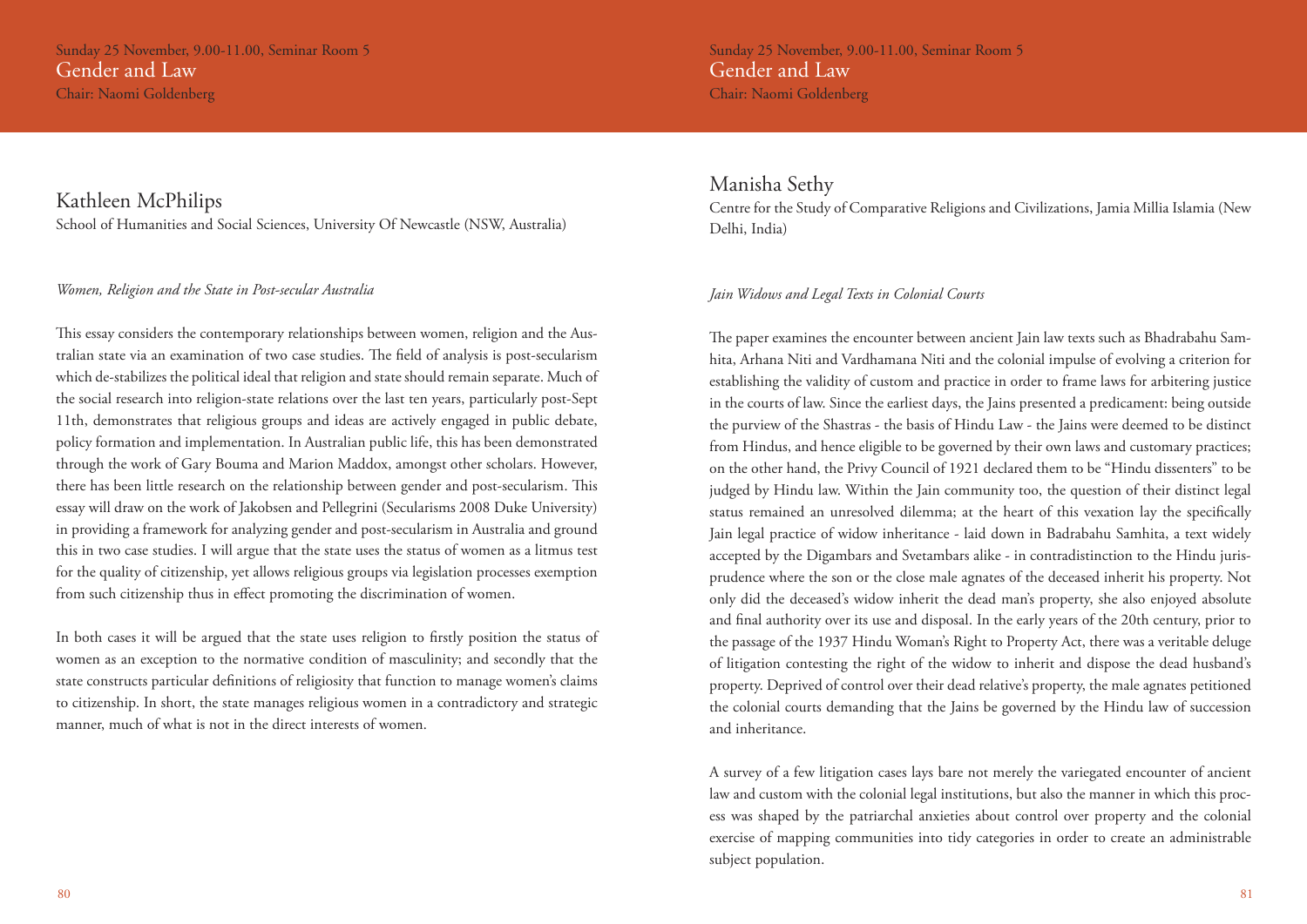Sunday 25 November, 9.00-11.00, Seminar Room 5

## Gender and Law

Chair: Naomi Goldenberg

### Kathleen McPhilips

School of Humanities and Social Sciences, University Of Newcastle (NSW, Australia)

*Women, Religion and the State in Post-secular Australia*

This essay considers the contemporary relationships between women, religion and the Australian state via an examination of two case studies. The field of analysis is post-secularism which de-stabilizes the political ideal that religion and state should remain separate. Much of the social research into religion-state relations over the last ten years, particularly post-Sept 11th, demonstrates that religious groups and ideas are actively engaged in public debate, policy formation and implementation. In Australian public life, this has been demonstrated through the work of Gary Bouma and Marion Maddox, amongst other scholars. However, there has been little research on the relationship between gender and post-secularism. This essay will draw on the work of Jakobsen and Pellegrini (Secularisms 2008 Duke University) in providing a framework for analyzing gender and post-secularism in Australia and ground this in two case studies. I will argue that the state uses the status of women as a litmus test for the quality of citizenship, yet allows religious groups via legislation processes exemption from such citizenship thus in effect promoting the discrimination of women.

In both cases it will be argued that the state uses religion to firstly position the status of women as an exception to the normative condition of masculinity; and secondly that the state constructs particular definitions of religiosity that function to manage women's claims to citizenship. In short, the state manages religious women in a contradictory and strategic manner, much of what is not in the direct interests of women.

Sunday 25 November, 9.00-11.00, Seminar Room 5

## Gender and Law

Chair: Naomi Goldenberg

### Manisha Sethy

Centre for the Study of Comparative Religions and Civilizations, Jamia Millia Islamia (New Delhi, India)

*Jain Widows and Legal Texts in Colonial Courts*

The paper examines the encounter between ancient Jain law texts such as Bhadrabahu Samhita, Arhana Niti and Vardhamana Niti and the colonial impulse of evolving a criterion for establishing the validity of custom and practice in order to frame laws for arbitering justice in the courts of law. Since the earliest days, the Jains presented a predicament: being outside the purview of the Shastras - the basis of Hindu Law - the Jains were deemed to be distinct from Hindus, and hence eligible to be governed by their own laws and customary practices; on the other hand, the Privy Council of 1921 declared them to be "Hindu dissenters" to be judged by Hindu law. Within the Jain community too, the question of their distinct legal status remained an unresolved dilemma; at the heart of this vexation lay the specifically Jain legal practice of widow inheritance - laid down in Badrabahu Samhita, a text widely accepted by the Digambars and Svetambars alike - in contradistinction to the Hindu jurisprudence where the son or the close male agnates of the deceased inherit his property. Not only did the deceased's widow inherit the dead man's property, she also enjoyed absolute and final authority over its use and disposal. In the early years of the 20th century, prior to the passage of the 1937 Hindu Woman's Right to Property Act, there was a veritable deluge of litigation contesting the right of the widow to inherit and dispose the dead husband's property. Deprived of control over their dead relative's property, the male agnates petitioned the colonial courts demanding that the Jains be governed by the Hindu law of succession and inheritance.

A survey of a few litigation cases lays bare not merely the variegated encounter of ancient law and custom with the colonial legal institutions, but also the manner in which this process was shaped by the patriarchal anxieties about control over property and the colonial exercise of mapping communities into tidy categories in order to create an administrable subject population.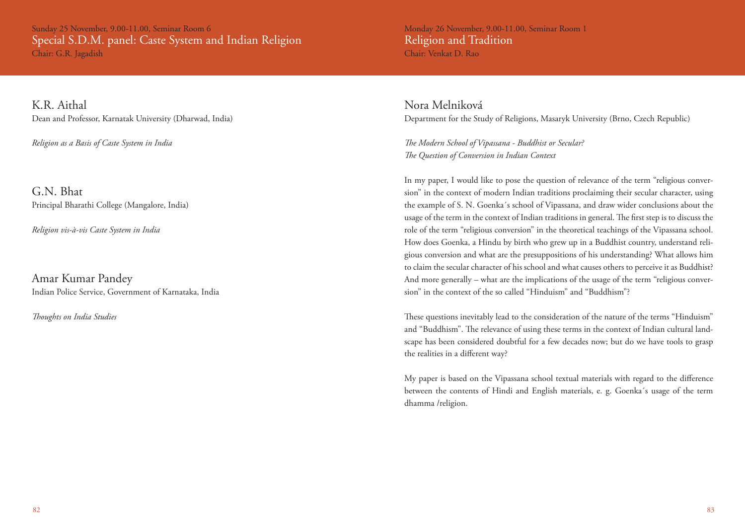Sunday 25 November, 9.00-11.00, Seminar Room 6

## Special S.D.M. panel: Caste System and Indian Religion

Chair: G.R. Jagadish

### K.R. Aithal

Dean and Professor, Karnatak University (Dharwad, India)

*Religion as a Basis of Caste System in India*

### G.N. Bhat

Principal Bharathi College (Mangalore, India)

*Religion vis-à-vis Caste System in India*

### Amar Kumar Pandey

Indian Police Service, Government of Karnataka, India

*Thoughts on India Studies*

Monday 26 November, 9.00-11.00, Seminar Room 1

## Religion and Tradition

Chair: Venkat D. Rao

### Nora Melniková

Department for the Study of Religions, Masaryk University (Brno, Czech Republic)

*The Modern School of Vipassana - Buddhist or Secular?*
*The Question of Conversion in Indian Context*

In my paper, I would like to pose the question of relevance of the term "religious conversion" in the context of modern Indian traditions proclaiming their secular character, using the example of S. N. Goenka´s school of Vipassana, and draw wider conclusions about the usage of the term in the context of Indian traditions in general. The first step is to discuss the role of the term "religious conversion" in the theoretical teachings of the Vipassana school. How does Goenka, a Hindu by birth who grew up in a Buddhist country, understand religious conversion and what are the presuppositions of his understanding? What allows him to claim the secular character of his school and what causes others to perceive it as Buddhist? And more generally – what are the implications of the usage of the term "religious conversion" in the context of the so called "Hinduism" and "Buddhism"?

These questions inevitably lead to the consideration of the nature of the terms "Hinduism" and "Buddhism". The relevance of using these terms in the context of Indian cultural landscape has been considered doubtful for a few decades now; but do we have tools to grasp the realities in a different way?

My paper is based on the Vipassana school textual materials with regard to the difference between the contents of Hindi and English materials, e. g. Goenka´s usage of the term dhamma /religion.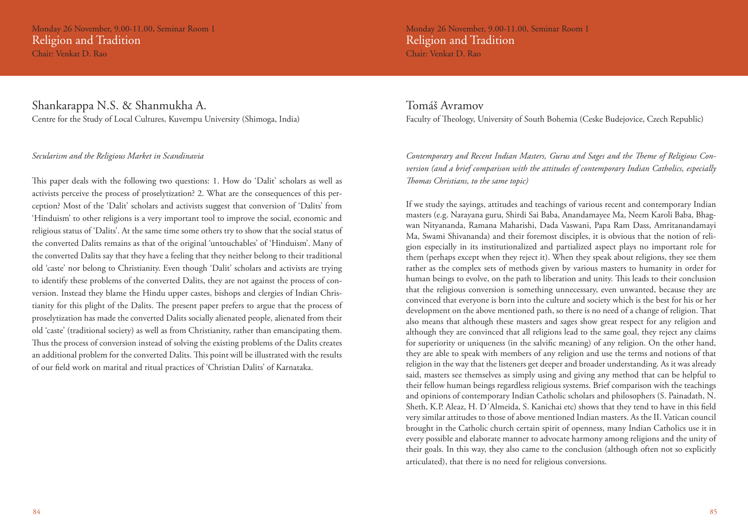Monday 26 November, 9.00-11.00, Seminar Room 1

## Religion and Tradition

Chair: Venkat D. Rao

### Shankarappa N.S. & Shanmukha A.

Centre for the Study of Local Cultures, Kuvempu University (Shimoga, India)

*Secularism and the Religious Market in Scandinavia*

This paper deals with the following two questions: 1. How do 'Dalit' scholars as well as activists perceive the process of proselytization? 2. What are the consequences of this perception? Most of the 'Dalit' scholars and activists suggest that conversion of 'Dalits' from 'Hinduism' to other religions is a very important tool to improve the social, economic and religious status of 'Dalits'. At the same time some others try to show that the social status of the converted Dalits remains as that of the original 'untouchables' of 'Hinduism'. Many of the converted Dalits say that they have a feeling that they neither belong to their traditional old 'caste' nor belong to Christianity. Even though 'Dalit' scholars and activists are trying to identify these problems of the converted Dalits, they are not against the process of conversion. Instead they blame the Hindu upper castes, bishops and clergies of Indian Christianity for this plight of the Dalits. The present paper prefers to argue that the process of proselytization has made the converted Dalits socially alienated people, alienated from their old 'caste' (traditional society) as well as from Christianity, rather than emancipating them. Thus the process of conversion instead of solving the existing problems of the Dalits creates an additional problem for the converted Dalits. This point will be illustrated with the results of our field work on marital and ritual practices of 'Christian Dalits' of Karnataka.

### Tomáš Avramov

Faculty of Theology, University of South Bohemia (Ceske Budejovice, Czech Republic)

*Contemporary and Recent Indian Masters, Gurus and Sages and the Theme of Religious Conversion (and a brief comparison with the attitudes of contemporary Indian Catholics, especially Thomas Christians, to the same topic)*

If we study the sayings, attitudes and teachings of various recent and contemporary Indian masters (e.g. Narayana guru, Shirdi Sai Baba, Anandamayee Ma, Neem Karoli Baba, Bhagwan Nityananda, Ramana Maharishi, Dada Vaswani, Papa Ram Dass, Amritanandamayi Ma, Swami Shivananda) and their foremost disciples, it is obvious that the notion of religion especially in its institutionalized and partialized aspect plays no important role for them (perhaps except when they reject it). When they speak about religions, they see them rather as the complex sets of methods given by various masters to humanity in order for human beings to evolve, on the path to liberation and unity. This leads to their conclusion that the religious conversion is something unnecessary, even unwanted, because they are convinced that everyone is born into the culture and society which is the best for his or her development on the above mentioned path, so there is no need of a change of religion. That also means that although these masters and sages show great respect for any religion and although they are convinced that all religions lead to the same goal, they reject any claims for superiority or uniqueness (in the salvific meaning) of any religion. On the other hand, they are able to speak with members of any religion and use the terms and notions of that religion in the way that the listeners get deeper and broader understanding. As it was already said, masters see themselves as simply using and giving any method that can be helpful to their fellow human beings regardless religious systems. Brief comparison with the teachings and opinions of contemporary Indian Catholic scholars and philosophers (S. Painadath, N. Sheth, K.P. Aleaz, H. D´Almeida, S. Kanichai etc) shows that they tend to have in this field very similar attitudes to those of above mentioned Indian masters. As the II. Vatican council brought in the Catholic church certain spirit of openness, many Indian Catholics use it in every possible and elaborate manner to advocate harmony among religions and the unity of their goals. In this way, they also came to the conclusion (although often not so explicitly articulated), that there is no need for religious conversions.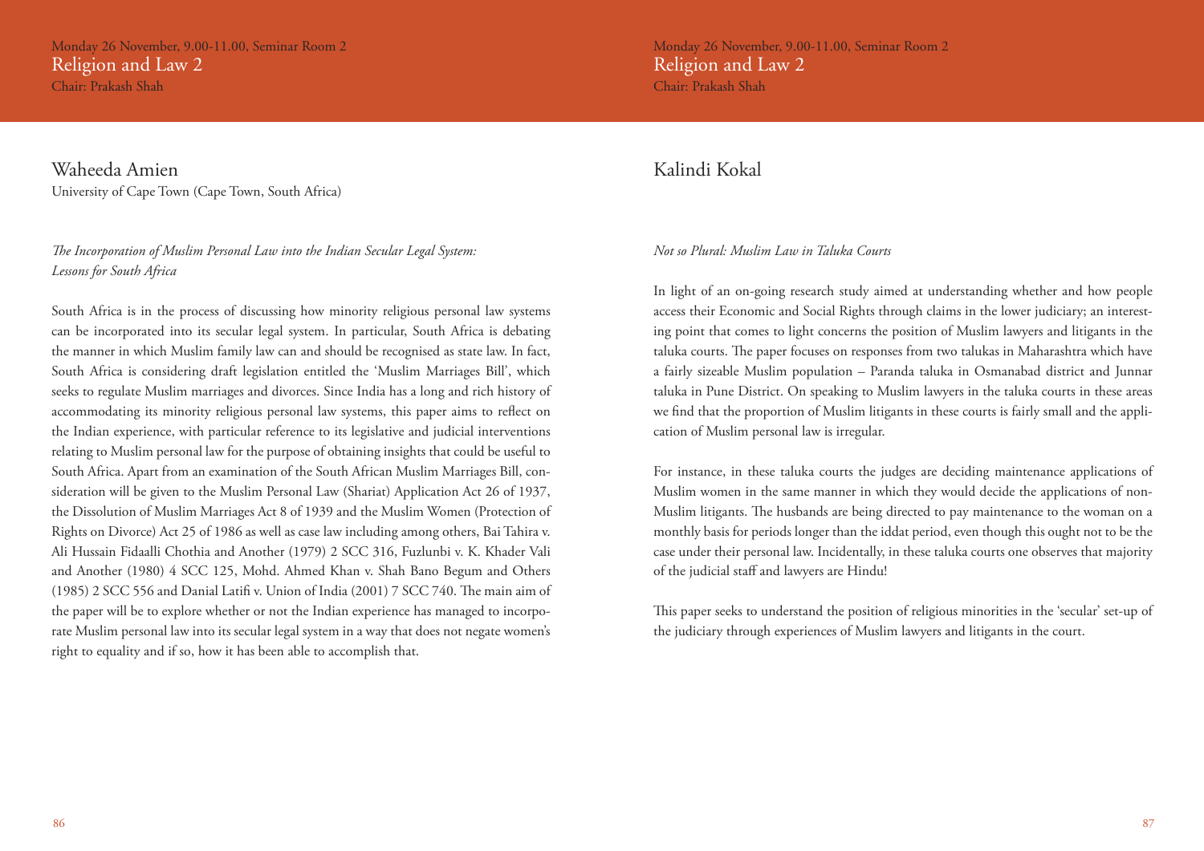Monday 26 November, 9.00-11.00, Seminar Room 2

## Religion and Law 2

Chair: Prakash Shah

### Waheeda Amien

University of Cape Town (Cape Town, South Africa)

*The Incorporation of Muslim Personal Law into the Indian Secular Legal System: Lessons for South Africa*

South Africa is in the process of discussing how minority religious personal law systems can be incorporated into its secular legal system. In particular, South Africa is debating the manner in which Muslim family law can and should be recognised as state law. In fact, South Africa is considering draft legislation entitled the 'Muslim Marriages Bill', which seeks to regulate Muslim marriages and divorces. Since India has a long and rich history of accommodating its minority religious personal law systems, this paper aims to reflect on the Indian experience, with particular reference to its legislative and judicial interventions relating to Muslim personal law for the purpose of obtaining insights that could be useful to South Africa. Apart from an examination of the South African Muslim Marriages Bill, consideration will be given to the Muslim Personal Law (Shariat) Application Act 26 of 1937, the Dissolution of Muslim Marriages Act 8 of 1939 and the Muslim Women (Protection of Rights on Divorce) Act 25 of 1986 as well as case law including among others, Bai Tahira v. Ali Hussain Fidaalli Chothia and Another (1979) 2 SCC 316, Fuzlunbi v. K. Khader Vali and Another (1980) 4 SCC 125, Mohd. Ahmed Khan v. Shah Bano Begum and Others (1985) 2 SCC 556 and Danial Latifi v. Union of India (2001) 7 SCC 740. The main aim of the paper will be to explore whether or not the Indian experience has managed to incorporate Muslim personal law into its secular legal system in a way that does not negate women's right to equality and if so, how it has been able to accomplish that.

### Kalindi Kokal

*Not so Plural: Muslim Law in Taluka Courts*

In light of an on-going research study aimed at understanding whether and how people access their Economic and Social Rights through claims in the lower judiciary; an interesting point that comes to light concerns the position of Muslim lawyers and litigants in the taluka courts. The paper focuses on responses from two talukas in Maharashtra which have a fairly sizeable Muslim population – Paranda taluka in Osmanabad district and Junnar taluka in Pune District. On speaking to Muslim lawyers in the taluka courts in these areas we find that the proportion of Muslim litigants in these courts is fairly small and the application of Muslim personal law is irregular.

For instance, in these taluka courts the judges are deciding maintenance applications of Muslim women in the same manner in which they would decide the applications of non-Muslim litigants. The husbands are being directed to pay maintenance to the woman on a monthly basis for periods longer than the iddat period, even though this ought not to be the case under their personal law. Incidentally, in these taluka courts one observes that majority of the judicial staff and lawyers are Hindu!

This paper seeks to understand the position of religious minorities in the 'secular' set-up of the judiciary through experiences of Muslim lawyers and litigants in the court.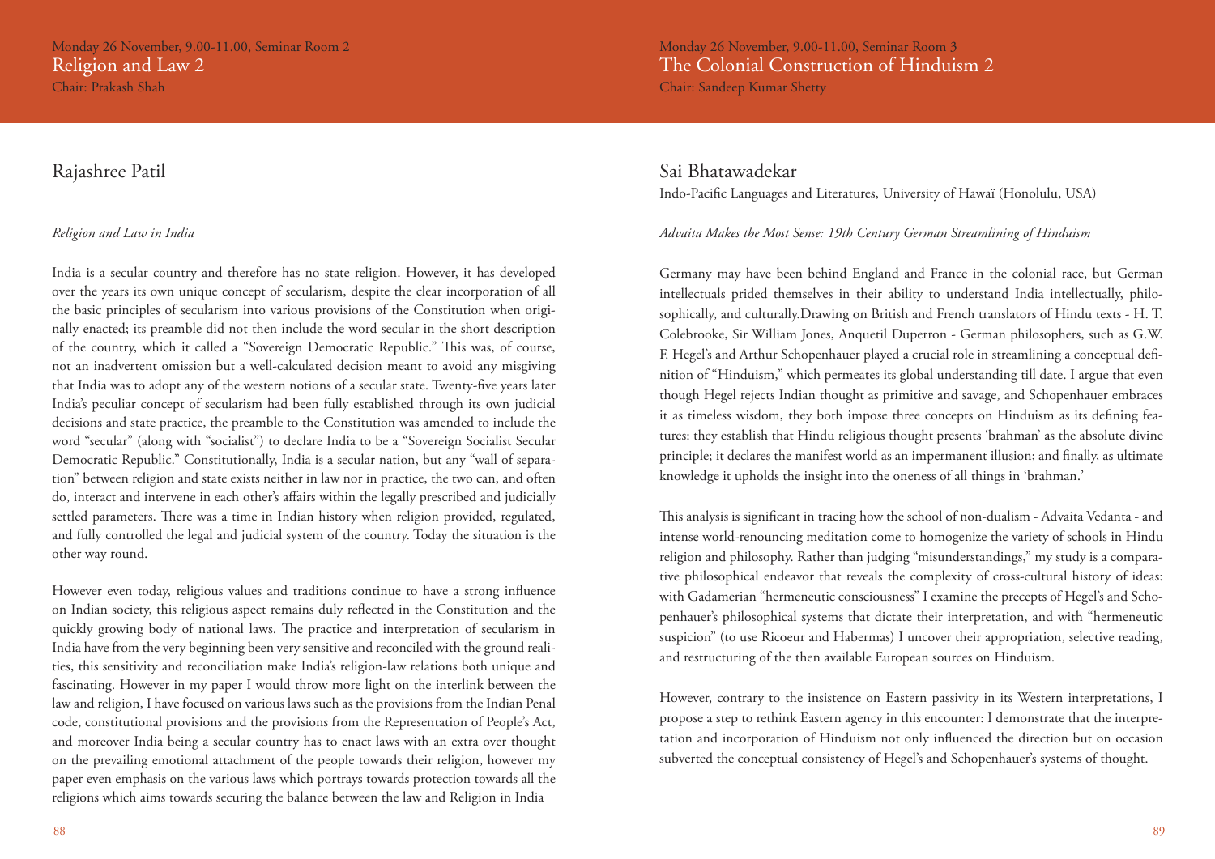Monday 26 November, 9.00-11.00, Seminar Room 2

## Religion and Law 2

Chair: Prakash Shah

### Rajashree Patil

*Religion and Law in India*

India is a secular country and therefore has no state religion. However, it has developed over the years its own unique concept of secularism, despite the clear incorporation of all the basic principles of secularism into various provisions of the Constitution when originally enacted; its preamble did not then include the word secular in the short description of the country, which it called a "Sovereign Democratic Republic." This was, of course, not an inadvertent omission but a well-calculated decision meant to avoid any misgiving that India was to adopt any of the western notions of a secular state. Twenty-five years later India's peculiar concept of secularism had been fully established through its own judicial decisions and state practice, the preamble to the Constitution was amended to include the word "secular" (along with "socialist") to declare India to be a "Sovereign Socialist Secular Democratic Republic." Constitutionally, India is a secular nation, but any "wall of separation" between religion and state exists neither in law nor in practice, the two can, and often do, interact and intervene in each other's affairs within the legally prescribed and judicially settled parameters. There was a time in Indian history when religion provided, regulated, and fully controlled the legal and judicial system of the country. Today the situation is the other way round.

However even today, religious values and traditions continue to have a strong influence on Indian society, this religious aspect remains duly reflected in the Constitution and the quickly growing body of national laws. The practice and interpretation of secularism in India have from the very beginning been very sensitive and reconciled with the ground realities, this sensitivity and reconciliation make India's religion-law relations both unique and fascinating. However in my paper I would throw more light on the interlink between the law and religion, I have focused on various laws such as the provisions from the Indian Penal code, constitutional provisions and the provisions from the Representation of People's Act, and moreover India being a secular country has to enact laws with an extra over thought on the prevailing emotional attachment of the people towards their religion, however my paper even emphasis on the various laws which portrays towards protection towards all the religions which aims towards securing the balance between the law and Religion in India

Monday 26 November, 9.00-11.00, Seminar Room 3

## The Colonial Construction of Hinduism 2

Chair: Sandeep Kumar Shetty

### Sai Bhatawadekar

Indo-Pacific Languages and Literatures, University of Hawaï (Honolulu, USA)

*Advaita Makes the Most Sense: 19th Century German Streamlining of Hinduism*

Germany may have been behind England and France in the colonial race, but German intellectuals prided themselves in their ability to understand India intellectually, philosophically, and culturally.Drawing on British and French translators of Hindu texts - H. T. Colebrooke, Sir William Jones, Anquetil Duperron - German philosophers, such as G.W. F. Hegel's and Arthur Schopenhauer played a crucial role in streamlining a conceptual definition of "Hinduism," which permeates its global understanding till date. I argue that even though Hegel rejects Indian thought as primitive and savage, and Schopenhauer embraces it as timeless wisdom, they both impose three concepts on Hinduism as its defining features: they establish that Hindu religious thought presents 'brahman' as the absolute divine principle; it declares the manifest world as an impermanent illusion; and finally, as ultimate knowledge it upholds the insight into the oneness of all things in 'brahman.'

This analysis is significant in tracing how the school of non-dualism - Advaita Vedanta - and intense world-renouncing meditation come to homogenize the variety of schools in Hindu religion and philosophy. Rather than judging "misunderstandings," my study is a comparative philosophical endeavor that reveals the complexity of cross-cultural history of ideas: with Gadamerian "hermeneutic consciousness" I examine the precepts of Hegel's and Schopenhauer's philosophical systems that dictate their interpretation, and with "hermeneutic suspicion" (to use Ricoeur and Habermas) I uncover their appropriation, selective reading, and restructuring of the then available European sources on Hinduism.

However, contrary to the insistence on Eastern passivity in its Western interpretations, I propose a step to rethink Eastern agency in this encounter: I demonstrate that the interpretation and incorporation of Hinduism not only influenced the direction but on occasion subverted the conceptual consistency of Hegel's and Schopenhauer's systems of thought.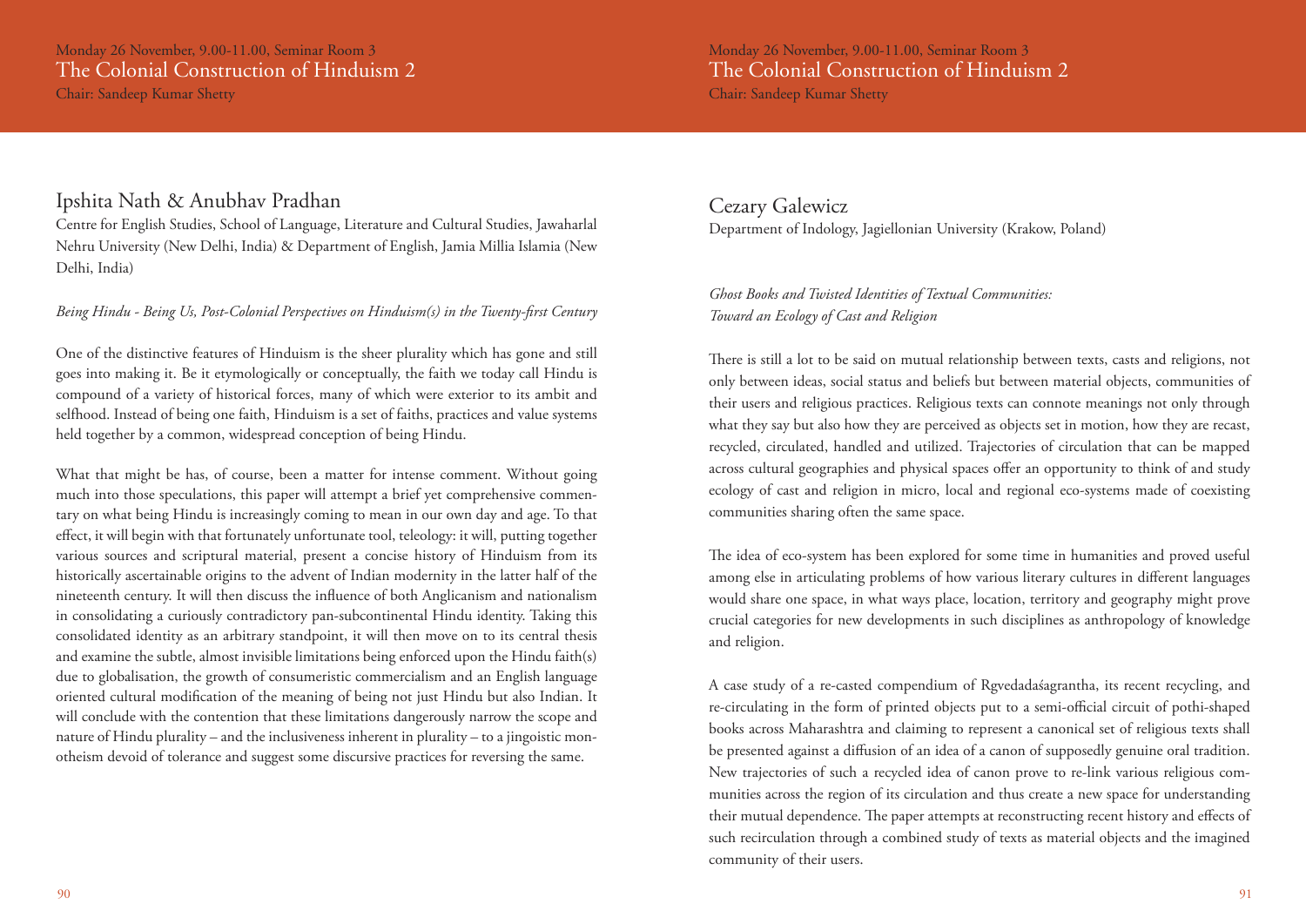Monday 26 November, 9.00-11.00, Seminar Room 3

# The Colonial Construction of Hinduism 2

Chair: Sandeep Kumar Shetty

## Ipshita Nath & Anubhav Pradhan

Centre for English Studies, School of Language, Literature and Cultural Studies, Jawaharlal Nehru University (New Delhi, India) & Department of English, Jamia Millia Islamia (New Delhi, India)

*Being Hindu - Being Us, Post-Colonial Perspectives on Hinduism(s) in the Twenty-first Century*

One of the distinctive features of Hinduism is the sheer plurality which has gone and still goes into making it. Be it etymologically or conceptually, the faith we today call Hindu is compound of a variety of historical forces, many of which were exterior to its ambit and selfhood. Instead of being one faith, Hinduism is a set of faiths, practices and value systems held together by a common, widespread conception of being Hindu.

What that might be has, of course, been a matter for intense comment. Without going much into those speculations, this paper will attempt a brief yet comprehensive commentary on what being Hindu is increasingly coming to mean in our own day and age. To that effect, it will begin with that fortunately unfortunate tool, teleology: it will, putting together various sources and scriptural material, present a concise history of Hinduism from its historically ascertainable origins to the advent of Indian modernity in the latter half of the nineteenth century. It will then discuss the influence of both Anglicanism and nationalism in consolidating a curiously contradictory pan-subcontinental Hindu identity. Taking this consolidated identity as an arbitrary standpoint, it will then move on to its central thesis and examine the subtle, almost invisible limitations being enforced upon the Hindu faith(s) due to globalisation, the growth of consumeristic commercialism and an English language oriented cultural modification of the meaning of being not just Hindu but also Indian. It will conclude with the contention that these limitations dangerously narrow the scope and nature of Hindu plurality – and the inclusiveness inherent in plurality – to a jingoistic monotheism devoid of tolerance and suggest some discursive practices for reversing the same.

## Cezary Galewicz

Department of Indology, Jagiellonian University (Krakow, Poland)

*Ghost Books and Twisted Identities of Textual Communities: Toward an Ecology of Cast and Religion*

There is still a lot to be said on mutual relationship between texts, casts and religions, not only between ideas, social status and beliefs but between material objects, communities of their users and religious practices. Religious texts can connote meanings not only through what they say but also how they are perceived as objects set in motion, how they are recast, recycled, circulated, handled and utilized. Trajectories of circulation that can be mapped across cultural geographies and physical spaces offer an opportunity to think of and study ecology of cast and religion in micro, local and regional eco-systems made of coexisting communities sharing often the same space.

The idea of eco-system has been explored for some time in humanities and proved useful among else in articulating problems of how various literary cultures in different languages would share one space, in what ways place, location, territory and geography might prove crucial categories for new developments in such disciplines as anthropology of knowledge and religion.

A case study of a re-casted compendium of Rgvedadaśagrantha, its recent recycling, and re-circulating in the form of printed objects put to a semi-official circuit of pothi-shaped books across Maharashtra and claiming to represent a canonical set of religious texts shall be presented against a diffusion of an idea of a canon of supposedly genuine oral tradition. New trajectories of such a recycled idea of canon prove to re-link various religious communities across the region of its circulation and thus create a new space for understanding their mutual dependence. The paper attempts at reconstructing recent history and effects of such recirculation through a combined study of texts as material objects and the imagined community of their users.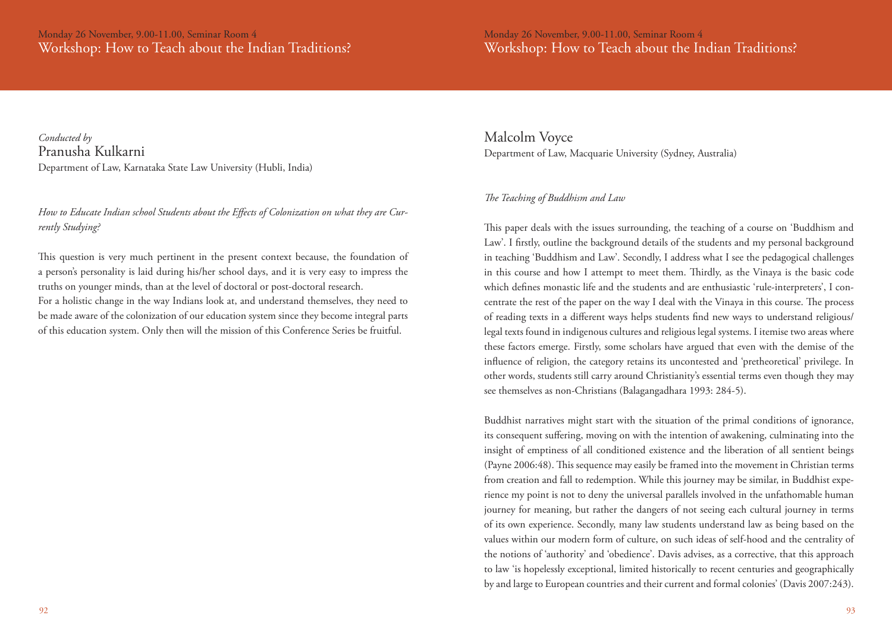Monday 26 November, 9.00-11.00, Seminar Room 4

# Workshop: How to Teach about the Indian Traditions?

*Conducted by*

## Pranusha Kulkarni

Department of Law, Karnataka State Law University (Hubli, India)

*How to Educate Indian school Students about the Effects of Colonization on what they are Currently Studying?*

This question is very much pertinent in the present context because, the foundation of a person's personality is laid during his/her school days, and it is very easy to impress the truths on younger minds, than at the level of doctoral or post-doctoral research.
For a holistic change in the way Indians look at, and understand themselves, they need to be made aware of the colonization of our education system since they become integral parts of this education system. Only then will the mission of this Conference Series be fruitful.

## Malcolm Voyce

Department of Law, Macquarie University (Sydney, Australia)

*The Teaching of Buddhism and Law*

This paper deals with the issues surrounding, the teaching of a course on 'Buddhism and Law'. I firstly, outline the background details of the students and my personal background in teaching 'Buddhism and Law'. Secondly, I address what I see the pedagogical challenges in this course and how I attempt to meet them. Thirdly, as the Vinaya is the basic code which defines monastic life and the students and are enthusiastic 'rule-interpreters', I concentrate the rest of the paper on the way I deal with the Vinaya in this course. The process of reading texts in a different ways helps students find new ways to understand religious/legal texts found in indigenous cultures and religious legal systems. I itemise two areas where these factors emerge. Firstly, some scholars have argued that even with the demise of the influence of religion, the category retains its uncontested and 'pretheoretical' privilege. In other words, students still carry around Christianity's essential terms even though they may see themselves as non-Christians (Balagangadhara 1993: 284-5).

Buddhist narratives might start with the situation of the primal conditions of ignorance, its consequent suffering, moving on with the intention of awakening, culminating into the insight of emptiness of all conditioned existence and the liberation of all sentient beings (Payne 2006:48). This sequence may easily be framed into the movement in Christian terms from creation and fall to redemption. While this journey may be similar, in Buddhist experience my point is not to deny the universal parallels involved in the unfathomable human journey for meaning, but rather the dangers of not seeing each cultural journey in terms of its own experience. Secondly, many law students understand law as being based on the values within our modern form of culture, on such ideas of self-hood and the centrality of the notions of 'authority' and 'obedience'. Davis advises, as a corrective, that this approach to law 'is hopelessly exceptional, limited historically to recent centuries and geographically by and large to European countries and their current and formal colonies' (Davis 2007:243).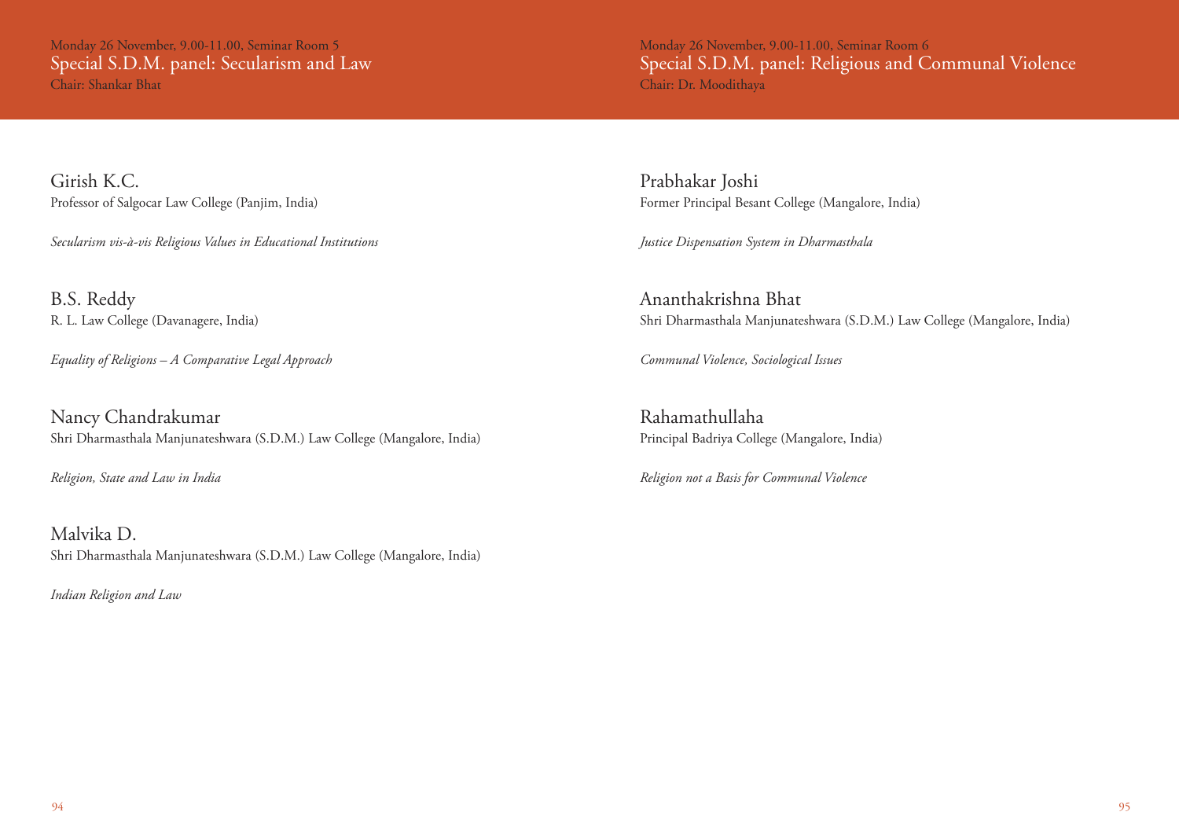Monday 26 November, 9.00-11.00, Seminar Room 5

## Special S.D.M. panel: Secularism and Law

Chair: Shankar Bhat

### Girish K.C.

Professor of Salgocar Law College (Panjim, India)

*Secularism vis-à-vis Religious Values in Educational Institutions*

### B.S. Reddy

R. L. Law College (Davanagere, India)

*Equality of Religions – A Comparative Legal Approach*

### Nancy Chandrakumar

Shri Dharmasthala Manjunateshwara (S.D.M.) Law College (Mangalore, India)

*Religion, State and Law in India*

### Malvika D.

Shri Dharmasthala Manjunateshwara (S.D.M.) Law College (Mangalore, India)

*Indian Religion and Law*

Monday 26 November, 9.00-11.00, Seminar Room 6

## Special S.D.M. panel: Religious and Communal Violence

Chair: Dr. Moodithaya

### Prabhakar Joshi

Former Principal Besant College (Mangalore, India)

*Justice Dispensation System in Dharmasthala*

### Ananthakrishna Bhat

Shri Dharmasthala Manjunateshwara (S.D.M.) Law College (Mangalore, India)

*Communal Violence, Sociological Issues*

### Rahamathullaha

Principal Badriya College (Mangalore, India)

*Religion not a Basis for Communal Violence*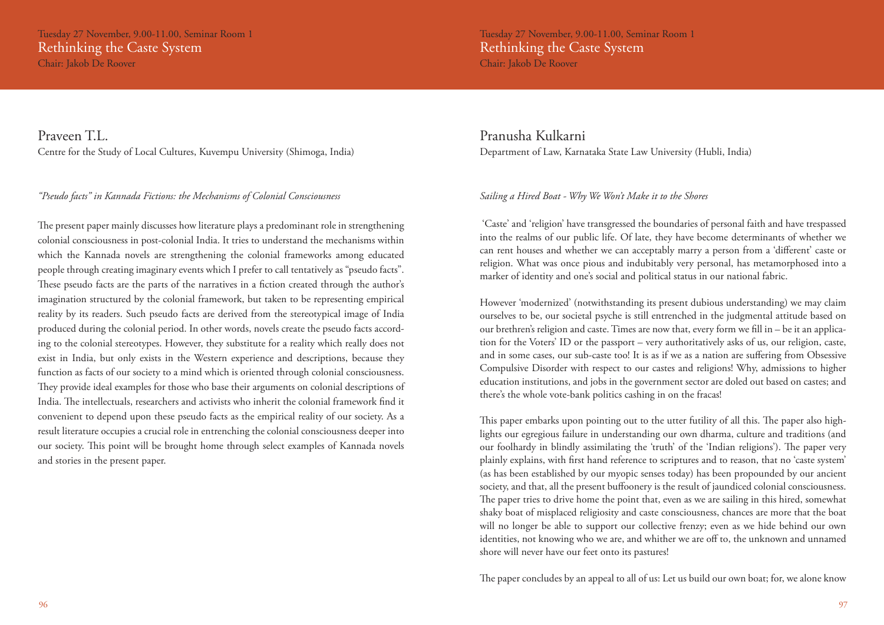Tuesday 27 November, 9.00-11.00, Seminar Room 1

## Rethinking the Caste System

Chair: Jakob De Roover

### Praveen T.L.

Centre for the Study of Local Cultures, Kuvempu University (Shimoga, India)

*"Pseudo facts" in Kannada Fictions: the Mechanisms of Colonial Consciousness*

The present paper mainly discusses how literature plays a predominant role in strengthening colonial consciousness in post-colonial India. It tries to understand the mechanisms within which the Kannada novels are strengthening the colonial frameworks among educated people through creating imaginary events which I prefer to call tentatively as "pseudo facts". These pseudo facts are the parts of the narratives in a fiction created through the author's imagination structured by the colonial framework, but taken to be representing empirical reality by its readers. Such pseudo facts are derived from the stereotypical image of India produced during the colonial period. In other words, novels create the pseudo facts according to the colonial stereotypes. However, they substitute for a reality which really does not exist in India, but only exists in the Western experience and descriptions, because they function as facts of our society to a mind which is oriented through colonial consciousness. They provide ideal examples for those who base their arguments on colonial descriptions of India. The intellectuals, researchers and activists who inherit the colonial framework find it convenient to depend upon these pseudo facts as the empirical reality of our society. As a result literature occupies a crucial role in entrenching the colonial consciousness deeper into our society. This point will be brought home through select examples of Kannada novels and stories in the present paper.

### Pranusha Kulkarni

Department of Law, Karnataka State Law University (Hubli, India)

*Sailing a Hired Boat - Why We Won't Make it to the Shores*

'Caste' and 'religion' have transgressed the boundaries of personal faith and have trespassed into the realms of our public life. Of late, they have become determinants of whether we can rent houses and whether we can acceptably marry a person from a 'different' caste or religion. What was once pious and indubitably very personal, has metamorphosed into a marker of identity and one's social and political status in our national fabric.

However 'modernized' (notwithstanding its present dubious understanding) we may claim ourselves to be, our societal psyche is still entrenched in the judgmental attitude based on our brethren's religion and caste. Times are now that, every form we fill in – be it an application for the Voters' ID or the passport – very authoritatively asks of us, our religion, caste, and in some cases, our sub-caste too! It is as if we as a nation are suffering from Obsessive Compulsive Disorder with respect to our castes and religions! Why, admissions to higher education institutions, and jobs in the government sector are doled out based on castes; and there's the whole vote-bank politics cashing in on the fracas!

This paper embarks upon pointing out to the utter futility of all this. The paper also highlights our egregious failure in understanding our own dharma, culture and traditions (and our foolhardy in blindly assimilating the 'truth' of the 'Indian religions'). The paper very plainly explains, with first hand reference to scriptures and to reason, that no 'caste system' (as has been established by our myopic senses today) has been propounded by our ancient society, and that, all the present buffoonery is the result of jaundiced colonial consciousness. The paper tries to drive home the point that, even as we are sailing in this hired, somewhat shaky boat of misplaced religiosity and caste consciousness, chances are more that the boat will no longer be able to support our collective frenzy; even as we hide behind our own identities, not knowing who we are, and whither we are off to, the unknown and unnamed shore will never have our feet onto its pastures!

The paper concludes by an appeal to all of us: Let us build our own boat; for, we alone know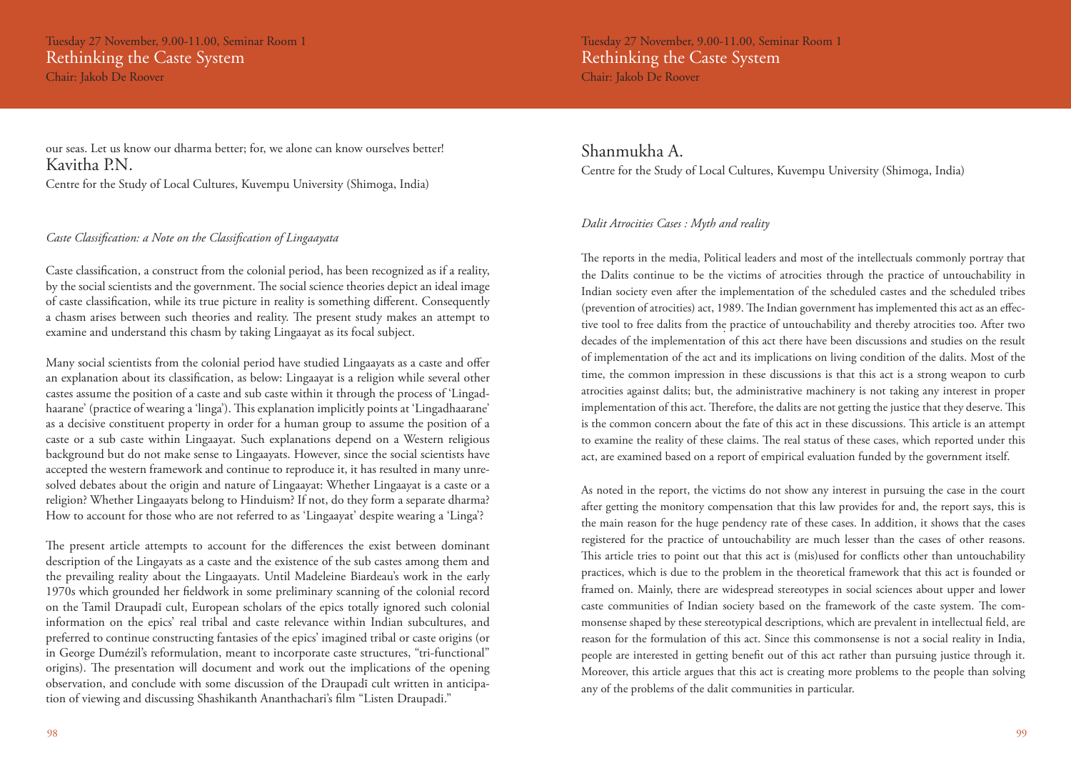our seas. Let us know our dharma better; for, we alone can know ourselves better!

## Kavitha P.N.

Centre for the Study of Local Cultures, Kuvempu University (Shimoga, India)

*Caste Classification: a Note on the Classification of Lingaayata*

Caste classification, a construct from the colonial period, has been recognized as if a reality, by the social scientists and the government. The social science theories depict an ideal image of caste classification, while its true picture in reality is something different. Consequently a chasm arises between such theories and reality. The present study makes an attempt to examine and understand this chasm by taking Lingaayat as its focal subject.

Many social scientists from the colonial period have studied Lingaayats as a caste and offer an explanation about its classification, as below: Lingaayat is a religion while several other castes assume the position of a caste and sub caste within it through the process of 'Lingadhaarane' (practice of wearing a 'linga'). This explanation implicitly points at 'Lingadhaarane' as a decisive constituent property in order for a human group to assume the position of a caste or a sub caste within Lingaayat. Such explanations depend on a Western religious background but do not make sense to Lingaayats. However, since the social scientists have accepted the western framework and continue to reproduce it, it has resulted in many unresolved debates about the origin and nature of Lingaayat: Whether Lingaayat is a caste or a religion? Whether Lingaayats belong to Hinduism? If not, do they form a separate dharma? How to account for those who are not referred to as 'Lingaayat' despite wearing a 'Linga'?

The present article attempts to account for the differences the exist between dominant description of the Lingayats as a caste and the existence of the sub castes among them and the prevailing reality about the Lingaayats. Until Madeleine Biardeau's work in the early 1970s which grounded her fieldwork in some preliminary scanning of the colonial record on the Tamil Draupadī cult, European scholars of the epics totally ignored such colonial information on the epics' real tribal and caste relevance within Indian subcultures, and preferred to continue constructing fantasies of the epics' imagined tribal or caste origins (or in George Dumézil's reformulation, meant to incorporate caste structures, "tri-functional" origins). The presentation will document and work out the implications of the opening observation, and conclude with some discussion of the Draupadī cult written in anticipation of viewing and discussing Shashikanth Ananthachari's film "Listen Draupadi."

## Shanmukha A.

Centre for the Study of Local Cultures, Kuvempu University (Shimoga, India)

*Dalit Atrocities Cases : Myth and reality*

The reports in the media, Political leaders and most of the intellectuals commonly portray that the Dalits continue to be the victims of atrocities through the practice of untouchability in Indian society even after the implementation of the scheduled castes and the scheduled tribes (prevention of atrocities) act, 1989. The Indian government has implemented this act as an effective tool to free dalits from the practice of untouchability and thereby atrocities too. After two decades of the implementation of this act there have been discussions and studies on the result of implementation of the act and its implications on living condition of the dalits. Most of the time, the common impression in these discussions is that this act is a strong weapon to curb atrocities against dalits; but, the administrative machinery is not taking any interest in proper implementation of this act. Therefore, the dalits are not getting the justice that they deserve. This is the common concern about the fate of this act in these discussions. This article is an attempt to examine the reality of these claims. The real status of these cases, which reported under this act, are examined based on a report of empirical evaluation funded by the government itself.

As noted in the report, the victims do not show any interest in pursuing the case in the court after getting the monitory compensation that this law provides for and, the report says, this is the main reason for the huge pendency rate of these cases. In addition, it shows that the cases registered for the practice of untouchability are much lesser than the cases of other reasons. This article tries to point out that this act is (mis)used for conflicts other than untouchability practices, which is due to the problem in the theoretical framework that this act is founded or framed on. Mainly, there are widespread stereotypes in social sciences about upper and lower caste communities of Indian society based on the framework of the caste system. The commonsense shaped by these stereotypical descriptions, which are prevalent in intellectual field, are reason for the formulation of this act. Since this commonsense is not a social reality in India, people are interested in getting benefit out of this act rather than pursuing justice through it. Moreover, this article argues that this act is creating more problems to the people than solving any of the problems of the dalit communities in particular.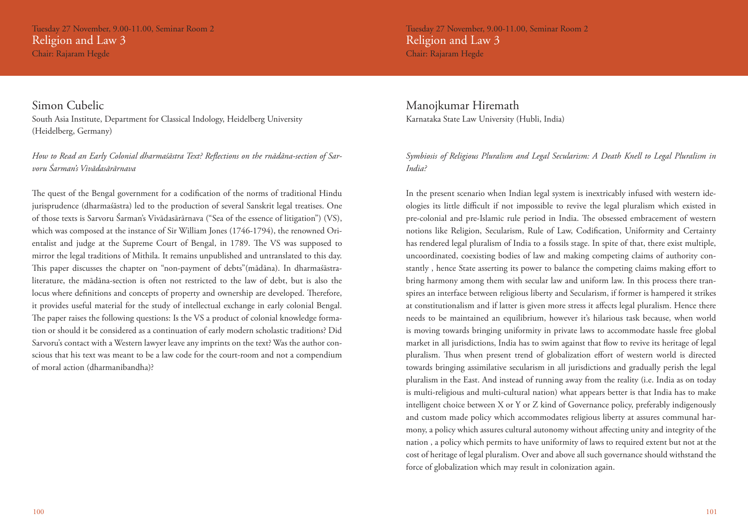Tuesday 27 November, 9.00-11.00, Seminar Room 2

## Religion and Law 3

Chair: Rajaram Hegde

### Simon Cubelic

South Asia Institute, Department for Classical Indology, Heidelberg University (Heidelberg, Germany)

*How to Read an Early Colonial dharmaśāstra Text? Reflections on the rnādāna-section of Sarvoru Śarman's Vivādasārārnava*

The quest of the Bengal government for a codification of the norms of traditional Hindu jurisprudence (dharmaśāstra) led to the production of several Sanskrit legal treatises. One of those texts is Sarvoru Śarman's Vivādasārārnava ("Sea of the essence of litigation") (VS), which was composed at the instance of Sir William Jones (1746-1794), the renowned Orientalist and judge at the Supreme Court of Bengal, in 1789. The VS was supposed to mirror the legal traditions of Mithila. It remains unpublished and untranslated to this day. This paper discusses the chapter on "non-payment of debts"(mādāna). In dharmaśāstra-literature, the mādāna-section is often not restricted to the law of debt, but is also the locus where definitions and concepts of property and ownership are developed. Therefore, it provides useful material for the study of intellectual exchange in early colonial Bengal. The paper raises the following questions: Is the VS a product of colonial knowledge formation or should it be considered as a continuation of early modern scholastic traditions? Did Sarvoru's contact with a Western lawyer leave any imprints on the text? Was the author conscious that his text was meant to be a law code for the court-room and not a compendium of moral action (dharmanibandha)?

### Manojkumar Hiremath

Karnataka State Law University (Hubli, India)

*Symbiosis of Religious Pluralism and Legal Secularism: A Death Knell to Legal Pluralism in India?*

In the present scenario when Indian legal system is inextricably infused with western ideologies its little difficult if not impossible to revive the legal pluralism which existed in pre-colonial and pre-Islamic rule period in India. The obsessed embracement of western notions like Religion, Secularism, Rule of Law, Codification, Uniformity and Certainty has rendered legal pluralism of India to a fossils stage. In spite of that, there exist multiple, uncoordinated, coexisting bodies of law and making competing claims of authority constantly , hence State asserting its power to balance the competing claims making effort to bring harmony among them with secular law and uniform law. In this process there transpires an interface between religious liberty and Secularism, if former is hampered it strikes at constitutionalism and if latter is given more stress it affects legal pluralism. Hence there needs to be maintained an equilibrium, however it's hilarious task because, when world is moving towards bringing uniformity in private laws to accommodate hassle free global market in all jurisdictions, India has to swim against that flow to revive its heritage of legal pluralism. Thus when present trend of globalization effort of western world is directed towards bringing assimilative secularism in all jurisdictions and gradually perish the legal pluralism in the East. And instead of running away from the reality (i.e. India as on today is multi-religious and multi-cultural nation) what appears better is that India has to make intelligent choice between X or Y or Z kind of Governance policy, preferably indigenously and custom made policy which accommodates religious liberty at assures communal harmony, a policy which assures cultural autonomy without affecting unity and integrity of the nation , a policy which permits to have uniformity of laws to required extent but not at the cost of heritage of legal pluralism. Over and above all such governance should withstand the force of globalization which may result in colonization again.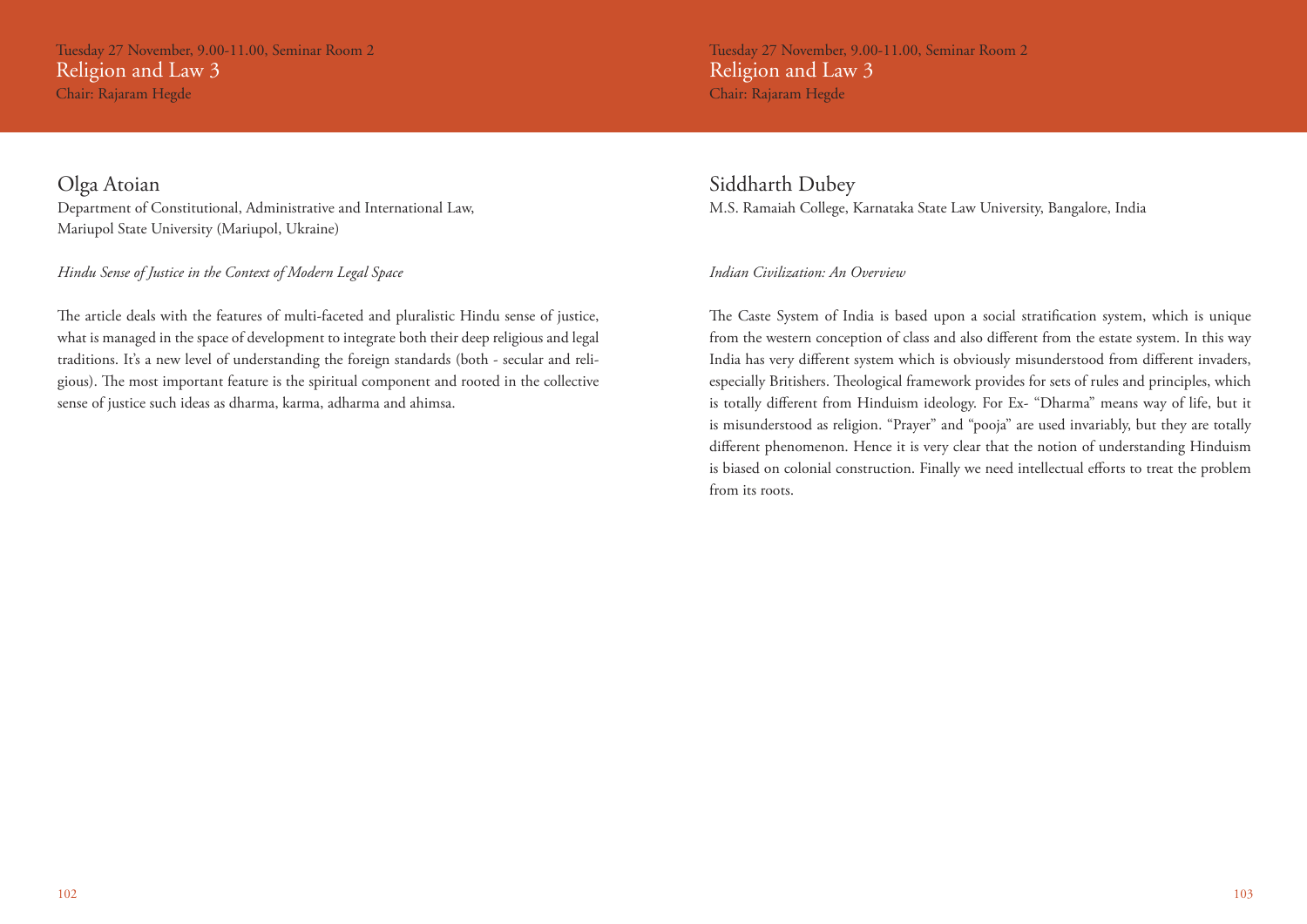Tuesday 27 November, 9.00-11.00, Seminar Room 2

## Religion and Law 3

Chair: Rajaram Hegde

### Olga Atoian

Department of Constitutional, Administrative and International Law, Mariupol State University (Mariupol, Ukraine)

*Hindu Sense of Justice in the Context of Modern Legal Space*

The article deals with the features of multi-faceted and pluralistic Hindu sense of justice, what is managed in the space of development to integrate both their deep religious and legal traditions. It's a new level of understanding the foreign standards (both - secular and religious). The most important feature is the spiritual component and rooted in the collective sense of justice such ideas as dharma, karma, adharma and ahimsa.

### Siddharth Dubey

M.S. Ramaiah College, Karnataka State Law University, Bangalore, India

*Indian Civilization: An Overview*

The Caste System of India is based upon a social stratification system, which is unique from the western conception of class and also different from the estate system. In this way India has very different system which is obviously misunderstood from different invaders, especially Britishers. Theological framework provides for sets of rules and principles, which is totally different from Hinduism ideology. For Ex- "Dharma" means way of life, but it is misunderstood as religion. "Prayer" and "pooja" are used invariably, but they are totally different phenomenon. Hence it is very clear that the notion of understanding Hinduism is biased on colonial construction. Finally we need intellectual efforts to treat the problem from its roots.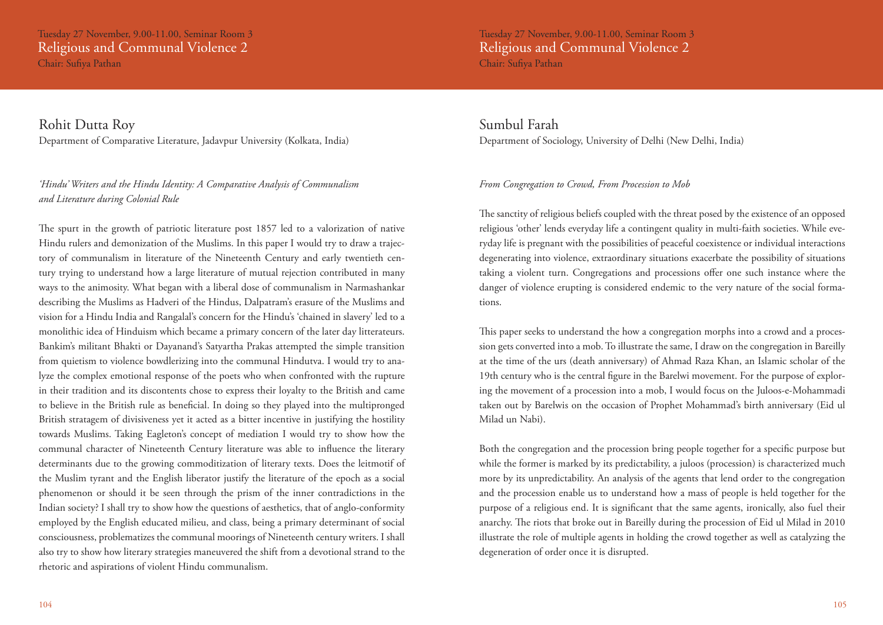Tuesday 27 November, 9.00-11.00, Seminar Room 3

## Religious and Communal Violence 2

Chair: Sufiya Pathan

### Rohit Dutta Roy

Department of Comparative Literature, Jadavpur University (Kolkata, India)

*'Hindu' Writers and the Hindu Identity: A Comparative Analysis of Communalism and Literature during Colonial Rule*

The spurt in the growth of patriotic literature post 1857 led to a valorization of native Hindu rulers and demonization of the Muslims. In this paper I would try to draw a trajectory of communalism in literature of the Nineteenth Century and early twentieth century trying to understand how a large literature of mutual rejection contributed in many ways to the animosity. What began with a liberal dose of communalism in Narmashankar describing the Muslims as Hadveri of the Hindus, Dalpatram's erasure of the Muslims and vision for a Hindu India and Rangalal's concern for the Hindu's 'chained in slavery' led to a monolithic idea of Hinduism which became a primary concern of the later day litterateurs. Bankim's militant Bhakti or Dayanand's Satyartha Prakas attempted the simple transition from quietism to violence bowdlerizing into the communal Hindutva. I would try to analyze the complex emotional response of the poets who when confronted with the rupture in their tradition and its discontents chose to express their loyalty to the British and came to believe in the British rule as beneficial. In doing so they played into the multipronged British stratagem of divisiveness yet it acted as a bitter incentive in justifying the hostility towards Muslims. Taking Eagleton's concept of mediation I would try to show how the communal character of Nineteenth Century literature was able to influence the literary determinants due to the growing commoditization of literary texts. Does the leitmotif of the Muslim tyrant and the English liberator justify the literature of the epoch as a social phenomenon or should it be seen through the prism of the inner contradictions in the Indian society? I shall try to show how the questions of aesthetics, that of anglo-conformity employed by the English educated milieu, and class, being a primary determinant of social consciousness, problematizes the communal moorings of Nineteenth century writers. I shall also try to show how literary strategies maneuvered the shift from a devotional strand to the rhetoric and aspirations of violent Hindu communalism.

### Sumbul Farah

Department of Sociology, University of Delhi (New Delhi, India)

*From Congregation to Crowd, From Procession to Mob*

The sanctity of religious beliefs coupled with the threat posed by the existence of an opposed religious 'other' lends everyday life a contingent quality in multi-faith societies. While everyday life is pregnant with the possibilities of peaceful coexistence or individual interactions degenerating into violence, extraordinary situations exacerbate the possibility of situations taking a violent turn. Congregations and processions offer one such instance where the danger of violence erupting is considered endemic to the very nature of the social formations.

This paper seeks to understand the how a congregation morphs into a crowd and a procession gets converted into a mob. To illustrate the same, I draw on the congregation in Bareilly at the time of the urs (death anniversary) of Ahmad Raza Khan, an Islamic scholar of the 19th century who is the central figure in the Barelwi movement. For the purpose of exploring the movement of a procession into a mob, I would focus on the Juloos-e-Mohammadi taken out by Barelwis on the occasion of Prophet Mohammad's birth anniversary (Eid ul Milad un Nabi).

Both the congregation and the procession bring people together for a specific purpose but while the former is marked by its predictability, a juloos (procession) is characterized much more by its unpredictability. An analysis of the agents that lend order to the congregation and the procession enable us to understand how a mass of people is held together for the purpose of a religious end. It is significant that the same agents, ironically, also fuel their anarchy. The riots that broke out in Bareilly during the procession of Eid ul Milad in 2010 illustrate the role of multiple agents in holding the crowd together as well as catalyzing the degeneration of order once it is disrupted.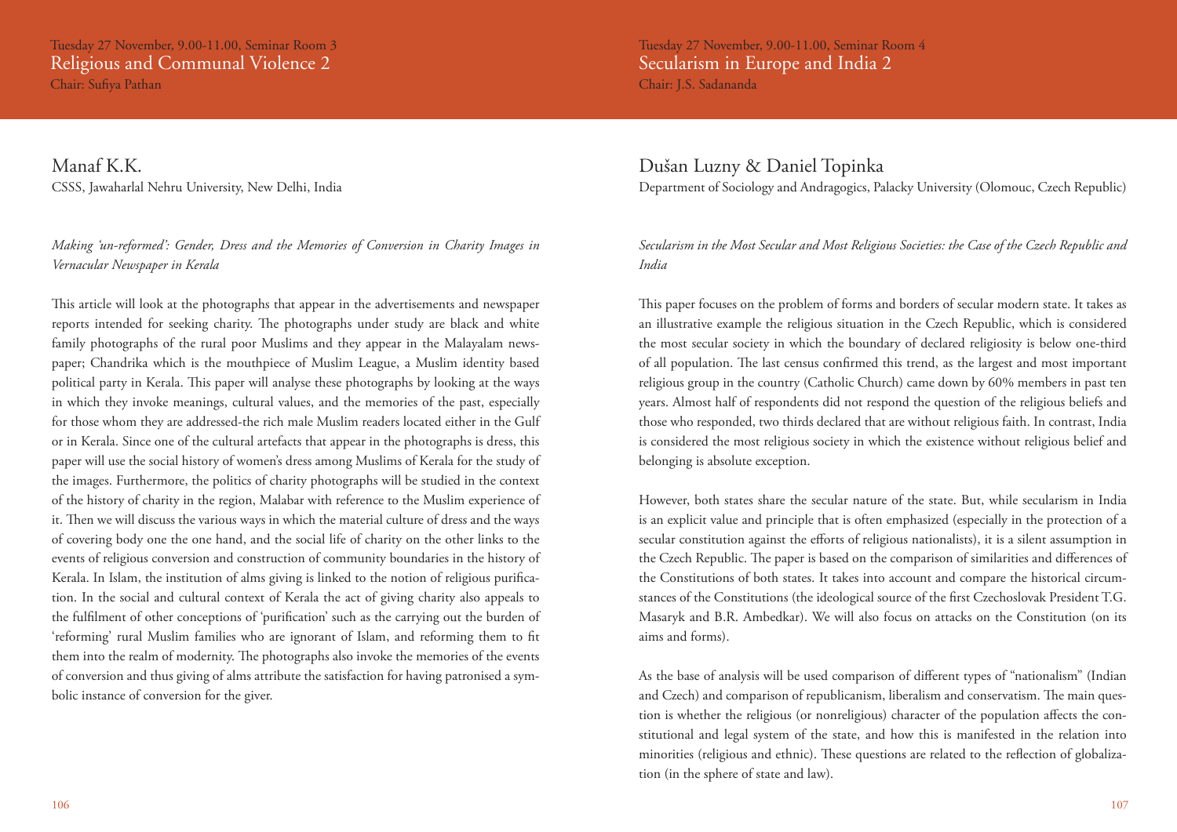Tuesday 27 November, 9.00-11.00, Seminar Room 3

## Religious and Communal Violence 2

Chair: Sufiya Pathan

### Manaf K.K.

CSSS, Jawaharlal Nehru University, New Delhi, India

*Making 'un-reformed': Gender, Dress and the Memories of Conversion in Charity Images in Vernacular Newspaper in Kerala*

This article will look at the photographs that appear in the advertisements and newspaper reports intended for seeking charity. The photographs under study are black and white family photographs of the rural poor Muslims and they appear in the Malayalam newspaper; Chandrika which is the mouthpiece of Muslim League, a Muslim identity based political party in Kerala. This paper will analyse these photographs by looking at the ways in which they invoke meanings, cultural values, and the memories of the past, especially for those whom they are addressed-the rich male Muslim readers located either in the Gulf or in Kerala. Since one of the cultural artefacts that appear in the photographs is dress, this paper will use the social history of women's dress among Muslims of Kerala for the study of the images. Furthermore, the politics of charity photographs will be studied in the context of the history of charity in the region, Malabar with reference to the Muslim experience of it. Then we will discuss the various ways in which the material culture of dress and the ways of covering body one the one hand, and the social life of charity on the other links to the events of religious conversion and construction of community boundaries in the history of Kerala. In Islam, the institution of alms giving is linked to the notion of religious purification. In the social and cultural context of Kerala the act of giving charity also appeals to the fulfilment of other conceptions of 'purification' such as the carrying out the burden of 'reforming' rural Muslim families who are ignorant of Islam, and reforming them to fit them into the realm of modernity. The photographs also invoke the memories of the events of conversion and thus giving of alms attribute the satisfaction for having patronised a symbolic instance of conversion for the giver.

Tuesday 27 November, 9.00-11.00, Seminar Room 4

## Secularism in Europe and India 2

Chair: J.S. Sadananda

### Dušan Luzny & Daniel Topinka

Department of Sociology and Andragogics, Palacky University (Olomouc, Czech Republic)

*Secularism in the Most Secular and Most Religious Societies: the Case of the Czech Republic and India*

This paper focuses on the problem of forms and borders of secular modern state. It takes as an illustrative example the religious situation in the Czech Republic, which is considered the most secular society in which the boundary of declared religiosity is below one-third of all population. The last census confirmed this trend, as the largest and most important religious group in the country (Catholic Church) came down by 60% members in past ten years. Almost half of respondents did not respond the question of the religious beliefs and those who responded, two thirds declared that are without religious faith. In contrast, India is considered the most religious society in which the existence without religious belief and belonging is absolute exception.

However, both states share the secular nature of the state. But, while secularism in India is an explicit value and principle that is often emphasized (especially in the protection of a secular constitution against the efforts of religious nationalists), it is a silent assumption in the Czech Republic. The paper is based on the comparison of similarities and differences of the Constitutions of both states. It takes into account and compare the historical circumstances of the Constitutions (the ideological source of the first Czechoslovak President T.G. Masaryk and B.R. Ambedkar). We will also focus on attacks on the Constitution (on its aims and forms).

As the base of analysis will be used comparison of different types of "nationalism" (Indian and Czech) and comparison of republicanism, liberalism and conservatism. The main question is whether the religious (or nonreligious) character of the population affects the constitutional and legal system of the state, and how this is manifested in the relation into minorities (religious and ethnic). These questions are related to the reflection of globalization (in the sphere of state and law).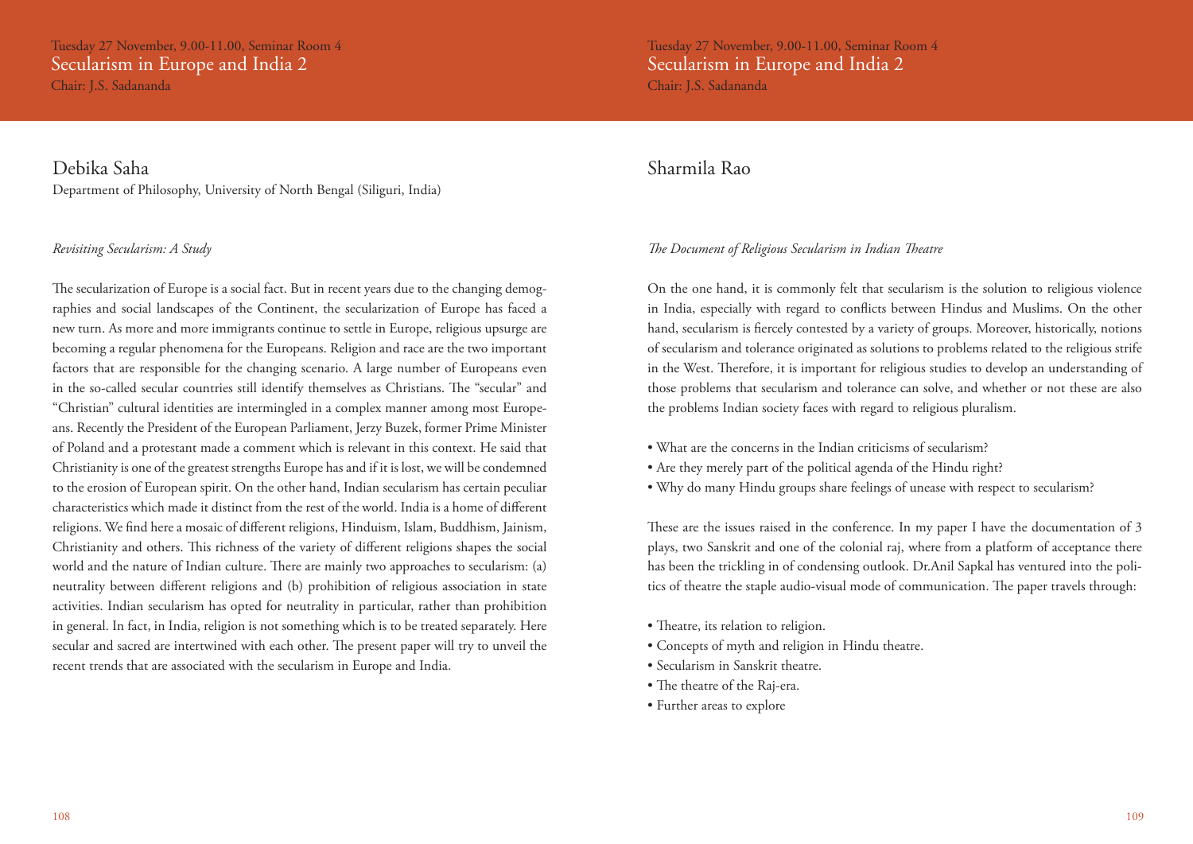Tuesday 27 November, 9.00-11.00, Seminar Room 4

## Secularism in Europe and India 2

Chair: J.S. Sadananda

### Debika Saha

Department of Philosophy, University of North Bengal (Siliguri, India)

*Revisiting Secularism: A Study*

The secularization of Europe is a social fact. But in recent years due to the changing demographies and social landscapes of the Continent, the secularization of Europe has faced a new turn. As more and more immigrants continue to settle in Europe, religious upsurge are becoming a regular phenomena for the Europeans. Religion and race are the two important factors that are responsible for the changing scenario. A large number of Europeans even in the so-called secular countries still identify themselves as Christians. The "secular" and "Christian" cultural identities are intermingled in a complex manner among most Europeans. Recently the President of the European Parliament, Jerzy Buzek, former Prime Minister of Poland and a protestant made a comment which is relevant in this context. He said that Christianity is one of the greatest strengths Europe has and if it is lost, we will be condemned to the erosion of European spirit. On the other hand, Indian secularism has certain peculiar characteristics which made it distinct from the rest of the world. India is a home of different religions. We find here a mosaic of different religions, Hinduism, Islam, Buddhism, Jainism, Christianity and others. This richness of the variety of different religions shapes the social world and the nature of Indian culture. There are mainly two approaches to secularism: (a) neutrality between different religions and (b) prohibition of religious association in state activities. Indian secularism has opted for neutrality in particular, rather than prohibition in general. In fact, in India, religion is not something which is to be treated separately. Here secular and sacred are intertwined with each other. The present paper will try to unveil the recent trends that are associated with the secularism in Europe and India.

### Sharmila Rao

*The Document of Religious Secularism in Indian Theatre*

On the one hand, it is commonly felt that secularism is the solution to religious violence in India, especially with regard to conflicts between Hindus and Muslims. On the other hand, secularism is fiercely contested by a variety of groups. Moreover, historically, notions of secularism and tolerance originated as solutions to problems related to the religious strife in the West. Therefore, it is important for religious studies to develop an understanding of those problems that secularism and tolerance can solve, and whether or not these are also the problems Indian society faces with regard to religious pluralism.

- What are the concerns in the Indian criticisms of secularism?
- Are they merely part of the political agenda of the Hindu right?
- Why do many Hindu groups share feelings of unease with respect to secularism?

These are the issues raised in the conference. In my paper I have the documentation of 3 plays, two Sanskrit and one of the colonial raj, where from a platform of acceptance there has been the trickling in of condensing outlook. Dr.Anil Sapkal has ventured into the politics of theatre the staple audio-visual mode of communication. The paper travels through:

- Theatre, its relation to religion.
- Concepts of myth and religion in Hindu theatre.
- Secularism in Sanskrit theatre.
- The theatre of the Raj-era.
- Further areas to explore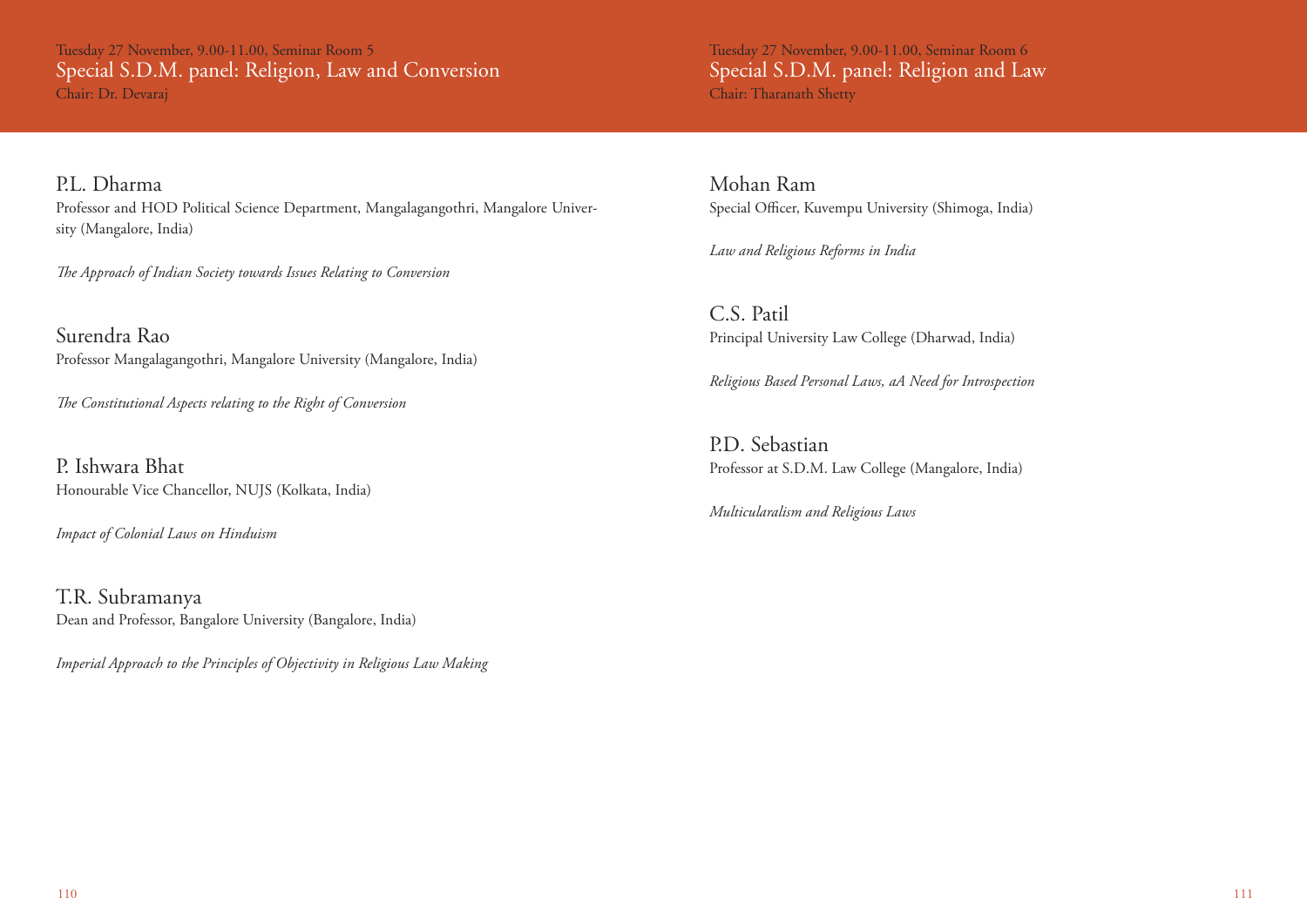Tuesday 27 November, 9.00-11.00, Seminar Room 5

## Special S.D.M. panel: Religion, Law and Conversion

Chair: Dr. Devaraj

### P.L. Dharma

Professor and HOD Political Science Department, Mangalagangothri, Mangalore University (Mangalore, India)

*The Approach of Indian Society towards Issues Relating to Conversion*

### Surendra Rao

Professor Mangalagangothri, Mangalore University (Mangalore, India)

*The Constitutional Aspects relating to the Right of Conversion*

### P. Ishwara Bhat

Honourable Vice Chancellor, NUJS (Kolkata, India)

*Impact of Colonial Laws on Hinduism*

### T.R. Subramanya

Dean and Professor, Bangalore University (Bangalore, India)

*Imperial Approach to the Principles of Objectivity in Religious Law Making*

Tuesday 27 November, 9.00-11.00, Seminar Room 6

## Special S.D.M. panel: Religion and Law

Chair: Tharanath Shetty

### Mohan Ram

Special Officer, Kuvempu University (Shimoga, India)

*Law and Religious Reforms in India*

### C.S. Patil

Principal University Law College (Dharwad, India)

*Religious Based Personal Laws, aA Need for Introspection*

### P.D. Sebastian

Professor at S.D.M. Law College (Mangalore, India)

*Multicularalism and Religious Laws*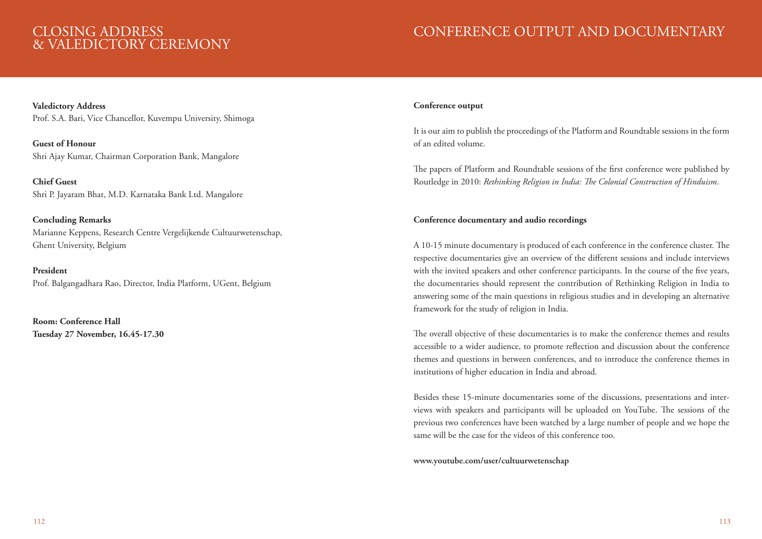# CLOSING ADDRESS & VALEDICTORY CEREMONY

**Valedictory Address**
Prof. S.A. Bari, Vice Chancellor, Kuvempu University, Shimoga

**Guest of Honour**
Shri Ajay Kumar, Chairman Corporation Bank, Mangalore

**Chief Guest**
Shri P. Jayaram Bhat, M.D. Karnataka Bank Ltd. Mangalore

**Concluding Remarks**
Marianne Keppens, Research Centre Vergelijkende Cultuurwetenschap, Ghent University, Belgium

**President**
Prof. Balgangadhara Rao, Director, India Platform, UGent, Belgium

**Room: Conference Hall**
**Tuesday 27 November, 16.45-17.30**

# CONFERENCE OUTPUT AND DOCUMENTARY

**Conference output**

It is our aim to publish the proceedings of the Platform and Roundtable sessions in the form of an edited volume.

The papers of Platform and Roundtable sessions of the first conference were published by Routledge in 2010: *Rethinking Religion in India: The Colonial Construction of Hinduism*.

**Conference documentary and audio recordings**

A 10-15 minute documentary is produced of each conference in the conference cluster. The respective documentaries give an overview of the different sessions and include interviews with the invited speakers and other conference participants. In the course of the five years, the documentaries should represent the contribution of Rethinking Religion in India to answering some of the main questions in religious studies and in developing an alternative framework for the study of religion in India.

The overall objective of these documentaries is to make the conference themes and results accessible to a wider audience, to promote reflection and discussion about the conference themes and questions in between conferences, and to introduce the conference themes in institutions of higher education in India and abroad.

Besides these 15-minute documentaries some of the discussions, presentations and interviews with speakers and participants will be uploaded on YouTube. The sessions of the previous two conferences have been watched by a large number of people and we hope the same will be the case for the videos of this conference too.

**www.youtube.com/user/cultuurwetenschap**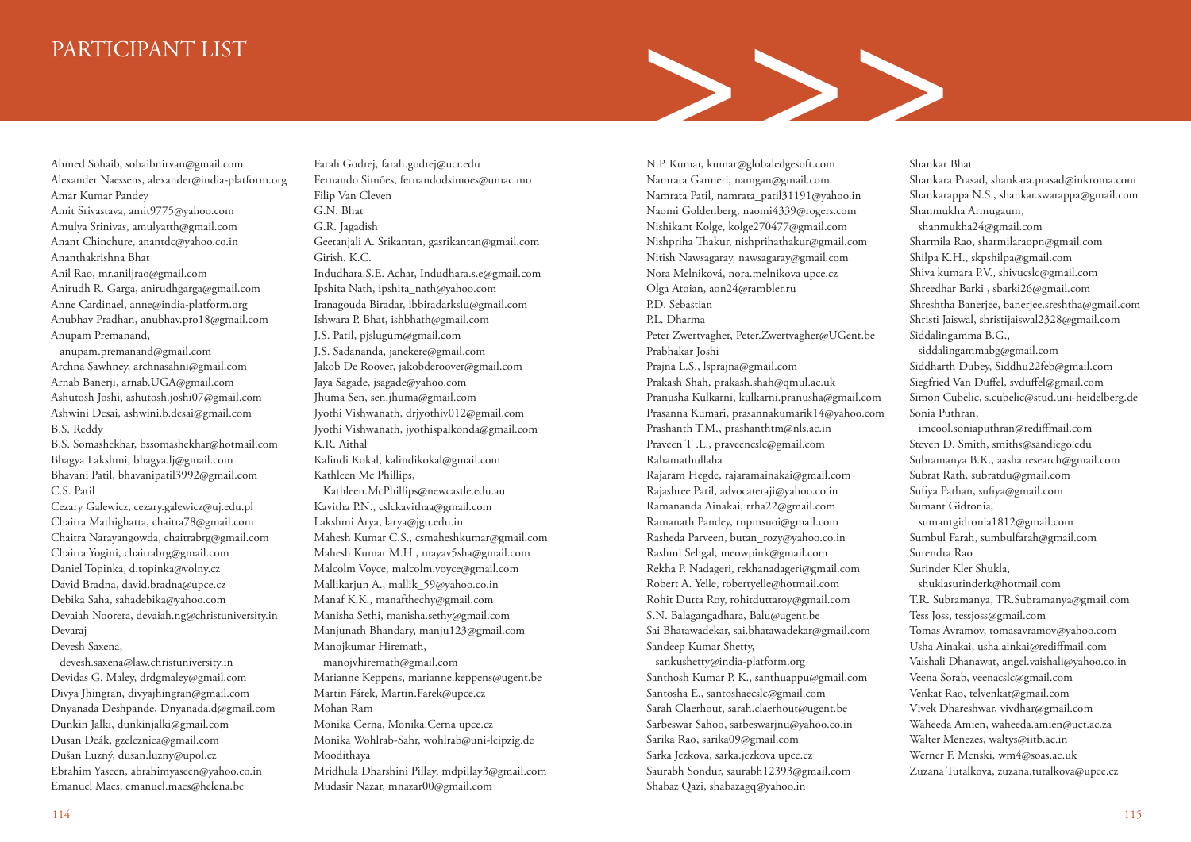# PARTICIPANT LIST

Ahmed Sohaib, sohaibnirvan@gmail.com
Alexander Naessens, alexander@india-platform.org
Amar Kumar Pandey
Amit Srivastava, amit9775@yahoo.com
Amulya Srinivas, amulyatth@gmail.com
Anant Chinchure, anantdc@yahoo.co.in
Ananthakrishna Bhat
Anil Rao, mr.aniljrao@gmail.com
Anirudh R. Garga, anirudhgarga@gmail.com
Anne Cardinael, anne@india-platform.org
Anubhav Pradhan, anubhav.pro18@gmail.com
Anupam Premanand, anupam.premanand@gmail.com
Archna Sawhney, archnasahni@gmail.com
Arnab Banerji, arnab.UGA@gmail.com
Ashutosh Joshi, ashutosh.joshi07@gmail.com
Ashwini Desai, ashwini.b.desai@gmail.com
B.S. Reddy
B.S. Somashekhar, bssomashekhar@hotmail.com
Bhagya Lakshmi, bhagya.lj@gmail.com
Bhavani Patil, bhavanipatil3992@gmail.com
C.S. Patil
Cezary Galewicz, cezary.galewicz@uj.edu.pl
Chaitra Mathighatta, chaitra78@gmail.com
Chaitra Narayangowda, chaitrabrg@gmail.com
Chaitra Yogini, chaitrabrg@gmail.com
Daniel Topinka, d.topinka@volny.cz
David Bradna, david.bradna@upce.cz
Debika Saha, sahadebika@yahoo.com
Devaiah Noorera, devaiah.ng@christuniversity.in
Devaraj
Devesh Saxena, devesh.saxena@law.christuniversity.in
Devidas G. Maley, drdgmaley@gmail.com
Divya Jhingran, divyajhingran@gmail.com
Dnyanada Deshpande, Dnyanada.d@gmail.com
Dunkin Jalki, dunkinjalki@gmail.com
Dusan Deák, gzeleznica@gmail.com
Dušan Luzný, dusan.luzny@upol.cz
Ebrahim Yaseen, abrahimyaseen@yahoo.co.in
Emanuel Maes, emanuel.maes@helena.be
Farah Godrej, farah.godrej@ucr.edu
Fernando Simões, fernandodsimoes@umac.mo
Filip Van Cleven
G.N. Bhat
G.R. Jagadish
Geetanjali A. Srikantan, gasrikantan@gmail.com
Girish. K.C.
Indudhara.S.E. Achar, Indudhara.s.e@gmail.com
Ipshita Nath, ipshita_nath@yahoo.com
Iranagouda Biradar, ibbiradarkslu@gmail.com
Ishwara P. Bhat, ishbhath@gmail.com
J.S. Patil, pjslugum@gmail.com
J.S. Sadananda, janekere@gmail.com
Jakob De Roover, jakobderoover@gmail.com
Jaya Sagade, jsagade@yahoo.com
Jhuma Sen, sen.jhuma@gmail.com
Jyothi Vishwanath, drjyothiv012@gmail.com
Jyothi Vishwanath, jyothispalkonda@gmail.com
K.R. Aithal
Kalindi Kokal, kalindikokal@gmail.com
Kathleen Mc Phillips, Kathleen.McPhillips@newcastle.edu.au
Kavitha P.N., cslckavithaa@gmail.com
Lakshmi Arya, larya@jgu.edu.in
Mahesh Kumar C.S., csmaheshkumar@gmail.com
Mahesh Kumar M.H., mayav5sha@gmail.com
Malcolm Voyce, malcolm.voyce@gmail.com
Mallikarjun A., mallik_59@yahoo.co.in
Manaf K.K., manafthechy@gmail.com
Manisha Sethi, manisha.sethy@gmail.com
Manjunath Bhandary, manju123@gmail.com
Manojkumar Hiremath, manojvhiremath@gmail.com
Marianne Keppens, marianne.keppens@ugent.be
Martin Fárek, Martin.Farek@upce.cz
Mohan Ram
Monika Cerna, Monika.Cerna upce.cz
Monika Wohlrab-Sahr, wohlrab@uni-leipzig.de
Moodithaya
Mridhula Dharshini Pillay, mdpillay3@gmail.com
Mudasir Nazar, mnazar00@gmail.com
N.P. Kumar, kumar@globaledgesoft.com
Namrata Ganneri, namgan@gmail.com
Namrata Patil, namrata_patil31191@yahoo.in
Naomi Goldenberg, naomi4339@rogers.com
Nishikant Kolge, kolge270477@gmail.com
Nishpriha Thakur, nishprihathakur@gmail.com
Nitish Nawsagaray, nawsagaray@gmail.com
Nora Melniková, nora.melnikova upce.cz
Olga Atoian, aon24@rambler.ru
P.D. Sebastian
P.L. Dharma
Peter Zwertvagher, Peter.Zwertvagher@UGent.be
Prabhakar Joshi
Prajna L.S., lsprajna@gmail.com
Prakash Shah, prakash.shah@qmul.ac.uk
Pranusha Kulkarni, kulkarni.pranusha@gmail.com
Prasanna Kumari, prasannakumarik14@yahoo.com
Prashanth T.M., prashanthtm@nls.ac.in
Praveen T .L., praveencslc@gmail.com
Rahamathullaha
Rajaram Hegde, rajaramainakai@gmail.com
Rajashree Patil, advocateraji@yahoo.co.in
Ramananda Ainakai, rrha22@gmail.com
Ramanath Pandey, rnpmsuoi@gmail.com
Rasheda Parveen, butan_rozy@yahoo.co.in
Rashmi Sehgal, meowpink@gmail.com
Rekha P. Nadageri, rekhanadageri@gmail.com
Robert A. Yelle, robertyelle@hotmail.com
Rohit Dutta Roy, rohitduttaroy@gmail.com
S.N. Balagangadhara, Balu@ugent.be
Sai Bhatawadekar, sai.bhatawadekar@gmail.com
Sandeep Kumar Shetty, sankushetty@india-platform.org
Santhosh Kumar P. K., santhuappu@gmail.com
Santosha E., santoshaecslc@gmail.com
Sarah Claerhout, sarah.claerhout@ugent.be
Sarbeswar Sahoo, sarbeswarjnu@yahoo.co.in
Sarika Rao, sarika09@gmail.com
Sarka Jezkova, sarka.jezkova upce.cz
Saurabh Sondur, saurabh12393@gmail.com
Shabaz Qazi, shabazagq@yahoo.in
Shankar Bhat
Shankara Prasad, shankara.prasad@inkroma.com
Shankarappa N.S., shankar.swarappa@gmail.com
Shanmukha Armugaum, shanmukha24@gmail.com
Sharmila Rao, sharmilaraopn@gmail.com
Shilpa K.H., skpshilpa@gmail.com
Shiva kumara P.V., shivucslc@gmail.com
Shreedhar Barki , sbarki26@gmail.com
Shreshtha Banerjee, banerjee.sreshtha@gmail.com
Shristi Jaiswal, shristijaiswal2328@gmail.com
Siddalingamma B.G., siddalingammabg@gmail.com
Siddharth Dubey, Siddhu22feb@gmail.com
Siegfried Van Duffel, svduffel@gmail.com
Simon Cubelic, s.cubelic@stud.uni-heidelberg.de
Sonia Puthran, imcool.soniaputhran@rediffmail.com
Steven D. Smith, smiths@sandiego.edu
Subramanya B.K., aasha.research@gmail.com
Subrat Rath, subratdu@gmail.com
Sufiya Pathan, sufiya@gmail.com
Sumant Gidronia, sumantgidronia1812@gmail.com
Sumbul Farah, sumbulfarah@gmail.com
Surendra Rao
Surinder Kler Shukla, shuklasurinderk@hotmail.com
T.R. Subramanya, TR.Subramanya@gmail.com
Tess Joss, tessjoss@gmail.com
Tomas Avramov, tomasavramov@yahoo.com
Usha Ainakai, usha.ainkai@rediffmail.com
Vaishali Dhanawat, angel.vaishali@yahoo.co.in
Veena Sorab, veenacslc@gmail.com
Venkat Rao, telvenkat@gmail.com
Vivek Dhareshwar, vivdhar@gmail.com
Waheeda Amien, waheeda.amien@uct.ac.za
Walter Menezes, waltys@iitb.ac.in
Werner F. Menski, wm4@soas.ac.uk
Zuzana Tutalkova, zuzana.tutalkova@upce.cz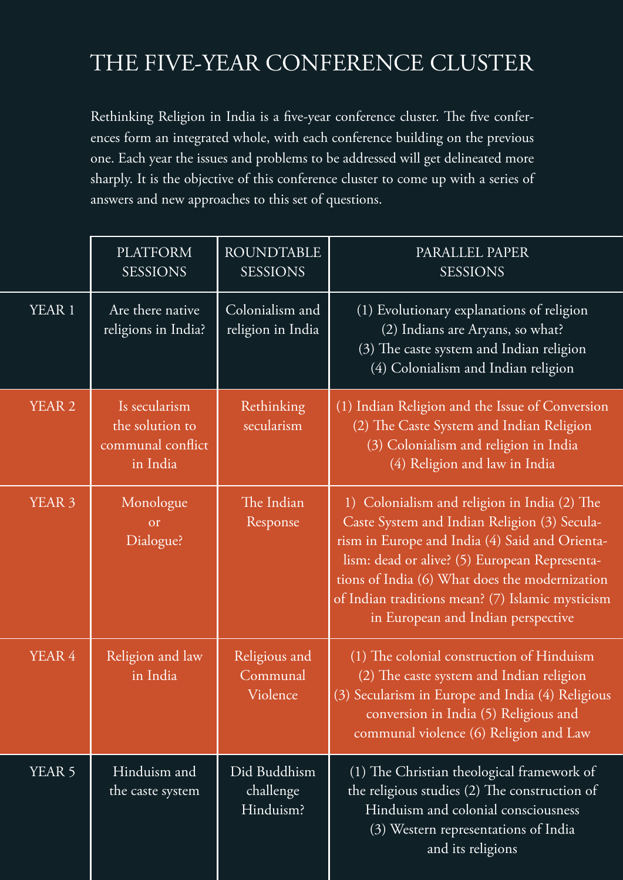# THE FIVE-YEAR CONFERENCE CLUSTER

Rethinking Religion in India is a five-year conference cluster. The five conferences form an integrated whole, with each conference building on the previous one. Each year the issues and problems to be addressed will get delineated more sharply. It is the objective of this conference cluster to come up with a series of answers and new approaches to this set of questions.

| | PLATFORM SESSIONS | ROUNDTABLE SESSIONS | PARALLEL PAPER SESSIONS |
|---|---|---|---|
| YEAR 1 | Are there native religions in India? | Colonialism and religion in India | (1) Evolutionary explanations of religion (2) Indians are Aryans, so what? (3) The caste system and Indian religion (4) Colonialism and Indian religion |
| YEAR 2 | Is secularism the solution to communal conflict in India | Rethinking secularism | (1) Indian Religion and the Issue of Conversion (2) The Caste System and Indian Religion (3) Colonialism and religion in India (4) Religion and law in India |
| YEAR 3 | Monologue or Dialogue? | The Indian Response | 1) Colonialism and religion in India (2) The Caste System and Indian Religion (3) Secularism in Europe and India (4) Said and Orientalism: dead or alive? (5) European Representations of India (6) What does the modernization of Indian traditions mean? (7) Islamic mysticism in European and Indian perspective |
| YEAR 4 | Religion and law in India | Religious and Communal Violence | (1) The colonial construction of Hinduism (2) The caste system and Indian religion (3) Secularism in Europe and India (4) Religious conversion in India (5) Religious and communal violence (6) Religion and Law |
| YEAR 5 | Hinduism and the caste system | Did Buddhism challenge Hinduism? | (1) The Christian theological framework of the religious studies (2) The construction of Hinduism and colonial consciousness (3) Western representations of India and its religions |